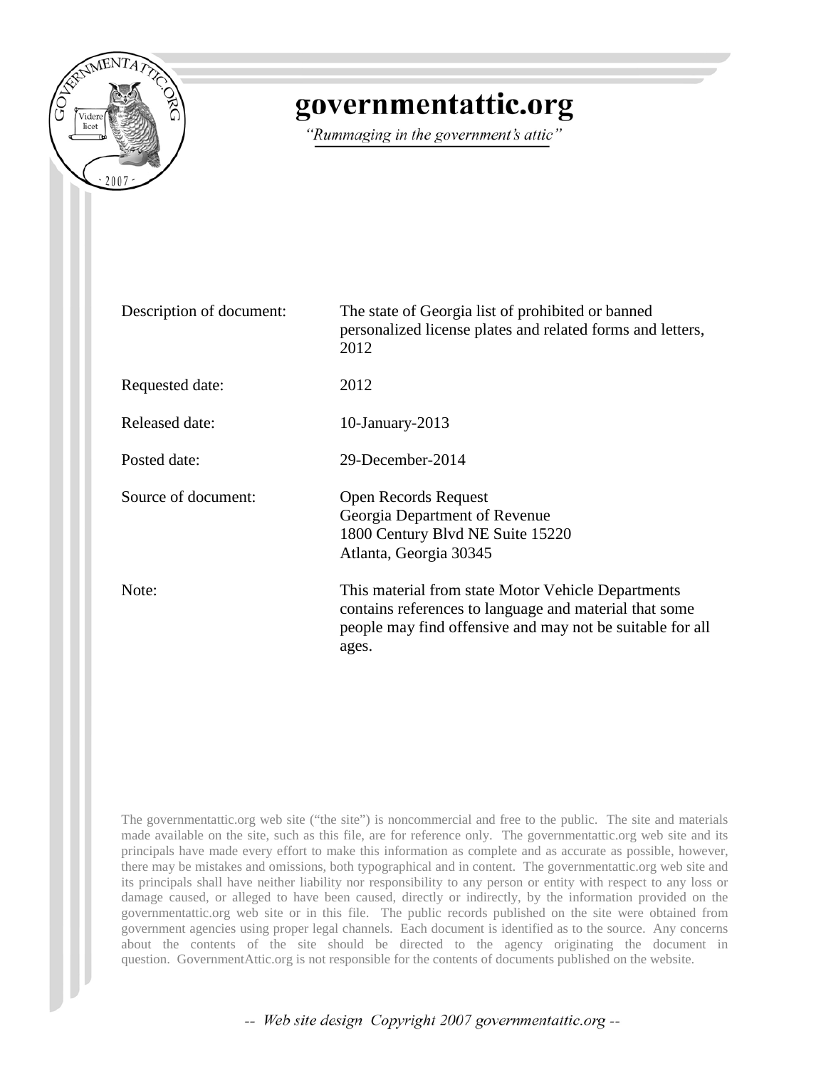# governmentattic.org

*"Rummaging in the government's attic"*

| | |
|---|---|
| Description of document: | The state of Georgia list of prohibited or banned personalized license plates and related forms and letters, 2012 |
| Requested date: | 2012 |
| Released date: | 10-January-2013 |
| Posted date: | 29-December-2014 |
| Source of document: | Open Records Request<br>Georgia Department of Revenue<br>1800 Century Blvd NE Suite 15220<br>Atlanta, Georgia 30345 |
| Note: | This material from state Motor Vehicle Departments contains references to language and material that some people may find offensive and may not be suitable for all ages. |

The governmentattic.org web site ("the site") is noncommercial and free to the public. The site and materials made available on the site, such as this file, are for reference only. The governmentattic.org web site and its principals have made every effort to make this information as complete and as accurate as possible, however, there may be mistakes and omissions, both typographical and in content. The governmentattic.org web site and its principals shall have neither liability nor responsibility to any person or entity with respect to any loss or damage caused, or alleged to have been caused, directly or indirectly, by the information provided on the governmentattic.org web site or in this file. The public records published on the site were obtained from government agencies using proper legal channels. Each document is identified as to the source. Any concerns about the contents of the site should be directed to the agency originating the document in question. GovernmentAttic.org is not responsible for the contents of documents published on the website.

-- *Web site design Copyright 2007 governmentattic.org* --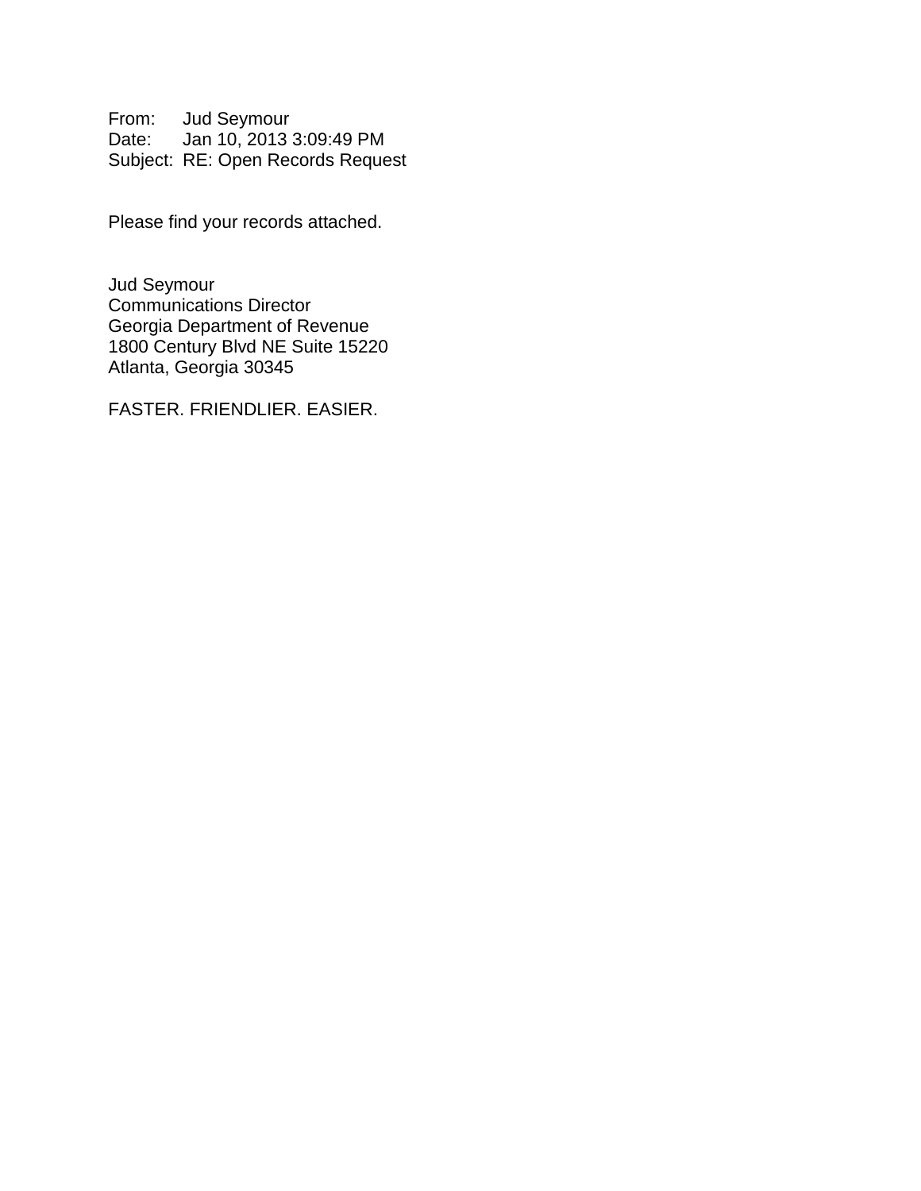From: Jud Seymour
Date: Jan 10, 2013 3:09:49 PM
Subject: RE: Open Records Request

Please find your records attached.

Jud Seymour
Communications Director
Georgia Department of Revenue
1800 Century Blvd NE Suite 15220
Atlanta, Georgia 30345

FASTER. FRIENDLIER. EASIER.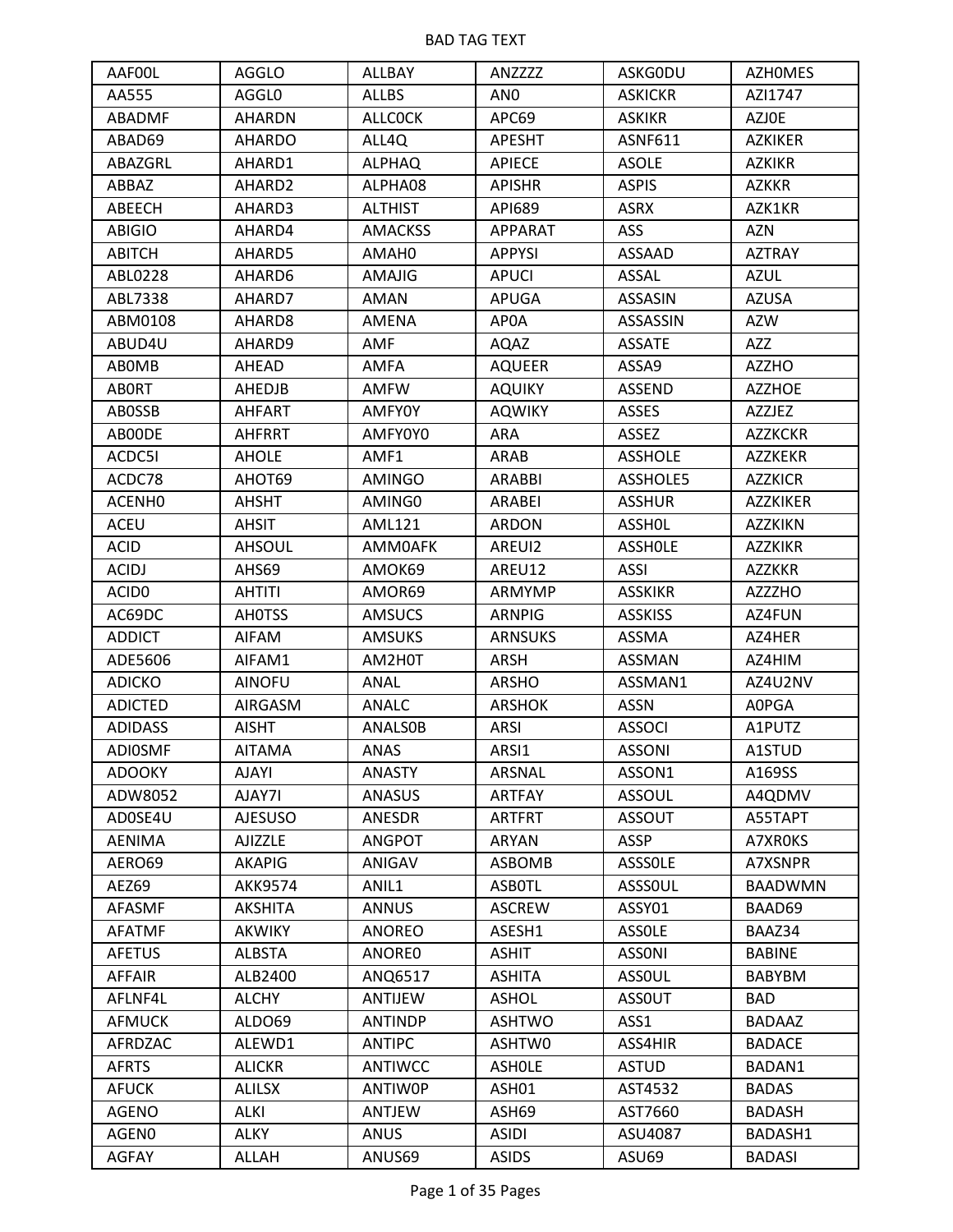# BAD TAG TEXT

| AAF00L | AGGLO | ALLBAY | ANZZZZ | ASKG0DU | AZH0MES |
|---|---|---|---|---|---|
| AA555 | AGGL0 | ALLBS | AN0 | ASKICKR | AZI1747 |
| ABADMF | AHARDN | ALLC0CK | APC69 | ASKIKR | AZJ0E |
| ABAD69 | AHARDO | ALL4Q | APESHT | ASNF611 | AZKIKER |
| ABAZGRL | AHARD1 | ALPHAQ | APIECE | ASOLE | AZKIKR |
| ABBAZ | AHARD2 | ALPHA08 | APISHR | ASPIS | AZKKR |
| ABEECH | AHARD3 | ALTHIST | API689 | ASRX | AZK1KR |
| ABIGIO | AHARD4 | AMACKSS | APPARAT | ASS | AZN |
| ABITCH | AHARD5 | AMAH0 | APPYSI | ASSAAD | AZTRAY |
| ABL0228 | AHARD6 | AMAJIG | APUCI | ASSAL | AZUL |
| ABL7338 | AHARD7 | AMAN | APUGA | ASSASIN | AZUSA |
| ABM0108 | AHARD8 | AMENA | AP0A | ASSASSIN | AZW |
| ABUD4U | AHARD9 | AMF | AQAZ | ASSATE | AZZ |
| AB0MB | AHEAD | AMFA | AQUEER | ASSA9 | AZZHO |
| AB0RT | AHEDJB | AMFW | AQUIKY | ASSEND | AZZHOE |
| AB0SSB | AHFART | AMFY0Y | AQWIKY | ASSES | AZZJEZ |
| AB00DE | AHFRRT | AMFY0Y0 | ARA | ASSEZ | AZZKCKR |
| ACDC5I | AHOLE | AMF1 | ARAB | ASSHOLE | AZZKEKR |
| ACDC78 | AHOT69 | AMINGO | ARABBI | ASSHOLE5 | AZZKICR |
| ACENH0 | AHSHT | AMING0 | ARABEI | ASSHUR | AZZKIKER |
| ACEU | AHSIT | AML121 | ARDON | ASSH0L | AZZKIKN |
| ACID | AHSOUL | AMM0AFK | AREUI2 | ASSH0LE | AZZKIKR |
| ACIDJ | AHS69 | AMOK69 | AREU12 | ASSI | AZZKKR |
| ACID0 | AHTITI | AMOR69 | ARMYMP | ASSKIKR | AZZZHO |
| AC69DC | AH0TSS | AMSUCS | ARNPIG | ASSKISS | AZ4FUN |
| ADDICT | AIFAM | AMSUKS | ARNSUKS | ASSMA | AZ4HER |
| ADE5606 | AIFAM1 | AM2H0T | ARSH | ASSMAN | AZ4HIM |
| ADICKO | AINOFU | ANAL | ARSHO | ASSMAN1 | AZ4U2NV |
| ADICTED | AIRGASM | ANALC | ARSHOK | ASSN | A0PGA |
| ADIDASS | AISHT | ANALS0B | ARSI | ASSOCI | A1PUTZ |
| ADI0SMF | AITAMA | ANAS | ARSI1 | ASSONI | A1STUD |
| ADOOKY | AJAYI | ANASTY | ARSNAL | ASSON1 | A169SS |
| ADW8052 | AJAY7I | ANASUS | ARTFAY | ASSOUL | A4QDMV |
| AD0SE4U | AJESUSO | ANESDR | ARTFRT | ASSOUT | A55TAPT |
| AENIMA | AJIZZLE | ANGPOT | ARYAN | ASSP | A7XR0KS |
| AERO69 | AKAPIG | ANIGAV | ASBOMB | ASSS0LE | A7XSNPR |
| AEZ69 | AKK9574 | ANIL1 | ASB0TL | ASSS0UL | BAADWMN |
| AFASMF | AKSHITA | ANNUS | ASCREW | ASSY01 | BAAD69 |
| AFATMF | AKWIKY | ANOREO | ASESH1 | ASS0LE | BAAZ34 |
| AFETUS | ALBSTA | ANORE0 | ASHIT | ASS0NI | BABINE |
| AFFAIR | ALB2400 | ANQ6517 | ASHITA | ASS0UL | BABYBM |
| AFLNF4L | ALCHY | ANTIJEW | ASHOL | ASS0UT | BAD |
| AFMUCK | ALDO69 | ANTINDP | ASHTWO | ASS1 | BADAAZ |
| AFRDZAC | ALEWD1 | ANTIPC | ASHTW0 | ASS4HIR | BADACE |
| AFRTS | ALICKR | ANTIWCC | ASH0LE | ASTUD | BADAN1 |
| AFUCK | ALILSX | ANTIW0P | ASH01 | AST4532 | BADAS |
| AGENO | ALKI | ANTJEW | ASH69 | AST7660 | BADASH |
| AGEN0 | ALKY | ANUS | ASIDI | ASU4087 | BADASH1 |
| AGFAY | ALLAH | ANUS69 | ASIDS | ASU69 | BADASI |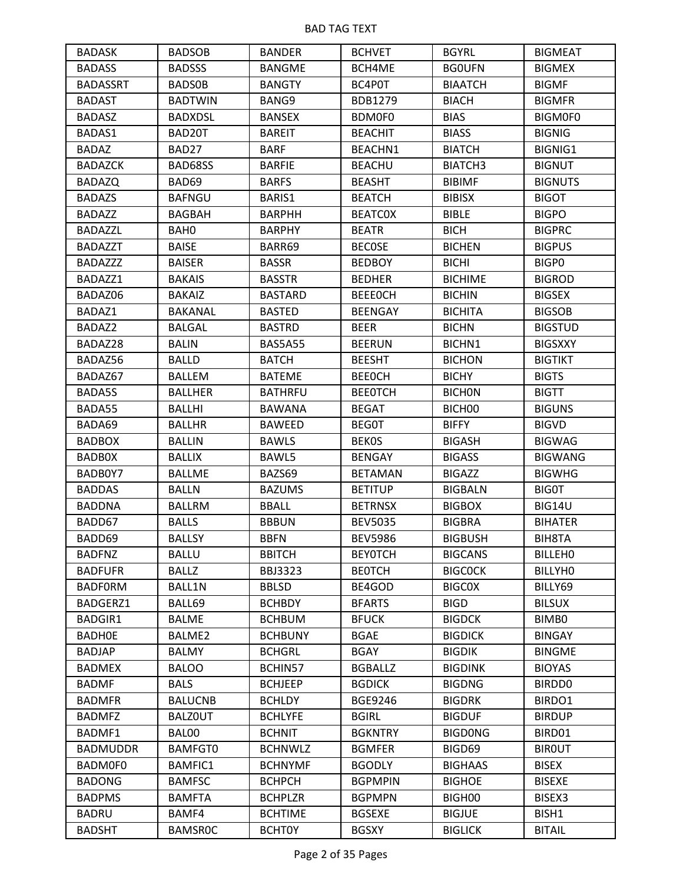BAD TAG TEXT

| BADASK | BADSOB | BANDER | BCHVET | BGYRL | BIGMEAT |
|---|---|---|---|---|---|
| BADASS | BADSSS | BANGME | BCH4ME | BG0UFN | BIGMEX |
| BADASSRT | BADS0B | BANGTY | BC4P0T | BIAATCH | BIGMF |
| BADAST | BADTWIN | BANG9 | BDB1279 | BIACH | BIGMFR |
| BADASZ | BADXDSL | BANSEX | BDM0F0 | BIAS | BIGM0F0 |
| BADAS1 | BAD20T | BAREIT | BEACHIT | BIASS | BIGNIG |
| BADAZ | BAD27 | BARF | BEACHN1 | BIATCH | BIGNIG1 |
| BADAZCK | BAD68SS | BARFIE | BEACHU | BIATCH3 | BIGNUT |
| BADAZQ | BAD69 | BARFS | BEASHT | BIBIMF | BIGNUTS |
| BADAZS | BAFNGU | BARIS1 | BEATCH | BIBISX | BIGOT |
| BADAZZ | BAGBAH | BARPHH | BEATC0X | BIBLE | BIGPO |
| BADAZZL | BAH0 | BARPHY | BEATR | BICH | BIGPRC |
| BADAZZT | BAISE | BARR69 | BEC0SE | BICHEN | BIGPUS |
| BADAZZZ | BAISER | BASSR | BEDBOY | BICHI | BIGP0 |
| BADAZZ1 | BAKAIS | BASSTR | BEDHER | BICHIME | BIGROD |
| BADAZ06 | BAKAIZ | BASTARD | BEEE0CH | BICHIN | BIGSEX |
| BADAZ1 | BAKANAL | BASTED | BEENGAY | BICHITA | BIGSOB |
| BADAZ2 | BALGAL | BASTRD | BEER | BICHN | BIGSTUD |
| BADAZ28 | BALIN | BAS5A55 | BEERUN | BICHN1 | BIGSXXY |
| BADAZ56 | BALLD | BATCH | BEESHT | BICHON | BIGTIKT |
| BADAZ67 | BALLEM | BATEME | BEE0CH | BICHY | BIGTS |
| BADA5S | BALLHER | BATHRFU | BEE0TCH | BICH0N | BIGTT |
| BADA55 | BALLHI | BAWANA | BEGAT | BICH00 | BIGUNS |
| BADA69 | BALLHR | BAWEED | BEG0T | BIFFY | BIGVD |
| BADBOX | BALLIN | BAWLS | BEK0S | BIGASH | BIGWAG |
| BADB0X | BALLIX | BAWL5 | BENGAY | BIGASS | BIGWANG |
| BADB0Y7 | BALLME | BAZS69 | BETAMAN | BIGAZZ | BIGWHG |
| BADDAS | BALLN | BAZUMS | BETITUP | BIGBALN | BIG0T |
| BADDNA | BALLRM | BBALL | BETRNSX | BIGBOX | BIG14U |
| BADD67 | BALLS | BBBUN | BEV5035 | BIGBRA | BIHATER |
| BADD69 | BALLSY | BBFN | BEV5986 | BIGBUSH | BIH8TA |
| BADFNZ | BALLU | BBITCH | BEY0TCH | BIGCANS | BILLEH0 |
| BADFUFR | BALLZ | BBJ3323 | BE0TCH | BIGC0CK | BILLYH0 |
| BADF0RM | BALL1N | BBLSD | BE4GOD | BIGC0X | BILLY69 |
| BADGERZ1 | BALL69 | BCHBDY | BFARTS | BIGD | BILSUX |
| BADGIR1 | BALME | BCHBUM | BFUCK | BIGDCK | BIMB0 |
| BADH0E | BALME2 | BCHBUNY | BGAE | BIGDICK | BINGAY |
| BADJAP | BALMY | BCHGRL | BGAY | BIGDIK | BINGME |
| BADMEX | BALOO | BCHIN57 | BGBALLZ | BIGDINK | BIOYAS |
| BADMF | BALS | BCHJEEP | BGDICK | BIGDNG | BIRDD0 |
| BADMFR | BALUCNB | BCHLDY | BGE9246 | BIGDRK | BIRDO1 |
| BADMFZ | BALZ0UT | BCHLYFE | BGIRL | BIGDUF | BIRDUP |
| BADMF1 | BAL00 | BCHNIT | BGKNTRY | BIGD0NG | BIRD01 |
| BADMUDDR | BAMFGT0 | BCHNWLZ | BGMFER | BIGD69 | BIR0UT |
| BADM0F0 | BAMFIC1 | BCHNYMF | BGODLY | BIGHAAS | BISEX |
| BADONG | BAMFSC | BCHPCH | BGPMPIN | BIGHOE | BISEXE |
| BADPMS | BAMFTA | BCHPLZR | BGPMPN | BIGH00 | BISEX3 |
| BADRU | BAMF4 | BCHTIME | BGSEXE | BIGJUE | BISH1 |
| BADSHT | BAMSR0C | BCHT0Y | BGSXY | BIGLICK | BITAIL |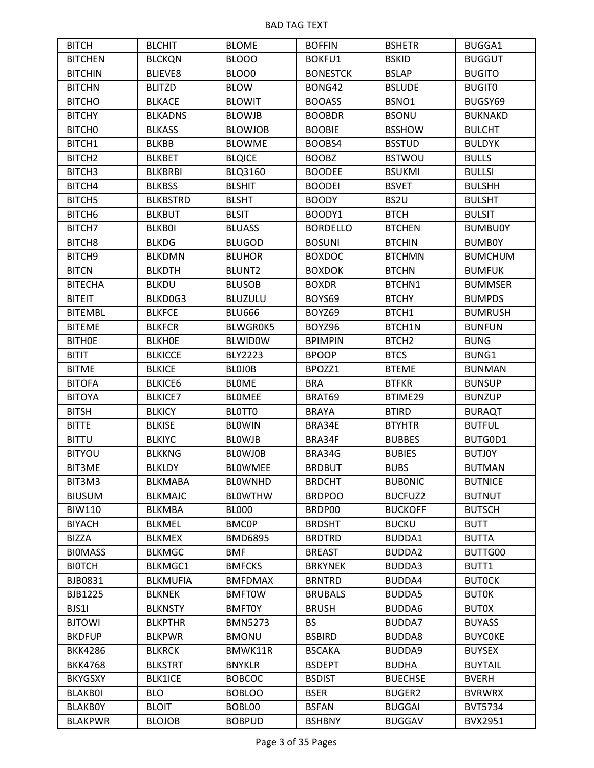# BAD TAG TEXT

| BITCH | BLCHIT | BLOME | BOFFIN | BSHETR | BUGGA1 |
|---|---|---|---|---|---|
| BITCHEN | BLCKQN | BLOOO | BOKFU1 | BSKID | BUGGUT |
| BITCHIN | BLIEVE8 | BLOO0 | BONESTCK | BSLAP | BUGITO |
| BITCHN | BLITZD | BLOW | BONG42 | BSLUDE | BUGIT0 |
| BITCHO | BLKACE | BLOWIT | BOOASS | BSNO1 | BUGSY69 |
| BITCHY | BLKADNS | BLOWJB | BOOBDR | BSONU | BUKNAKD |
| BITCH0 | BLKASS | BLOWJOB | BOOBIE | BSSHOW | BULCHT |
| BITCH1 | BLKBB | BLOWME | BOOBS4 | BSSTUD | BULDYK |
| BITCH2 | BLKBET | BLQICE | BOOBZ | BSTWOU | BULLS |
| BITCH3 | BLKBRBI | BLQ3160 | BOODEE | BSUKMI | BULLSI |
| BITCH4 | BLKBSS | BLSHIT | BOODEI | BSVET | BULSHH |
| BITCH5 | BLKBSTRD | BLSHT | BOODY | BS2U | BULSHT |
| BITCH6 | BLKBUT | BLSIT | BOODY1 | BTCH | BULSIT |
| BITCH7 | BLKB0I | BLUASS | BORDELLO | BTCHEN | BUMBU0Y |
| BITCH8 | BLKDG | BLUGOD | BOSUNI | BTCHIN | BUMB0Y |
| BITCH9 | BLKDMN | BLUHOR | BOXDOC | BTCHMN | BUMCHUM |
| BITCN | BLKDTH | BLUNT2 | BOXDOK | BTCHN | BUMFUK |
| BITECHA | BLKDU | BLUSOB | BOXDR | BTCHN1 | BUMMSER |
| BITEIT | BLKD0G3 | BLUZULU | BOYS69 | BTCHY | BUMPDS |
| BITEMBL | BLKFCE | BLU666 | BOYZ69 | BTCH1 | BUMRUSH |
| BITEME | BLKFCR | BLWGR0K5 | BOYZ96 | BTCH1N | BUNFUN |
| BITH0E | BLKH0E | BLWID0W | BPIMPIN | BTCH2 | BUNG |
| BITIT | BLKICCE | BLY2223 | BPOOP | BTCS | BUNG1 |
| BITME | BLKICE | BL0J0B | BPOZZ1 | BTEME | BUNMAN |
| BITOFA | BLKICE6 | BL0ME | BRA | BTFKR | BUNSUP |
| BITOYA | BLKICE7 | BL0MEE | BRAT69 | BTIME29 | BUNZUP |
| BITSH | BLKICY | BL0TT0 | BRAYA | BTIRD | BURAQT |
| BITTE | BLKISE | BL0WIN | BRA34E | BTYHTR | BUTFUL |
| BITTU | BLKIYC | BL0WJB | BRA34F | BUBBES | BUTG0D1 |
| BITYOU | BLKKNG | BL0WJ0B | BRA34G | BUBIES | BUTJ0Y |
| BIT3ME | BLKLDY | BL0WMEE | BRDBUT | BUBS | BUTMAN |
| BIT3M3 | BLKMABA | BL0WNHD | BRDCHT | BUB0NIC | BUTNICE |
| BIUSUM | BLKMAJC | BL0WTHW | BRDPOO | BUCFUZ2 | BUTNUT |
| BIW110 | BLKMBA | BL000 | BRDP00 | BUCKOFF | BUTSCH |
| BIYACH | BLKMEL | BMC0P | BRDSHT | BUCKU | BUTT |
| BIZZA | BLKMEX | BMD6895 | BRDTRD | BUDDA1 | BUTTA |
| BI0MASS | BLKMGC | BMF | BREAST | BUDDA2 | BUTTG00 |
| BI0TCH | BLKMGC1 | BMFCKS | BRKYNEK | BUDDA3 | BUTT1 |
| BJB0831 | BLKMUFIA | BMFDMAX | BRNTRD | BUDDA4 | BUT0CK |
| BJB1225 | BLKNEK | BMFT0W | BRUBALS | BUDDA5 | BUT0K |
| BJS1I | BLKNSTY | BMFT0Y | BRUSH | BUDDA6 | BUT0X |
| BJTOWI | BLKPTHR | BMN5273 | BS | BUDDA7 | BUYASS |
| BKDFUP | BLKPWR | BMONU | BSBIRD | BUDDA8 | BUYC0KE |
| BKK4286 | BLKRCK | BMWK11R | BSCAKA | BUDDA9 | BUYSEX |
| BKK4768 | BLKSTRT | BNYKLR | BSDEPT | BUDHA | BUYTAIL |
| BKYGSXY | BLK1ICE | BOBCOC | BSDIST | BUECHSE | BVERH |
| BLAKB0I | BLO | BOBLOO | BSER | BUGER2 | BVRWRX |
| BLAKB0Y | BLOIT | BOBL00 | BSFAN | BUGGAI | BVT5734 |
| BLAKPWR | BLOJOB | BOBPUD | BSHBNY | BUGGAV | BVX2951 |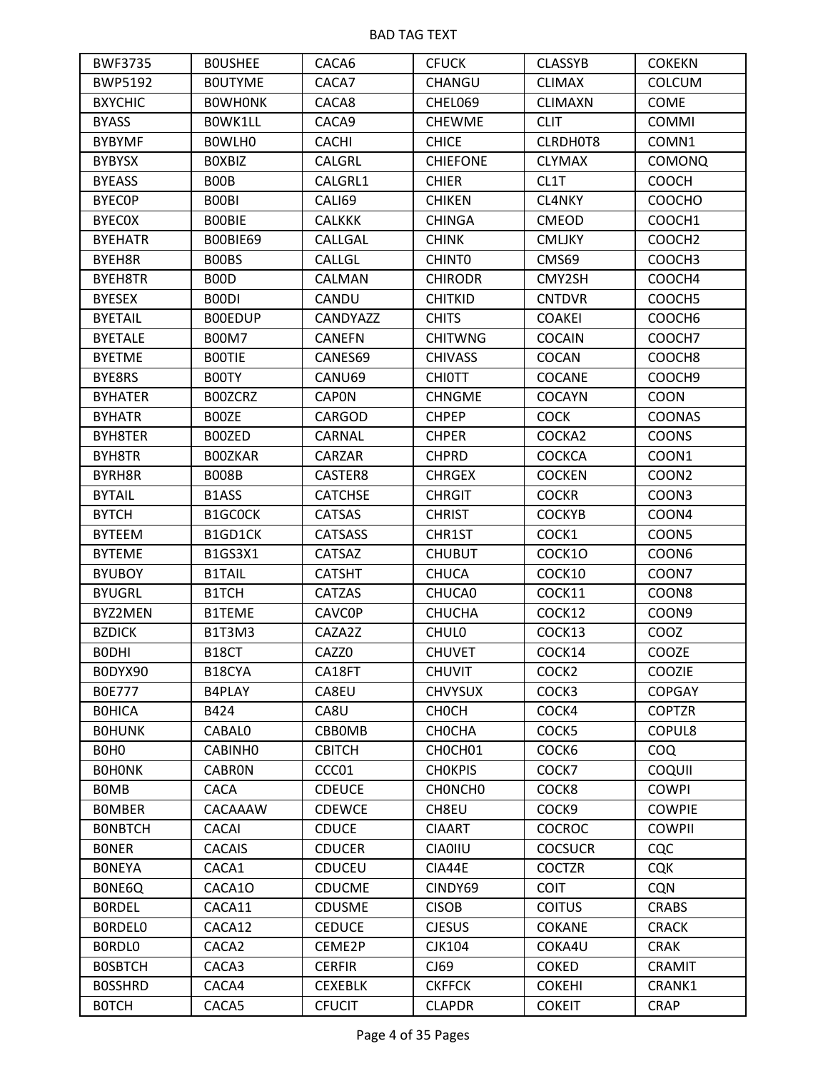| BWF3735 | B0USHEE | CACA6 | CFUCK | CLASSYB | COKEKN |
|---|---|---|---|---|---|
| BWP5192 | B0UTYME | CACA7 | CHANGU | CLIMAX | COLCUM |
| BXYCHIC | B0WH0NK | CACA8 | CHEL069 | CLIMAXN | COME |
| BYASS | B0WK1LL | CACA9 | CHEWME | CLIT | COMMI |
| BYBYMF | B0WLH0 | CACHI | CHICE | CLRDH0T8 | COMN1 |
| BYBYSX | B0XBIZ | CALGRL | CHIEFONE | CLYMAX | COMONQ |
| BYEASS | B00B | CALGRL1 | CHIER | CL1T | COOCH |
| BYEC0P | B00BI | CALI69 | CHIKEN | CL4NKY | COOCHO |
| BYEC0X | B00BIE | CALKKK | CHINGA | CMEOD | COOCH1 |
| BYEHATR | B00BIE69 | CALLGAL | CHINK | CMLJKY | COOCH2 |
| BYEH8R | B00BS | CALLGL | CHINT0 | CMS69 | COOCH3 |
| BYEH8TR | B00D | CALMAN | CHIRODR | CMY2SH | COOCH4 |
| BYESEX | B00DI | CANDU | CHITKID | CNTDVR | COOCH5 |
| BYETAIL | B00EDUP | CANDYAZZ | CHITS | COAKEI | COOCH6 |
| BYETALE | B00M7 | CANEFN | CHITWNG | COCAIN | COOCH7 |
| BYETME | B00TIE | CANES69 | CHIVASS | COCAN | COOCH8 |
| BYE8RS | B00TY | CANU69 | CHI0TT | COCANE | COOCH9 |
| BYHATER | B00ZCRZ | CAP0N | CHNGME | COCAYN | COON |
| BYHATR | B00ZE | CARGOD | CHPEP | COCK | COONAS |
| BYH8TER | B00ZED | CARNAL | CHPER | COCKA2 | COONS |
| BYH8TR | B00ZKAR | CARZAR | CHPRD | COCKCA | COON1 |
| BYRH8R | B008B | CASTER8 | CHRGEX | COCKEN | COON2 |
| BYTAIL | B1ASS | CATCHSE | CHRGIT | COCKR | COON3 |
| BYTCH | B1GC0CK | CATSAS | CHRIST | COCKYB | COON4 |
| BYTEEM | B1GD1CK | CATSASS | CHR1ST | COCK1 | COON5 |
| BYTEME | B1GS3X1 | CATSAZ | CHUBUT | COCK1O | COON6 |
| BYUBOY | B1TAIL | CATSHT | CHUCA | COCK10 | COON7 |
| BYUGRL | B1TCH | CATZAS | CHUCA0 | COCK11 | COON8 |
| BYZ2MEN | B1TEME | CAVC0P | CHUCHA | COCK12 | COON9 |
| BZDICK | B1T3M3 | CAZA2Z | CHUL0 | COCK13 | COOZ |
| B0DHI | B18CT | CAZZ0 | CHUVET | COCK14 | COOZE |
| B0DYX90 | B18CYA | CA18FT | CHUVIT | COCK2 | COOZIE |
| B0E777 | B4PLAY | CA8EU | CHVYSUX | COCK3 | COPGAY |
| B0HICA | B424 | CA8U | CH0CH | COCK4 | COPTZR |
| B0HUNK | CABAL0 | CBB0MB | CH0CHA | COCK5 | COPUL8 |
| B0H0 | CABINH0 | CBITCH | CH0CH01 | COCK6 | COQ |
| B0H0NK | CABR0N | CCC01 | CH0KPIS | COCK7 | COQUII |
| B0MB | CACA | CDEUCE | CH0NCH0 | COCK8 | COWPI |
| B0MBER | CACAAAW | CDEWCE | CH8EU | COCK9 | COWPIE |
| B0NBTCH | CACAI | CDUCE | CIAART | COCROC | COWPII |
| B0NER | CACAIS | CDUCER | CIA0IIU | COCSUCR | CQC |
| B0NEYA | CACA1 | CDUCEU | CIA44E | COCTZR | CQK |
| B0NE6Q | CACA1O | CDUCME | CINDY69 | COIT | CQN |
| B0RDEL | CACA11 | CDUSME | CISOB | COITUS | CRABS |
| B0RDEL0 | CACA12 | CEDUCE | CJESUS | COKANE | CRACK |
| B0RDL0 | CACA2 | CEME2P | CJK104 | COKA4U | CRAK |
| B0SBTCH | CACA3 | CERFIR | CJ69 | COKED | CRAMIT |
| B0SSHRD | CACA4 | CEXEBLK | CKFFCK | COKEHI | CRANK1 |
| B0TCH | CACA5 | CFUCIT | CLAPDR | COKEIT | CRAP |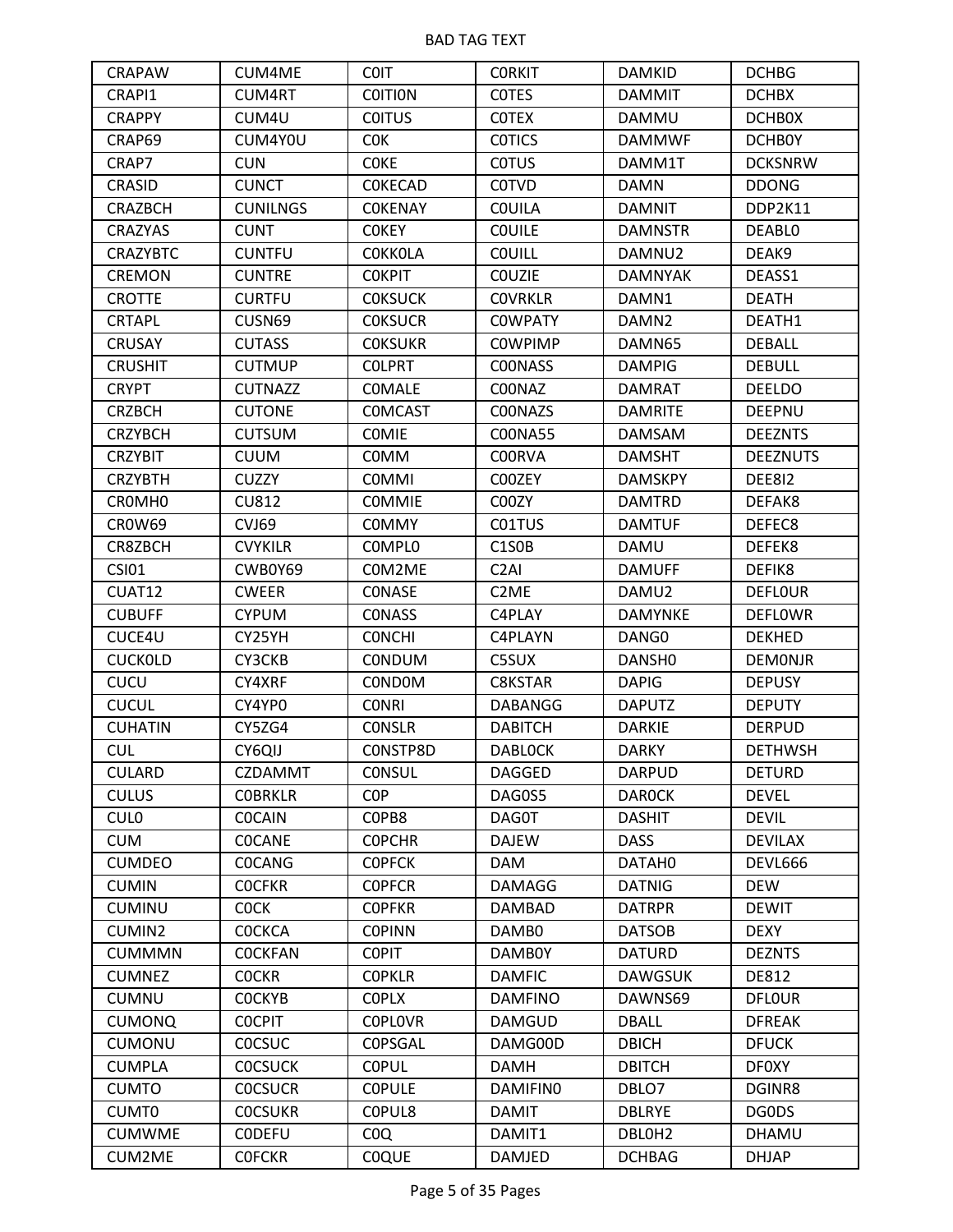| CRAPAW | CUM4ME | C0IT | C0RKIT | DAMKID | DCHBG |
|---|---|---|---|---|---|
| CRAPI1 | CUM4RT | C0ITI0N | C0TES | DAMMIT | DCHBX |
| CRAPPY | CUM4U | C0ITUS | C0TEX | DAMMU | DCHB0X |
| CRAP69 | CUM4Y0U | C0K | C0TICS | DAMMWF | DCHB0Y |
| CRAP7 | CUN | C0KE | C0TUS | DAMM1T | DCKSNRW |
| CRASID | CUNCT | C0KECAD | C0TVD | DAMN | DDONG |
| CRAZBCH | CUNILNGS | C0KENAY | C0UILA | DAMNIT | DDP2K11 |
| CRAZYAS | CUNT | C0KEY | C0UILE | DAMNSTR | DEABL0 |
| CRAZYBTC | CUNTFU | C0KK0LA | C0UILL | DAMNU2 | DEAK9 |
| CREMON | CUNTRE | C0KPIT | C0UZIE | DAMNYAK | DEASS1 |
| CROTTE | CURTFU | C0KSUCK | C0VRKLR | DAMN1 | DEATH |
| CRTAPL | CUSN69 | C0KSUCR | C0WPATY | DAMN2 | DEATH1 |
| CRUSAY | CUTASS | C0KSUKR | C0WPIMP | DAMN65 | DEBALL |
| CRUSHIT | CUTMUP | C0LPRT | C00NASS | DAMPIG | DEBULL |
| CRYPT | CUTNAZZ | C0MALE | C00NAZ | DAMRAT | DEELDO |
| CRZBCH | CUTONE | C0MCAST | C00NAZS | DAMRITE | DEEPNU |
| CRZYBCH | CUTSUM | C0MIE | C00NA55 | DAMSAM | DEEZNTS |
| CRZYBIT | CUUM | C0MM | C00RVA | DAMSHT | DEEZNUTS |
| CRZYBTH | CUZZY | C0MMI | C00ZEY | DAMSKPY | DEE8I2 |
| CR0MH0 | CU812 | C0MMIE | C00ZY | DAMTRD | DEFAK8 |
| CR0W69 | CVJ69 | C0MMY | C01TUS | DAMTUF | DEFEC8 |
| CR8ZBCH | CVYKILR | C0MPL0 | C1S0B | DAMU | DEFEK8 |
| CSI01 | CWB0Y69 | C0M2ME | C2AI | DAMUFF | DEFIK8 |
| CUAT12 | CWEER | C0NASE | C2ME | DAMU2 | DEFL0UR |
| CUBUFF | CYPUM | C0NASS | C4PLAY | DAMYNKE | DEFL0WR |
| CUCE4U | CY25YH | C0NCHI | C4PLAYN | DANG0 | DEKHED |
| CUCK0LD | CY3CKB | C0NDUM | C5SUX | DANSH0 | DEM0NJR |
| CUCU | CY4XRF | C0ND0M | C8KSTAR | DAPIG | DEPUSY |
| CUCUL | CY4YP0 | C0NRI | DABANGG | DAPUTZ | DEPUTY |
| CUHATIN | CY5ZG4 | C0NSLR | DABITCH | DARKIE | DERPUD |
| CUL | CY6QIJ | C0NSTP8D | DABL0CK | DARKY | DETHWSH |
| CULARD | CZDAMMT | C0NSUL | DAGGED | DARPUD | DETURD |
| CULUS | C0BRKLR | C0P | DAG0S5 | DAR0CK | DEVEL |
| CUL0 | C0CAIN | C0PB8 | DAG0T | DASHIT | DEVIL |
| CUM | C0CANE | C0PCHR | DAJEW | DASS | DEVILAX |
| CUMDEO | C0CANG | C0PFCK | DAM | DATAH0 | DEVL666 |
| CUMIN | C0CFKR | C0PFCR | DAMAGG | DATNIG | DEW |
| CUMINU | C0CK | C0PFKR | DAMBAD | DATRPR | DEWIT |
| CUMIN2 | C0CKCA | C0PINN | DAMB0 | DATSOB | DEXY |
| CUMMMN | C0CKFAN | C0PIT | DAMB0Y | DATURD | DEZNTS |
| CUMNEZ | C0CKR | C0PKLR | DAMFIC | DAWGSUK | DE812 |
| CUMNU | C0CKYB | C0PLX | DAMFINO | DAWNS69 | DFL0UR |
| CUMONQ | C0CPIT | C0PL0VR | DAMGUD | DBALL | DFREAK |
| CUMONU | C0CSUC | C0PSGAL | DAMG00D | DBICH | DFUCK |
| CUMPLA | C0CSUCK | C0PUL | DAMH | DBITCH | DF0XY |
| CUMTO | C0CSUCR | C0PULE | DAMIFIN0 | DBLO7 | DGINR8 |
| CUMT0 | C0CSUKR | C0PUL8 | DAMIT | DBLRYE | DG0DS |
| CUMWME | C0DEFU | C0Q | DAMIT1 | DBL0H2 | DHAMU |
| CUM2ME | C0FCKR | C0QUE | DAMJED | DCHBAG | DHJAP |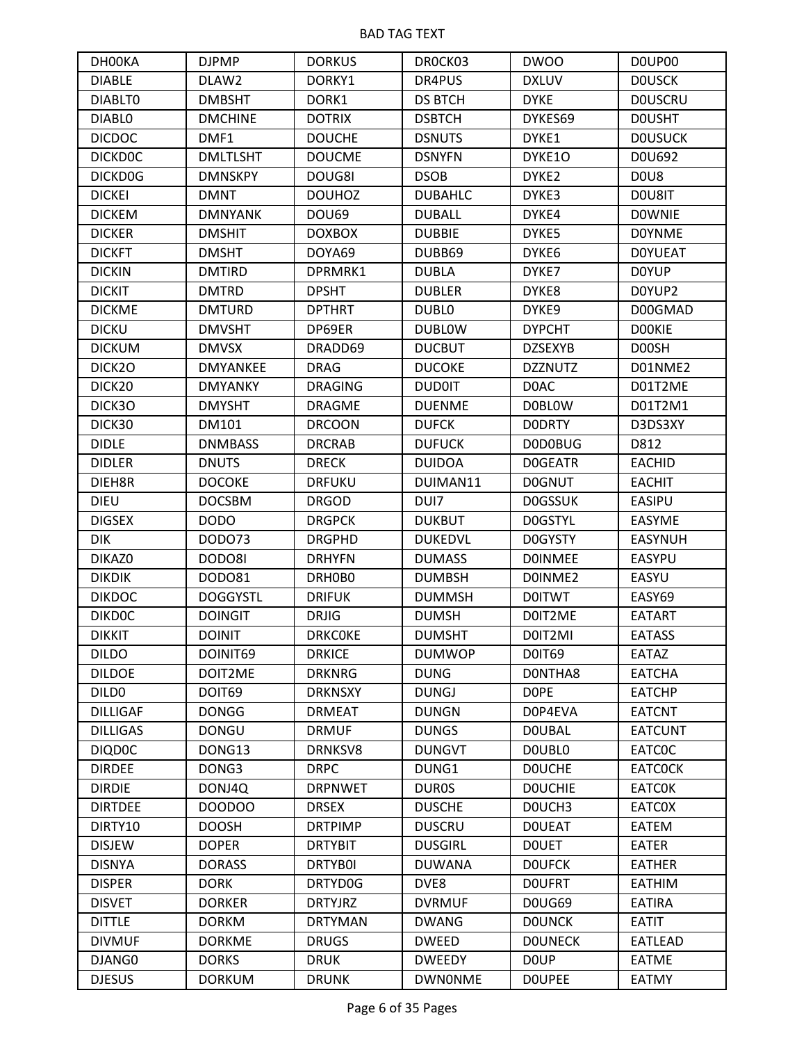| DH00KA | DJPMP | DORKUS | DR0CK03 | DWOO | D0UP00 |
|---|---|---|---|---|---|
| DIABLE | DLAW2 | DORKY1 | DR4PUS | DXLUV | D0USCK |
| DIABLT0 | DMBSHT | DORK1 | DS BTCH | DYKE | D0USCRU |
| DIABL0 | DMCHINE | DOTRIX | DSBTCH | DYKES69 | D0USHT |
| DICDOC | DMF1 | DOUCHE | DSNUTS | DYKE1 | D0USUCK |
| DICKD0C | DMLTLSHT | DOUCME | DSNYFN | DYKE1O | D0U692 |
| DICKD0G | DMNSKPY | DOUG8I | DSOB | DYKE2 | D0U8 |
| DICKEI | DMNT | DOUHOZ | DUBAHLC | DYKE3 | D0U8IT |
| DICKEM | DMNYANK | DOU69 | DUBALL | DYKE4 | D0WNIE |
| DICKER | DMSHIT | DOXBOX | DUBBIE | DYKE5 | D0YNME |
| DICKFT | DMSHT | DOYA69 | DUBB69 | DYKE6 | D0YUEAT |
| DICKIN | DMTIRD | DPRMRK1 | DUBLA | DYKE7 | D0YUP |
| DICKIT | DMTRD | DPSHT | DUBLER | DYKE8 | D0YUP2 |
| DICKME | DMTURD | DPTHRT | DUBL0 | DYKE9 | D00GMAD |
| DICKU | DMVSHT | DP69ER | DUBL0W | DYPCHT | D00KIE |
| DICKUM | DMVSX | DRADD69 | DUCBUT | DZSEXYB | D00SH |
| DICK2O | DMYANKEE | DRAG | DUCOKE | DZZNUTZ | D01NME2 |
| DICK20 | DMYANKY | DRAGING | DUD0IT | D0AC | D01T2ME |
| DICK3O | DMYSHT | DRAGME | DUENME | D0BL0W | D01T2M1 |
| DICK30 | DM101 | DRCOON | DUFCK | D0DRTY | D3DS3XY |
| DIDLE | DNMBASS | DRCRAB | DUFUCK | D0D0BUG | D812 |
| DIDLER | DNUTS | DRECK | DUIDOA | D0GEATR | EACHID |
| DIEH8R | DOCOKE | DRFUKU | DUIMAN11 | D0GNUT | EACHIT |
| DIEU | DOCSBM | DRGOD | DUI7 | D0GSSUK | EASIPU |
| DIGSEX | DODO | DRGPCK | DUKBUT | D0GSTYL | EASYME |
| DIK | DODO73 | DRGPHD | DUKEDVL | D0GYSTY | EASYNUH |
| DIKAZ0 | DODO8I | DRHYFN | DUMASS | D0INMEE | EASYPU |
| DIKDIK | DODO81 | DRH0B0 | DUMBSH | D0INME2 | EASYU |
| DIKDOC | DOGGYSTL | DRIFUK | DUMMSH | D0ITWT | EASY69 |
| DIKD0C | DOINGIT | DRJIG | DUMSH | D0IT2ME | EATART |
| DIKKIT | DOINIT | DRKC0KE | DUMSHT | D0IT2MI | EATASS |
| DILDO | DOINIT69 | DRKICE | DUMWOP | D0IT69 | EATAZ |
| DILDOE | DOIT2ME | DRKNRG | DUNG | D0NTHA8 | EATCHA |
| DILD0 | DOIT69 | DRKNSXY | DUNGJ | D0PE | EATCHP |
| DILLIGAF | DONGG | DRMEAT | DUNGN | D0P4EVA | EATCNT |
| DILLIGAS | DONGU | DRMUF | DUNGS | D0UBAL | EATCUNT |
| DIQD0C | DONG13 | DRNKSV8 | DUNGVT | D0UBL0 | EATC0C |
| DIRDEE | DONG3 | DRPC | DUNG1 | D0UCHE | EATC0CK |
| DIRDIE | DONJ4Q | DRPNWET | DUR0S | D0UCHIE | EATC0K |
| DIRTDEE | DOODOO | DRSEX | DUSCHE | D0UCH3 | EATC0X |
| DIRTY10 | DOOSH | DRTPIMP | DUSCRU | D0UEAT | EATEM |
| DISJEW | DOPER | DRTYBIT | DUSGIRL | D0UET | EATER |
| DISNYA | DORASS | DRTYB0I | DUWANA | D0UFCK | EATHER |
| DISPER | DORK | DRTYD0G | DVE8 | D0UFRT | EATHIM |
| DISVET | DORKER | DRTYJRZ | DVRMUF | D0UG69 | EATIRA |
| DITTLE | DORKM | DRTYMAN | DWANG | D0UNCK | EATIT |
| DIVMUF | DORKME | DRUGS | DWEED | D0UNECK | EATLEAD |
| DJANG0 | DORKS | DRUK | DWEEDY | D0UP | EATME |
| DJESUS | DORKUM | DRUNK | DWN0NME | D0UPEE | EATMY |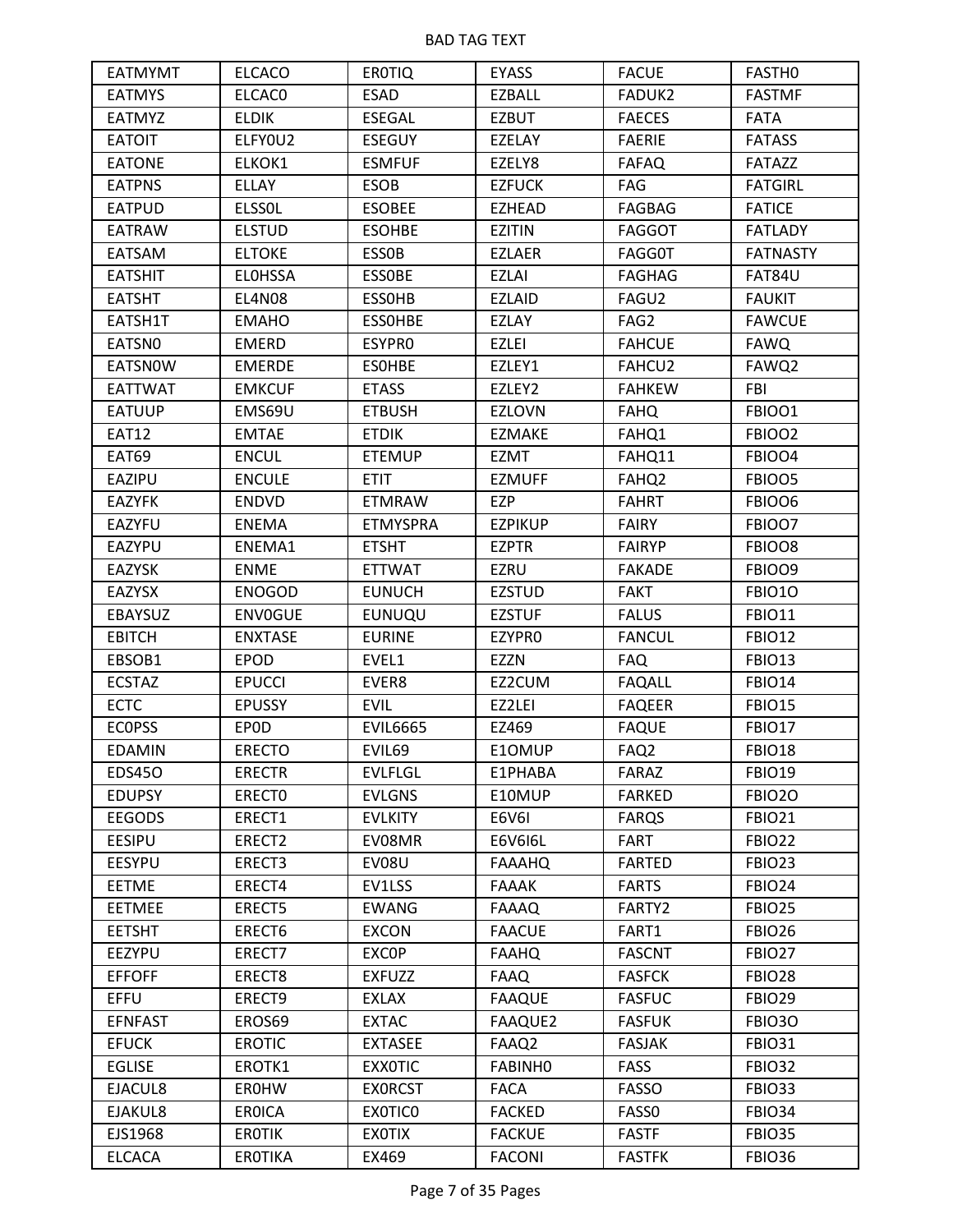| EATMYMT | ELCACO | ER0TIQ | EYASS | FACUE | FASTH0 |
|---|---|---|---|---|---|
| EATMYS | ELCAC0 | ESAD | EZBALL | FADUK2 | FASTMF |
| EATMYZ | ELDIK | ESEGAL | EZBUT | FAECES | FATA |
| EATOIT | ELFY0U2 | ESEGUY | EZELAY | FAERIE | FATASS |
| EATONE | ELKOK1 | ESMFUF | EZELY8 | FAFAQ | FATAZZ |
| EATPNS | ELLAY | ESOB | EZFUCK | FAG | FATGIRL |
| EATPUD | ELSS0L | ESOBEE | EZHEAD | FAGBAG | FATICE |
| EATRAW | ELSTUD | ESOHBE | EZITIN | FAGGOT | FATLADY |
| EATSAM | ELTOKE | ESS0B | EZLAER | FAGG0T | FATNASTY |
| EATSHIT | EL0HSSA | ESS0BE | EZLAI | FAGHAG | FAT84U |
| EATSHT | EL4N08 | ESS0HB | EZLAID | FAGU2 | FAUKIT |
| EATSH1T | EMAHO | ESS0HBE | EZLAY | FAG2 | FAWCUE |
| EATSN0 | EMERD | ESYPR0 | EZLEI | FAHCUE | FAWQ |
| EATSN0W | EMERDE | ES0HBE | EZLEY1 | FAHCU2 | FAWQ2 |
| EATTWAT | EMKCUF | ETASS | EZLEY2 | FAHKEW | FBI |
| EATUUP | EMS69U | ETBUSH | EZLOVN | FAHQ | FBIOO1 |
| EAT12 | EMTAE | ETDIK | EZMAKE | FAHQ1 | FBIOO2 |
| EAT69 | ENCUL | ETEMUP | EZMT | FAHQ11 | FBIOO4 |
| EAZIPU | ENCULE | ETIT | EZMUFF | FAHQ2 | FBIOO5 |
| EAZYFK | ENDVD | ETMRAW | EZP | FAHRT | FBIOO6 |
| EAZYFU | ENEMA | ETMYSPRA | EZPIKUP | FAIRY | FBIOO7 |
| EAZYPU | ENEMA1 | ETSHT | EZPTR | FAIRYP | FBIOO8 |
| EAZYSK | ENME | ETTWAT | EZRU | FAKADE | FBIOO9 |
| EAZYSX | ENOGOD | EUNUCH | EZSTUD | FAKT | FBIO1O |
| EBAYSUZ | ENV0GUE | EUNUQU | EZSTUF | FALUS | FBIO11 |
| EBITCH | ENXTASE | EURINE | EZYPR0 | FANCUL | FBIO12 |
| EBSOB1 | EPOD | EVEL1 | EZZN | FAQ | FBIO13 |
| ECSTAZ | EPUCCI | EVER8 | EZ2CUM | FAQALL | FBIO14 |
| ECTC | EPUSSY | EVIL | EZ2LEI | FAQEER | FBIO15 |
| EC0PSS | EP0D | EVIL6665 | EZ469 | FAQUE | FBIO17 |
| EDAMIN | ERECTO | EVIL69 | E1OMUP | FAQ2 | FBIO18 |
| EDS45O | ERECTR | EVLFLGL | E1PHABA | FARAZ | FBIO19 |
| EDUPSY | ERECT0 | EVLGNS | E10MUP | FARKED | FBIO2O |
| EEGODS | ERECT1 | EVLKITY | E6V6I | FARQS | FBIO21 |
| EESIPU | ERECT2 | EV08MR | E6V6I6L | FART | FBIO22 |
| EESYPU | ERECT3 | EV08U | FAAAHQ | FARTED | FBIO23 |
| EETME | ERECT4 | EV1LSS | FAAAK | FARTS | FBIO24 |
| EETMEE | ERECT5 | EWANG | FAAAQ | FARTY2 | FBIO25 |
| EETSHT | ERECT6 | EXCON | FAACUE | FART1 | FBIO26 |
| EEZYPU | ERECT7 | EXC0P | FAAHQ | FASCNT | FBIO27 |
| EFFOFF | ERECT8 | EXFUZZ | FAAQ | FASFCK | FBIO28 |
| EFFU | ERECT9 | EXLAX | FAAQUE | FASFUC | FBIO29 |
| EFNFAST | EROS69 | EXTAC | FAAQUE2 | FASFUK | FBIO3O |
| EFUCK | EROTIC | EXTASEE | FAAQ2 | FASJAK | FBIO31 |
| EGLISE | EROTK1 | EXX0TIC | FABINH0 | FASS | FBIO32 |
| EJACUL8 | ER0HW | EX0RCST | FACA | FASSO | FBIO33 |
| EJAKUL8 | ER0ICA | EX0TIC0 | FACKED | FASS0 | FBIO34 |
| EJS1968 | ER0TIK | EX0TIX | FACKUE | FASTF | FBIO35 |
| ELCACA | ER0TIKA | EX469 | FACONI | FASTFK | FBIO36 |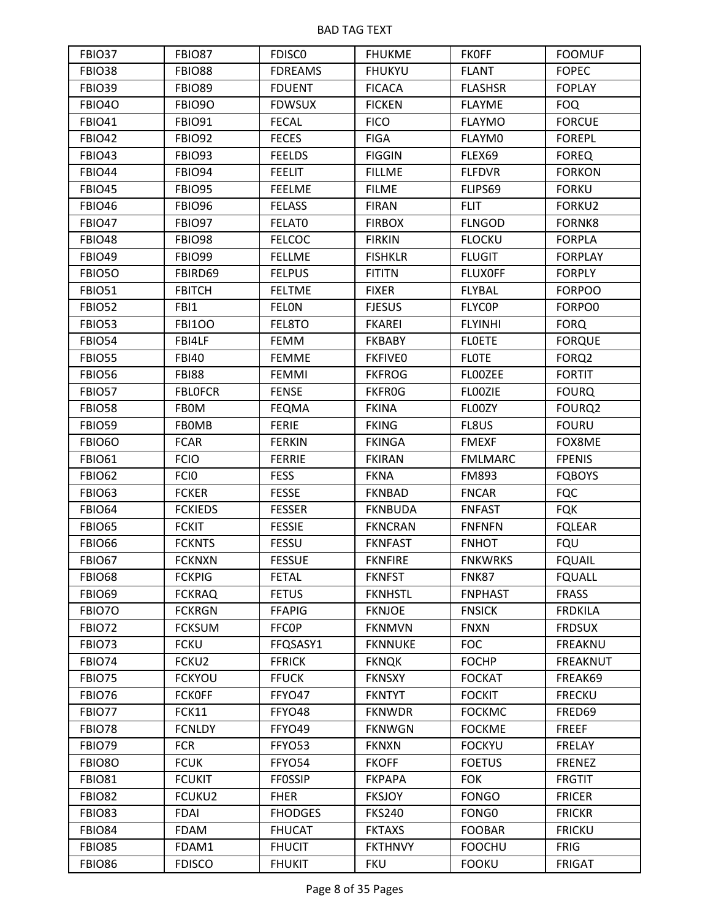| FBIO37 | FBIO87 | FDISC0 | FHUKME | FKOFF | FOOMUF |
|---|---|---|---|---|---|
| FBIO38 | FBIO88 | FDREAMS | FHUKYU | FLANT | FOPEC |
| FBIO39 | FBIO89 | FDUENT | FICACA | FLASHSR | FOPLAY |
| FBIO4O | FBIO9O | FDWSUX | FICKEN | FLAYME | FOQ |
| FBIO41 | FBIO91 | FECAL | FICO | FLAYMO | FORCUE |
| FBIO42 | FBIO92 | FECES | FIGA | FLAYM0 | FOREPL |
| FBIO43 | FBIO93 | FEELDS | FIGGIN | FLEX69 | FOREQ |
| FBIO44 | FBIO94 | FEELIT | FILLME | FLFDVR | FORKON |
| FBIO45 | FBIO95 | FEELME | FILME | FLIPS69 | FORKU |
| FBIO46 | FBIO96 | FELASS | FIRAN | FLIT | FORKU2 |
| FBIO47 | FBIO97 | FELAT0 | FIRBOX | FLNGOD | FORNK8 |
| FBIO48 | FBIO98 | FELCOC | FIRKIN | FLOCKU | FORPLA |
| FBIO49 | FBIO99 | FELLME | FISHKLR | FLUGIT | FORPLAY |
| FBIO5O | FBIRD69 | FELPUS | FITITN | FLUX0FF | FORPLY |
| FBIO51 | FBITCH | FELTME | FIXER | FLYBAL | FORPOO |
| FBIO52 | FBI1 | FEL0N | FJESUS | FLYC0P | FORPO0 |
| FBIO53 | FBI1OO | FEL8TO | FKAREI | FLYINHI | FORQ |
| FBIO54 | FBI4LF | FEMM | FKBABY | FL0ETE | FORQUE |
| FBIO55 | FBI40 | FEMME | FKFIVE0 | FL0TE | FORQ2 |
| FBIO56 | FBI88 | FEMMI | FKFROG | FL00ZEE | FORTIT |
| FBIO57 | FBL0FCR | FENSE | FKFR0G | FL00ZIE | FOURQ |
| FBIO58 | FB0M | FEQMA | FKINA | FL00ZY | FOURQ2 |
| FBIO59 | FB0MB | FERIE | FKING | FL8US | FOURU |
| FBIO6O | FCAR | FERKIN | FKINGA | FMEXF | FOX8ME |
| FBIO61 | FCIO | FERRIE | FKIRAN | FMLMARC | FPENIS |
| FBIO62 | FCI0 | FESS | FKNA | FM893 | FQBOYS |
| FBIO63 | FCKER | FESSE | FKNBAD | FNCAR | FQC |
| FBIO64 | FCKIEDS | FESSER | FKNBUDA | FNFAST | FQK |
| FBIO65 | FCKIT | FESSIE | FKNCRAN | FNFNFN | FQLEAR |
| FBIO66 | FCKNTS | FESSU | FKNFAST | FNHOT | FQU |
| FBIO67 | FCKNXN | FESSUE | FKNFIRE | FNKWRKS | FQUAIL |
| FBIO68 | FCKPIG | FETAL | FKNFST | FNK87 | FQUALL |
| FBIO69 | FCKRAQ | FETUS | FKNHSTL | FNPHAST | FRASS |
| FBIO7O | FCKRGN | FFAPIG | FKNJOE | FNSICK | FRDKILA |
| FBIO72 | FCKSUM | FFC0P | FKNMVN | FNXN | FRDSUX |
| FBIO73 | FCKU | FFQSASY1 | FKNNUKE | FOC | FREAKNU |
| FBIO74 | FCKU2 | FFRICK | FKNQK | FOCHP | FREAKNUT |
| FBIO75 | FCKYOU | FFUCK | FKNSXY | FOCKAT | FREAK69 |
| FBIO76 | FCK0FF | FFYO47 | FKNTYT | FOCKIT | FRECKU |
| FBIO77 | FCK11 | FFYO48 | FKNWDR | FOCKMC | FRED69 |
| FBIO78 | FCNLDY | FFYO49 | FKNWGN | FOCKME | FREEF |
| FBIO79 | FCR | FFYO53 | FKNXN | FOCKYU | FRELAY |
| FBIO8O | FCUK | FFYO54 | FKOFF | FOETUS | FRENEZ |
| FBIO81 | FCUKIT | FF0SSIP | FKPAPA | FOK | FRGTIT |
| FBIO82 | FCUKU2 | FHER | FKSJOY | FONGO | FRICER |
| FBIO83 | FDAI | FHODGES | FKS240 | FONG0 | FRICKR |
| FBIO84 | FDAM | FHUCAT | FKTAXS | FOOBAR | FRICKU |
| FBIO85 | FDAM1 | FHUCIT | FKTHNVY | FOOCHU | FRIG |
| FBIO86 | FDISCO | FHUKIT | FKU | FOOKU | FRIGAT |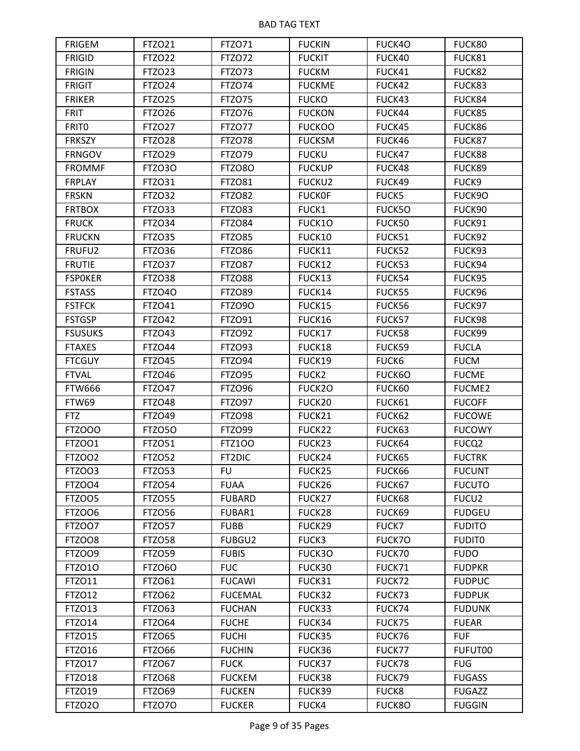| FRIGEM | FTZO21 | FTZO71 | FUCKIN | FUCK4O | FUCK80 |
|---|---|---|---|---|---|
| FRIGID | FTZO22 | FTZO72 | FUCKIT | FUCK40 | FUCK81 |
| FRIGIN | FTZO23 | FTZO73 | FUCKM | FUCK41 | FUCK82 |
| FRIGIT | FTZO24 | FTZO74 | FUCKME | FUCK42 | FUCK83 |
| FRIKER | FTZO25 | FTZO75 | FUCKO | FUCK43 | FUCK84 |
| FRIT | FTZO26 | FTZO76 | FUCKON | FUCK44 | FUCK85 |
| FRIT0 | FTZO27 | FTZO77 | FUCKOO | FUCK45 | FUCK86 |
| FRKSZY | FTZO28 | FTZO78 | FUCKSM | FUCK46 | FUCK87 |
| FRNGOV | FTZO29 | FTZO79 | FUCKU | FUCK47 | FUCK88 |
| FROMMF | FTZO3O | FTZO8O | FUCKUP | FUCK48 | FUCK89 |
| FRPLAY | FTZO31 | FTZO81 | FUCKU2 | FUCK49 | FUCK9 |
| FRSKN | FTZO32 | FTZO82 | FUCK0F | FUCK5 | FUCK9O |
| FRTBOX | FTZO33 | FTZO83 | FUCK1 | FUCK5O | FUCK90 |
| FRUCK | FTZO34 | FTZO84 | FUCK1O | FUCK50 | FUCK91 |
| FRUCKN | FTZO35 | FTZO85 | FUCK10 | FUCK51 | FUCK92 |
| FRUFU2 | FTZO36 | FTZO86 | FUCK11 | FUCK52 | FUCK93 |
| FRUTIE | FTZO37 | FTZO87 | FUCK12 | FUCK53 | FUCK94 |
| FSP0KER | FTZO38 | FTZO88 | FUCK13 | FUCK54 | FUCK95 |
| FSTASS | FTZO4O | FTZO89 | FUCK14 | FUCK55 | FUCK96 |
| FSTFCK | FTZO41 | FTZO9O | FUCK15 | FUCK56 | FUCK97 |
| FSTGSP | FTZO42 | FTZO91 | FUCK16 | FUCK57 | FUCK98 |
| FSUSUKS | FTZO43 | FTZO92 | FUCK17 | FUCK58 | FUCK99 |
| FTAXES | FTZO44 | FTZO93 | FUCK18 | FUCK59 | FUCLA |
| FTCGUY | FTZO45 | FTZO94 | FUCK19 | FUCK6 | FUCM |
| FTVAL | FTZO46 | FTZO95 | FUCK2 | FUCK6O | FUCME |
| FTW666 | FTZO47 | FTZO96 | FUCK2O | FUCK60 | FUCME2 |
| FTW69 | FTZO48 | FTZO97 | FUCK20 | FUCK61 | FUCOFF |
| FTZ | FTZO49 | FTZO98 | FUCK21 | FUCK62 | FUCOWE |
| FTZOOO | FTZO5O | FTZO99 | FUCK22 | FUCK63 | FUCOWY |
| FTZOO1 | FTZO51 | FTZ1OO | FUCK23 | FUCK64 | FUCQ2 |
| FTZOO2 | FTZO52 | FT2DIC | FUCK24 | FUCK65 | FUCTRK |
| FTZOO3 | FTZO53 | FU | FUCK25 | FUCK66 | FUCUNT |
| FTZOO4 | FTZO54 | FUAA | FUCK26 | FUCK67 | FUCUTO |
| FTZOO5 | FTZO55 | FUBARD | FUCK27 | FUCK68 | FUCU2 |
| FTZOO6 | FTZO56 | FUBAR1 | FUCK28 | FUCK69 | FUDGEU |
| FTZOO7 | FTZO57 | FUBB | FUCK29 | FUCK7 | FUDITO |
| FTZOO8 | FTZO58 | FUBGU2 | FUCK3 | FUCK7O | FUDIT0 |
| FTZOO9 | FTZO59 | FUBIS | FUCK3O | FUCK70 | FUDO |
| FTZO1O | FTZO6O | FUC | FUCK30 | FUCK71 | FUDPKR |
| FTZO11 | FTZO61 | FUCAWI | FUCK31 | FUCK72 | FUDPUC |
| FTZO12 | FTZO62 | FUCEMAL | FUCK32 | FUCK73 | FUDPUK |
| FTZO13 | FTZO63 | FUCHAN | FUCK33 | FUCK74 | FUDUNK |
| FTZO14 | FTZO64 | FUCHE | FUCK34 | FUCK75 | FUEAR |
| FTZO15 | FTZO65 | FUCHI | FUCK35 | FUCK76 | FUF |
| FTZO16 | FTZO66 | FUCHIN | FUCK36 | FUCK77 | FUFUT00 |
| FTZO17 | FTZO67 | FUCK | FUCK37 | FUCK78 | FUG |
| FTZO18 | FTZO68 | FUCKEM | FUCK38 | FUCK79 | FUGASS |
| FTZO19 | FTZO69 | FUCKEN | FUCK39 | FUCK8 | FUGAZZ |
| FTZO2O | FTZO7O | FUCKER | FUCK4 | FUCK8O | FUGGIN |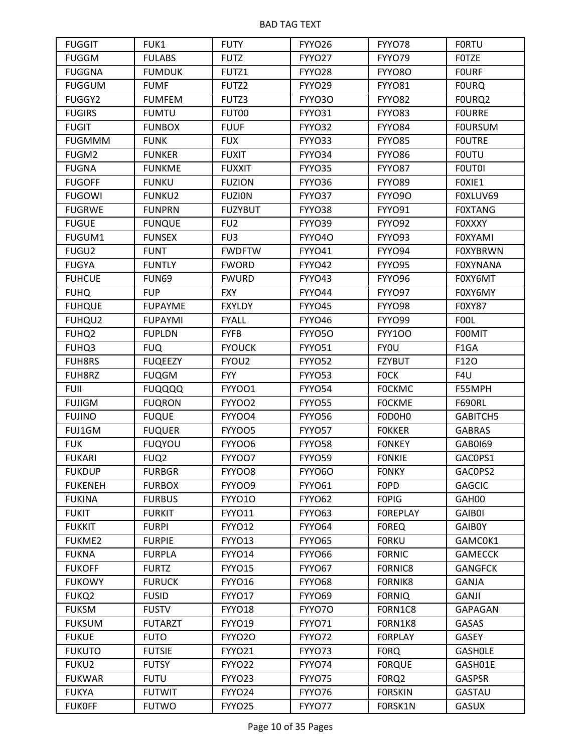BAD TAG TEXT

| FUGGIT | FUK1 | FUTY | FYYO26 | FYYO78 | F0RTU |
|---|---|---|---|---|---|
| FUGGM | FULABS | FUTZ | FYYO27 | FYYO79 | F0TZE |
| FUGGNA | FUMDUK | FUTZ1 | FYYO28 | FYYO8O | F0URF |
| FUGGUM | FUMF | FUTZ2 | FYYO29 | FYYO81 | F0URQ |
| FUGGY2 | FUMFEM | FUTZ3 | FYYO3O | FYYO82 | F0URQ2 |
| FUGIRS | FUMTU | FUT00 | FYYO31 | FYYO83 | F0URRE |
| FUGIT | FUNBOX | FUUF | FYYO32 | FYYO84 | F0URSUM |
| FUGMMM | FUNK | FUX | FYYO33 | FYYO85 | F0UTRE |
| FUGM2 | FUNKER | FUXIT | FYYO34 | FYYO86 | F0UTU |
| FUGNA | FUNKME | FUXXIT | FYYO35 | FYYO87 | F0UT0I |
| FUGOFF | FUNKU | FUZION | FYYO36 | FYYO89 | F0XIE1 |
| FUGOWI | FUNKU2 | FUZI0N | FYYO37 | FYYO9O | F0XLUV69 |
| FUGRWE | FUNPRN | FUZYBUT | FYYO38 | FYYO91 | F0XTANG |
| FUGUE | FUNQUE | FU2 | FYYO39 | FYYO92 | F0XXXY |
| FUGUM1 | FUNSEX | FU3 | FYYO4O | FYYO93 | F0XYAMI |
| FUGU2 | FUNT | FWDFTW | FYYO41 | FYYO94 | F0XYBRWN |
| FUGYA | FUNTLY | FWORD | FYYO42 | FYYO95 | F0XYNANA |
| FUHCUE | FUN69 | FWURD | FYYO43 | FYYO96 | F0XY6MT |
| FUHQ | FUP | FXY | FYYO44 | FYYO97 | F0XY6MY |
| FUHQUE | FUPAYME | FXYLDY | FYYO45 | FYYO98 | F0XY87 |
| FUHQU2 | FUPAYMI | FYALL | FYYO46 | FYYO99 | F00L |
| FUHQ2 | FUPLDN | FYFB | FYYO5O | FYY1OO | F00MIT |
| FUHQ3 | FUQ | FYOUCK | FYYO51 | FY0U | F1GA |
| FUH8RS | FUQEEZY | FYOU2 | FYYO52 | FZYBUT | F12O |
| FUH8RZ | FUQGM | FYY | FYYO53 | F0CK | F4U |
| FUII | FUQQQQ | FYYOO1 | FYYO54 | F0CKMC | F55MPH |
| FUJIGM | FUQRON | FYYOO2 | FYYO55 | F0CKME | F690RL |
| FUJINO | FUQUE | FYYOO4 | FYYO56 | F0D0H0 | GABITCH5 |
| FUJ1GM | FUQUER | FYYOO5 | FYYO57 | F0KKER | GABRAS |
| FUK | FUQYOU | FYYOO6 | FYYO58 | F0NKEY | GAB0I69 |
| FUKARI | FUQ2 | FYYOO7 | FYYO59 | F0NKIE | GAC0PS1 |
| FUKDUP | FURBGR | FYYOO8 | FYYO6O | F0NKY | GAC0PS2 |
| FUKENEH | FURBOX | FYYOO9 | FYYO61 | F0PD | GAGCIC |
| FUKINA | FURBUS | FYYO1O | FYYO62 | F0PIG | GAH00 |
| FUKIT | FURKIT | FYYO11 | FYYO63 | F0REPLAY | GAIB0I |
| FUKKIT | FURPI | FYYO12 | FYYO64 | F0REQ | GAIB0Y |
| FUKME2 | FURPIE | FYYO13 | FYYO65 | F0RKU | GAMC0K1 |
| FUKNA | FURPLA | FYYO14 | FYYO66 | F0RNIC | GAMECCK |
| FUKOFF | FURTZ | FYYO15 | FYYO67 | F0RNIC8 | GANGFCK |
| FUKOWY | FURUCK | FYYO16 | FYYO68 | F0RNIK8 | GANJA |
| FUKQ2 | FUSID | FYYO17 | FYYO69 | F0RNIQ | GANJI |
| FUKSM | FUSTV | FYYO18 | FYYO7O | F0RN1C8 | GAPAGAN |
| FUKSUM | FUTARZT | FYYO19 | FYYO71 | F0RN1K8 | GASAS |
| FUKUE | FUTO | FYYO2O | FYYO72 | F0RPLAY | GASEY |
| FUKUTO | FUTSIE | FYYO21 | FYYO73 | F0RQ | GASH0LE |
| FUKU2 | FUTSY | FYYO22 | FYYO74 | F0RQUE | GASH01E |
| FUKWAR | FUTU | FYYO23 | FYYO75 | F0RQ2 | GASPSR |
| FUKYA | FUTWIT | FYYO24 | FYYO76 | F0RSKIN | GASTAU |
| FUK0FF | FUTWO | FYYO25 | FYYO77 | F0RSK1N | GASUX |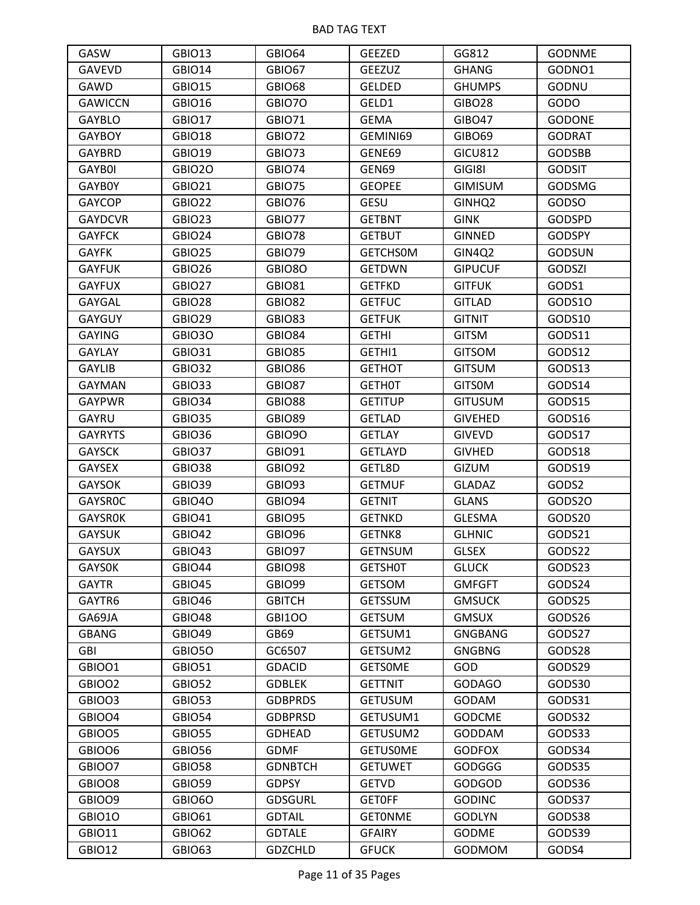BAD TAG TEXT

| GASW | GBIO13 | GBIO64 | GEEZED | GG812 | GODNME |
|---|---|---|---|---|---|
| GAVEVD | GBIO14 | GBIO67 | GEEZUZ | GHANG | GODNO1 |
| GAWD | GBIO15 | GBIO68 | GELDED | GHUMPS | GODNU |
| GAWICCN | GBIO16 | GBIO7O | GELD1 | GIBO28 | GODO |
| GAYBLO | GBIO17 | GBIO71 | GEMA | GIBO47 | GODONE |
| GAYBOY | GBIO18 | GBIO72 | GEMINI69 | GIBO69 | GODRAT |
| GAYBRD | GBIO19 | GBIO73 | GENE69 | GICU812 | GODSBB |
| GAYB0I | GBIO2O | GBIO74 | GEN69 | GIGI8I | GODSIT |
| GAYB0Y | GBIO21 | GBIO75 | GEOPEE | GIMISUM | GODSMG |
| GAYCOP | GBIO22 | GBIO76 | GESU | GINHQ2 | GODSO |
| GAYDCVR | GBIO23 | GBIO77 | GETBNT | GINK | GODSPD |
| GAYFCK | GBIO24 | GBIO78 | GETBUT | GINNED | GODSPY |
| GAYFK | GBIO25 | GBIO79 | GETCHS0M | GIN4Q2 | GODSUN |
| GAYFUK | GBIO26 | GBIO8O | GETDWN | GIPUCUF | GODSZI |
| GAYFUX | GBIO27 | GBIO81 | GETFKD | GITFUK | GODS1 |
| GAYGAL | GBIO28 | GBIO82 | GETFUC | GITLAD | GODS1O |
| GAYGUY | GBIO29 | GBIO83 | GETFUK | GITNIT | GODS10 |
| GAYING | GBIO3O | GBIO84 | GETHI | GITSM | GODS11 |
| GAYLAY | GBIO31 | GBIO85 | GETHI1 | GITSOM | GODS12 |
| GAYLIB | GBIO32 | GBIO86 | GETHOT | GITSUM | GODS13 |
| GAYMAN | GBIO33 | GBIO87 | GETH0T | GITS0M | GODS14 |
| GAYPWR | GBIO34 | GBIO88 | GETITUP | GITUSUM | GODS15 |
| GAYRU | GBIO35 | GBIO89 | GETLAD | GIVEHED | GODS16 |
| GAYRYTS | GBIO36 | GBIO9O | GETLAY | GIVEVD | GODS17 |
| GAYSCK | GBIO37 | GBIO91 | GETLAYD | GIVHED | GODS18 |
| GAYSEX | GBIO38 | GBIO92 | GETL8D | GIZUM | GODS19 |
| GAYSOK | GBIO39 | GBIO93 | GETMUF | GLADAZ | GODS2 |
| GAYSR0C | GBIO4O | GBIO94 | GETNIT | GLANS | GODS2O |
| GAYSR0K | GBIO41 | GBIO95 | GETNKD | GLESMA | GODS20 |
| GAYSUK | GBIO42 | GBIO96 | GETNK8 | GLHNIC | GODS21 |
| GAYSUX | GBIO43 | GBIO97 | GETNSUM | GLSEX | GODS22 |
| GAYS0K | GBIO44 | GBIO98 | GETSH0T | GLUCK | GODS23 |
| GAYTR | GBIO45 | GBIO99 | GETSOM | GMFGFT | GODS24 |
| GAYTR6 | GBIO46 | GBITCH | GETSSUM | GMSUCK | GODS25 |
| GA69JA | GBIO48 | GBI1OO | GETSUM | GMSUX | GODS26 |
| GBANG | GBIO49 | GB69 | GETSUM1 | GNGBANG | GODS27 |
| GBI | GBIO5O | GC6507 | GETSUM2 | GNGBNG | GODS28 |
| GBIOO1 | GBIO51 | GDACID | GETS0ME | GOD | GODS29 |
| GBIOO2 | GBIO52 | GDBLEK | GETTNIT | GODAGO | GODS30 |
| GBIOO3 | GBIO53 | GDBPRDS | GETUSUM | GODAM | GODS31 |
| GBIOO4 | GBIO54 | GDBPRSD | GETUSUM1 | GODCME | GODS32 |
| GBIOO5 | GBIO55 | GDHEAD | GETUSUM2 | GODDAM | GODS33 |
| GBIOO6 | GBIO56 | GDMF | GETUS0ME | GODFOX | GODS34 |
| GBIOO7 | GBIO58 | GDNBTCH | GETUWET | GODGGG | GODS35 |
| GBIOO8 | GBIO59 | GDPSY | GETVD | GODGOD | GODS36 |
| GBIOO9 | GBIO6O | GDSGURL | GET0FF | GODINC | GODS37 |
| GBIO1O | GBIO61 | GDTAIL | GET0NME | GODLYN | GODS38 |
| GBIO11 | GBIO62 | GDTALE | GFAIRY | GODME | GODS39 |
| GBIO12 | GBIO63 | GDZCHLD | GFUCK | GODMOM | GODS4 |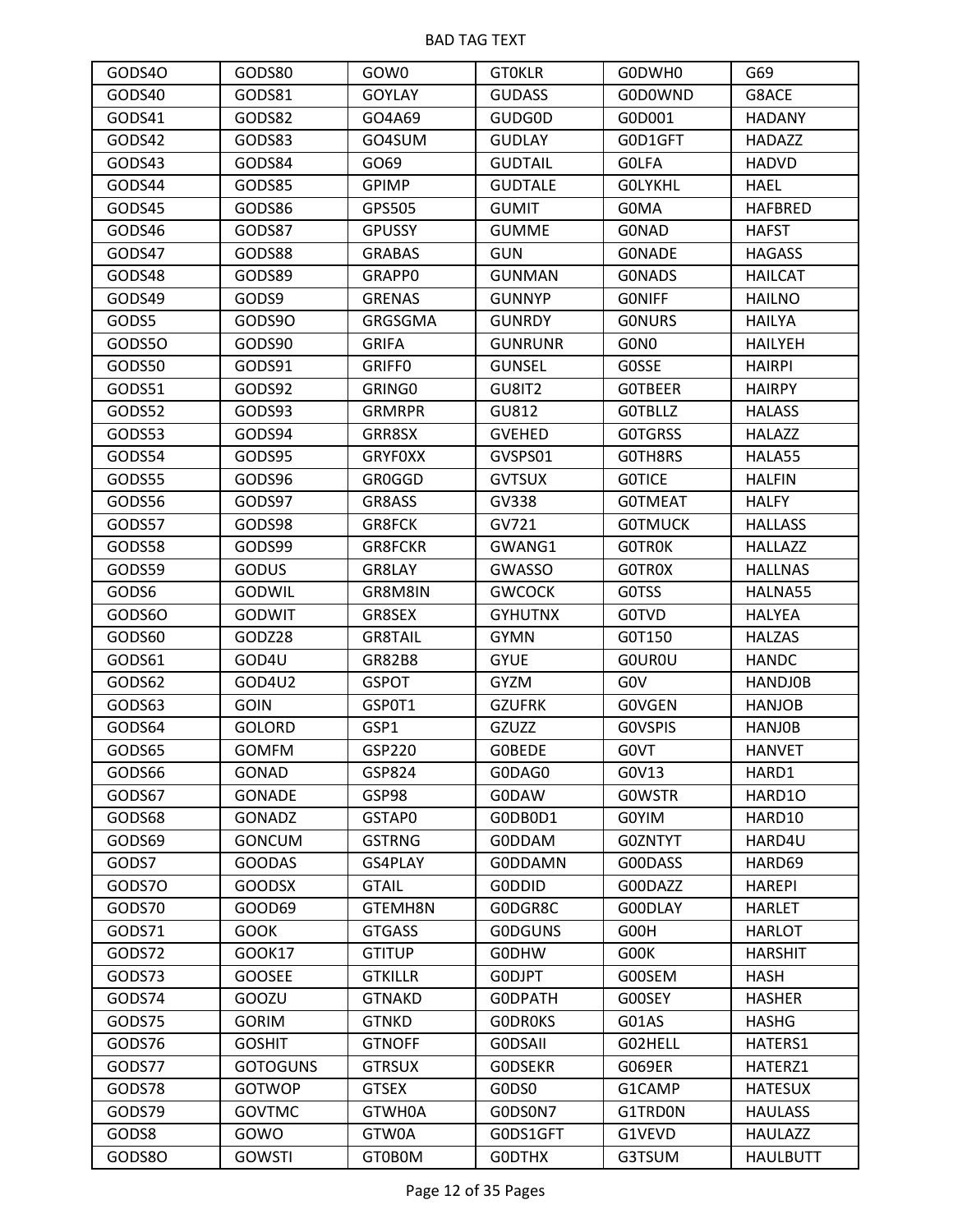| GODS4O | GODS80 | GOW0 | GT0KLR | G0DWH0 | G69 |
|---|---|---|---|---|---|
| GODS40 | GODS81 | GOYLAY | GUDASS | G0D0WND | G8ACE |
| GODS41 | GODS82 | GO4A69 | GUDG0D | G0D001 | HADANY |
| GODS42 | GODS83 | GO4SUM | GUDLAY | G0D1GFT | HADAZZ |
| GODS43 | GODS84 | GO69 | GUDTAIL | G0LFA | HADVD |
| GODS44 | GODS85 | GPIMP | GUDTALE | G0LYKHL | HAEL |
| GODS45 | GODS86 | GPS505 | GUMIT | G0MA | HAFBRED |
| GODS46 | GODS87 | GPUSSY | GUMME | G0NAD | HAFST |
| GODS47 | GODS88 | GRABAS | GUN | G0NADE | HAGASS |
| GODS48 | GODS89 | GRAPP0 | GUNMAN | G0NADS | HAILCAT |
| GODS49 | GODS9 | GRENAS | GUNNYP | G0NIFF | HAILNO |
| GODS5 | GODS9O | GRGSGMA | GUNRDY | G0NURS | HAILYA |
| GODS5O | GODS90 | GRIFA | GUNRUNR | G0N0 | HAILYEH |
| GODS50 | GODS91 | GRIFF0 | GUNSEL | G0SSE | HAIRPI |
| GODS51 | GODS92 | GRING0 | GU8IT2 | G0TBEER | HAIRPY |
| GODS52 | GODS93 | GRMRPR | GU812 | G0TBLLZ | HALASS |
| GODS53 | GODS94 | GRR8SX | GVEHED | G0TGRSS | HALAZZ |
| GODS54 | GODS95 | GRYF0XX | GVSPS01 | G0TH8RS | HALA55 |
| GODS55 | GODS96 | GR0GGD | GVTSUX | G0TICE | HALFIN |
| GODS56 | GODS97 | GR8ASS | GV338 | G0TMEAT | HALFY |
| GODS57 | GODS98 | GR8FCK | GV721 | G0TMUCK | HALLASS |
| GODS58 | GODS99 | GR8FCKR | GWANG1 | G0TR0K | HALLAZZ |
| GODS59 | GODUS | GR8LAY | GWASSO | G0TR0X | HALLNAS |
| GODS6 | GODWIL | GR8M8IN | GWCOCK | G0TSS | HALNA55 |
| GODS6O | GODWIT | GR8SEX | GYHUTNX | G0TVD | HALYEA |
| GODS60 | GODZ28 | GR8TAIL | GYMN | G0T150 | HALZAS |
| GODS61 | GOD4U | GR82B8 | GYUE | G0UR0U | HANDC |
| GODS62 | GOD4U2 | GSPOT | GYZM | G0V | HANDJ0B |
| GODS63 | GOIN | GSP0T1 | GZUFRK | G0VGEN | HANJOB |
| GODS64 | GOLORD | GSP1 | GZUZZ | G0VSPIS | HANJ0B |
| GODS65 | GOMFM | GSP220 | G0BEDE | G0VT | HANVET |
| GODS66 | GONAD | GSP824 | G0DAG0 | G0V13 | HARD1 |
| GODS67 | GONADE | GSP98 | G0DAW | G0WSTR | HARD1O |
| GODS68 | GONADZ | GSTAP0 | G0DB0D1 | G0YIM | HARD10 |
| GODS69 | GONCUM | GSTRNG | G0DDAM | G0ZNTYT | HARD4U |
| GODS7 | GOODAS | GS4PLAY | G0DDAMN | G00DASS | HARD69 |
| GODS7O | GOODSX | GTAIL | G0DDID | G00DAZZ | HAREPI |
| GODS70 | GOOD69 | GTEMH8N | G0DGR8C | G00DLAY | HARLET |
| GODS71 | GOOK | GTGASS | G0DGUNS | G00H | HARLOT |
| GODS72 | GOOK17 | GTITUP | G0DHW | G00K | HARSHIT |
| GODS73 | GOOSEE | GTKILLR | G0DJPT | G00SEM | HASH |
| GODS74 | GOOZU | GTNAKD | G0DPATH | G00SEY | HASHER |
| GODS75 | GORIM | GTNKD | G0DR0KS | G01AS | HASHG |
| GODS76 | GOSHIT | GTNOFF | G0DSAII | G02HELL | HATERS1 |
| GODS77 | GOTOGUNS | GTRSUX | G0DSEKR | G069ER | HATERZ1 |
| GODS78 | GOTWOP | GTSEX | G0DS0 | G1CAMP | HATESUX |
| GODS79 | GOVTMC | GTWH0A | G0DS0N7 | G1TRD0N | HAULASS |
| GODS8 | GOWO | GTW0A | G0DS1GFT | G1VEVD | HAULAZZ |
| GODS8O | GOWSTI | GT0B0M | G0DTHX | G3TSUM | HAULBUTT |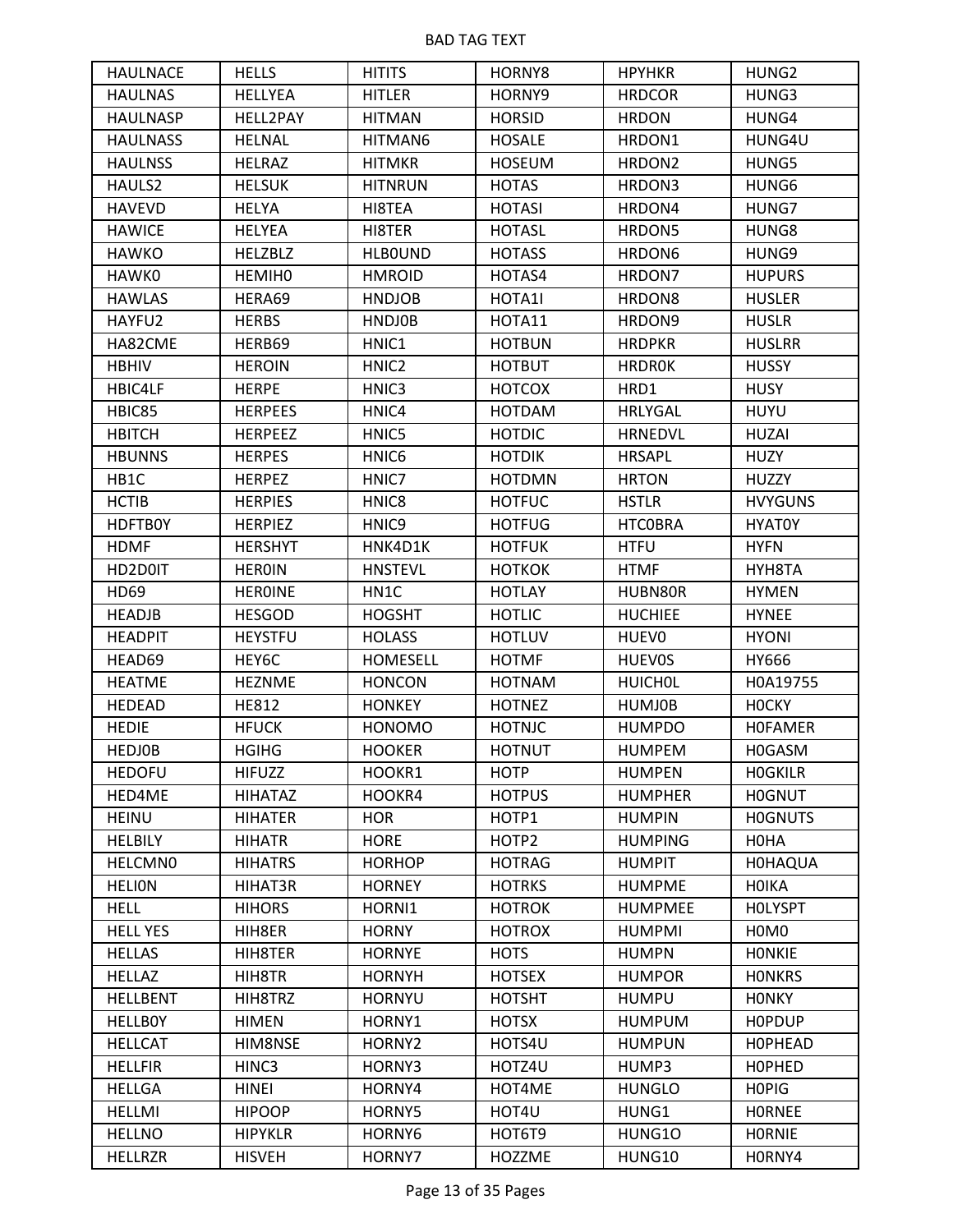| HAULNACE | HELLS | HITITS | HORNY8 | HPYHKR | HUNG2 |
|---|---|---|---|---|---|
| HAULNAS | HELLYEA | HITLER | HORNY9 | HRDCOR | HUNG3 |
| HAULNASP | HELL2PAY | HITMAN | HORSID | HRDON | HUNG4 |
| HAULNASS | HELNAL | HITMAN6 | HOSALE | HRDON1 | HUNG4U |
| HAULNSS | HELRAZ | HITMKR | HOSEUM | HRDON2 | HUNG5 |
| HAULS2 | HELSUK | HITNRUN | HOTAS | HRDON3 | HUNG6 |
| HAVEVD | HELYA | HI8TEA | HOTASI | HRDON4 | HUNG7 |
| HAWICE | HELYEA | HI8TER | HOTASL | HRDON5 | HUNG8 |
| HAWKO | HELZBLZ | HLB0UND | HOTASS | HRDON6 | HUNG9 |
| HAWK0 | HEMIH0 | HMROID | HOTAS4 | HRDON7 | HUPURS |
| HAWLAS | HERA69 | HNDJOB | HOTA1I | HRDON8 | HUSLER |
| HAYFU2 | HERBS | HNDJ0B | HOTA11 | HRDON9 | HUSLR |
| HA82CME | HERB69 | HNIC1 | HOTBUN | HRDPKR | HUSLRR |
| HBHIV | HEROIN | HNIC2 | HOTBUT | HRDR0K | HUSSY |
| HBIC4LF | HERPE | HNIC3 | HOTCOX | HRD1 | HUSY |
| HBIC85 | HERPEES | HNIC4 | HOTDAM | HRLYGAL | HUYU |
| HBITCH | HERPEEZ | HNIC5 | HOTDIC | HRNEDVL | HUZAI |
| HBUNNS | HERPES | HNIC6 | HOTDIK | HRSAPL | HUZY |
| HB1C | HERPEZ | HNIC7 | HOTDMN | HRTON | HUZZY |
| HCTIB | HERPIES | HNIC8 | HOTFUC | HSTLR | HVYGUNS |
| HDFTB0Y | HERPIEZ | HNIC9 | HOTFUG | HTC0BRA | HYAT0Y |
| HDMF | HERSHYT | HNK4D1K | HOTFUK | HTFU | HYFN |
| HD2D0IT | HER0IN | HNSTEVL | HOTKOK | HTMF | HYH8TA |
| HD69 | HER0INE | HN1C | HOTLAY | HUBN80R | HYMEN |
| HEADJB | HESGOD | HOGSHT | HOTLIC | HUCHIEE | HYNEE |
| HEADPIT | HEYSTFU | HOLASS | HOTLUV | HUEV0 | HYONI |
| HEAD69 | HEY6C | HOMESELL | HOTMF | HUEV0S | HY666 |
| HEATME | HEZNME | HONCON | HOTNAM | HUICH0L | H0A19755 |
| HEDEAD | HE812 | HONKEY | HOTNEZ | HUMJ0B | H0CKY |
| HEDIE | HFUCK | HONOMO | HOTNJC | HUMPDO | H0FAMER |
| HEDJ0B | HGIHG | HOOKER | HOTNUT | HUMPEM | H0GASM |
| HEDOFU | HIFUZZ | HOOKR1 | HOTP | HUMPEN | H0GKILR |
| HED4ME | HIHATAZ | HOOKR4 | HOTPUS | HUMPHER | H0GNUT |
| HEINU | HIHATER | HOR | HOTP1 | HUMPIN | H0GNUTS |
| HELBILY | HIHATR | HORE | HOTP2 | HUMPING | H0HA |
| HELCMN0 | HIHATRS | HORHOP | HOTRAG | HUMPIT | H0HAQUA |
| HELI0N | HIHAT3R | HORNEY | HOTRKS | HUMPME | H0IKA |
| HELL | HIHORS | HORNI1 | HOTROK | HUMPMEE | H0LYSPT |
| HELL YES | HIH8ER | HORNY | HOTROX | HUMPMI | H0M0 |
| HELLAS | HIH8TER | HORNYE | HOTS | HUMPN | H0NKIE |
| HELLAZ | HIH8TR | HORNYH | HOTSEX | HUMPOR | H0NKRS |
| HELLBENT | HIH8TRZ | HORNYU | HOTSHT | HUMPU | H0NKY |
| HELLB0Y | HIMEN | HORNY1 | HOTSX | HUMPUM | H0PDUP |
| HELLCAT | HIM8NSE | HORNY2 | HOTS4U | HUMPUN | H0PHEAD |
| HELLFIR | HINC3 | HORNY3 | HOTZ4U | HUMP3 | H0PHED |
| HELLGA | HINEI | HORNY4 | HOT4ME | HUNGLO | H0PIG |
| HELLMI | HIPOOP | HORNY5 | HOT4U | HUNG1 | H0RNEE |
| HELLNO | HIPYKLR | HORNY6 | HOT6T9 | HUNG1O | H0RNIE |
| HELLRZR | HISVEH | HORNY7 | HOZZME | HUNG10 | H0RNY4 |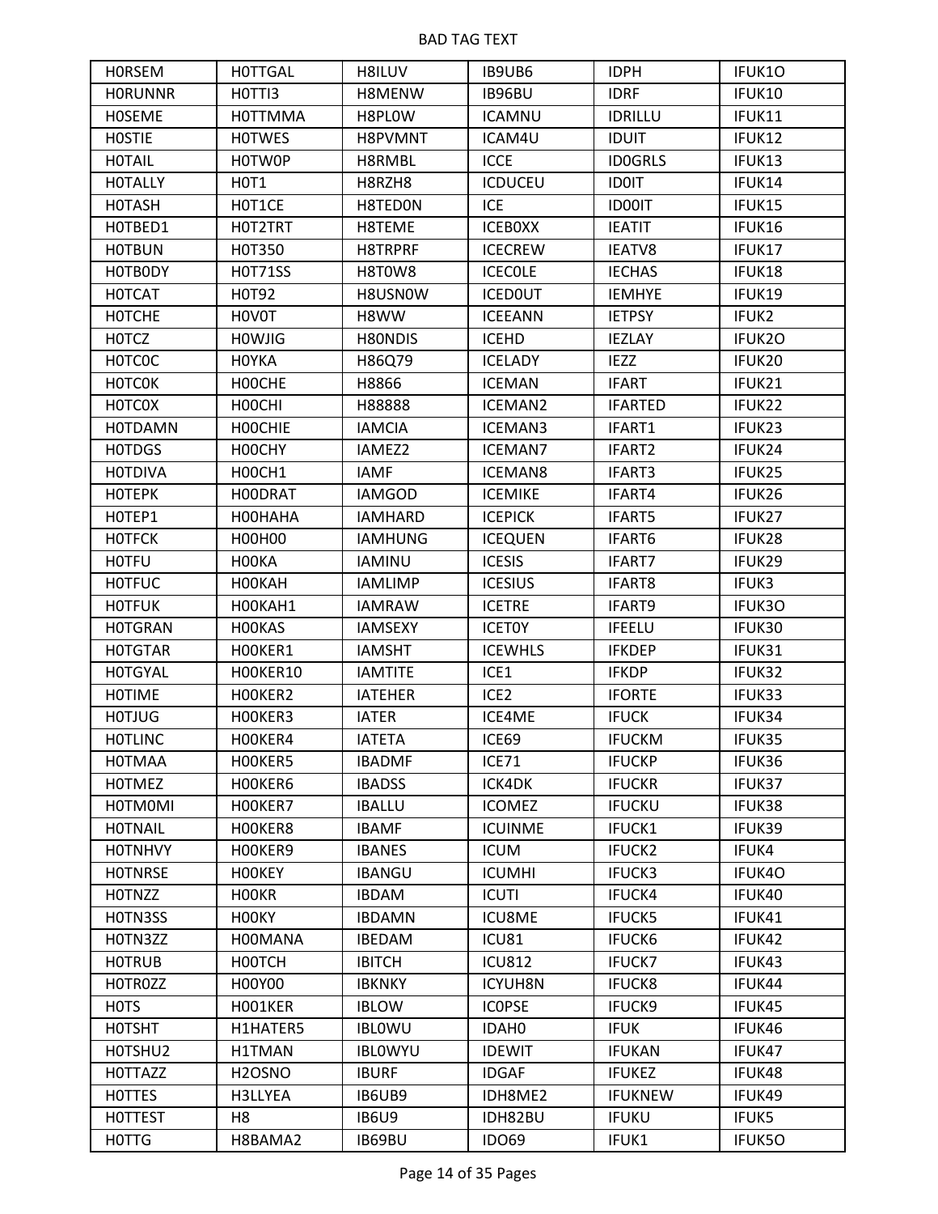| HORSEM | HOTTGAL | H8ILUV | IB9UB6 | IDPH | IFUK1O |
|---|---|---|---|---|---|
| HORUNNR | HOTTI3 | H8MENW | IB96BU | IDRF | IFUK10 |
| HOSEME | HOTTMMA | H8PL0W | ICAMNU | IDRILLU | IFUK11 |
| HOSTIE | HOTWES | H8PVMNT | ICAM4U | IDUIT | IFUK12 |
| HOTAIL | HOTW0P | H8RMBL | ICCE | ID0GRLS | IFUK13 |
| HOTALLY | HOT1 | H8RZH8 | ICDUCEU | ID0IT | IFUK14 |
| HOTASH | HOT1CE | H8TED0N | ICE | ID00IT | IFUK15 |
| HOTBED1 | HOT2TRT | H8TEME | ICEB0XX | IEATIT | IFUK16 |
| HOTBUN | HOT350 | H8TRPRF | ICECREW | IEATV8 | IFUK17 |
| HOTB0DY | HOT71SS | H8T0W8 | ICECOLE | IECHAS | IFUK18 |
| HOTCAT | HOT92 | H8USN0W | ICED0UT | IEMHYE | IFUK19 |
| HOTCHE | HOV0T | H8WW | ICEEANN | IETPSY | IFUK2 |
| HOTCZ | HOWJIG | H80NDIS | ICEHD | IEZLAY | IFUK2O |
| HOTC0C | HOYKA | H86Q79 | ICELADY | IEZZ | IFUK20 |
| HOTC0K | HOOCHE | H8866 | ICEMAN | IFART | IFUK21 |
| HOTC0X | HOOCHI | H88888 | ICEMAN2 | IFARTED | IFUK22 |
| HOTDAMN | HOOCHIE | IAMCIA | ICEMAN3 | IFART1 | IFUK23 |
| HOTDGS | HOOCHY | IAMEZ2 | ICEMAN7 | IFART2 | IFUK24 |
| HOTDIVA | HOOCH1 | IAMF | ICEMAN8 | IFART3 | IFUK25 |
| HOTEPK | HOODRAT | IAMGOD | ICEMIKE | IFART4 | IFUK26 |
| HOTEP1 | HOOHAHA | IAMHARD | ICEPICK | IFART5 | IFUK27 |
| HOTFCK | H00H00 | IAMHUNG | ICEQUEN | IFART6 | IFUK28 |
| HOTFU | HOOKA | IAMINU | ICESIS | IFART7 | IFUK29 |
| HOTFUC | HOOKAH | IAMLIMP | ICESIUS | IFART8 | IFUK3 |
| HOTFUK | HOOKAH1 | IAMRAW | ICETRE | IFART9 | IFUK3O |
| HOTGRAN | HOOKAS | IAMSEXY | ICET0Y | IFEELU | IFUK30 |
| HOTGTAR | HOOKER1 | IAMSHT | ICEWHLS | IFKDEP | IFUK31 |
| HOTGYAL | HOOKER10 | IAMTITE | ICE1 | IFKDP | IFUK32 |
| HOTIME | HOOKER2 | IATEHER | ICE2 | IFORTE | IFUK33 |
| HOTJUG | HOOKER3 | IATER | ICE4ME | IFUCK | IFUK34 |
| HOTLINC | HOOKER4 | IATETA | ICE69 | IFUCKM | IFUK35 |
| HOTMAA | HOOKER5 | IBADMF | ICE71 | IFUCKP | IFUK36 |
| HOTMEZ | HOOKER6 | IBADSS | ICK4DK | IFUCKR | IFUK37 |
| HOTM0MI | HOOKER7 | IBALLU | ICOMEZ | IFUCKU | IFUK38 |
| HOTNAIL | HOOKER8 | IBAMF | ICUINME | IFUCK1 | IFUK39 |
| HOTNHVY | HOOKER9 | IBANES | ICUM | IFUCK2 | IFUK4 |
| HOTNRSE | HOOKEY | IBANGU | ICUMHI | IFUCK3 | IFUK4O |
| HOTNZZ | HOOKR | IBDAM | ICUTI | IFUCK4 | IFUK40 |
| HOTN3SS | HOOKY | IBDAMN | ICU8ME | IFUCK5 | IFUK41 |
| HOTN3ZZ | HOOMANA | IBEDAM | ICU81 | IFUCK6 | IFUK42 |
| HOTRUB | HOOTCH | IBITCH | ICU812 | IFUCK7 | IFUK43 |
| HOTR0ZZ | H00Y00 | IBKNKY | ICYUH8N | IFUCK8 | IFUK44 |
| HOTS | HO01KER | IBLOW | IC0PSE | IFUCK9 | IFUK45 |
| HOTSHT | H1HATER5 | IBL0WU | IDAH0 | IFUK | IFUK46 |
| HOTSHU2 | H1TMAN | IBL0WYU | IDEWIT | IFUKAN | IFUK47 |
| HOTTAZZ | H2OSNO | IBURF | IDGAF | IFUKEZ | IFUK48 |
| HOTTES | H3LLYEA | IB6UB9 | IDH8ME2 | IFUKNEW | IFUK49 |
| HOTTEST | H8 | IB6U9 | IDH82BU | IFUKU | IFUK5 |
| HOTTG | H8BAMA2 | IB69BU | IDO69 | IFUK1 | IFUK5O |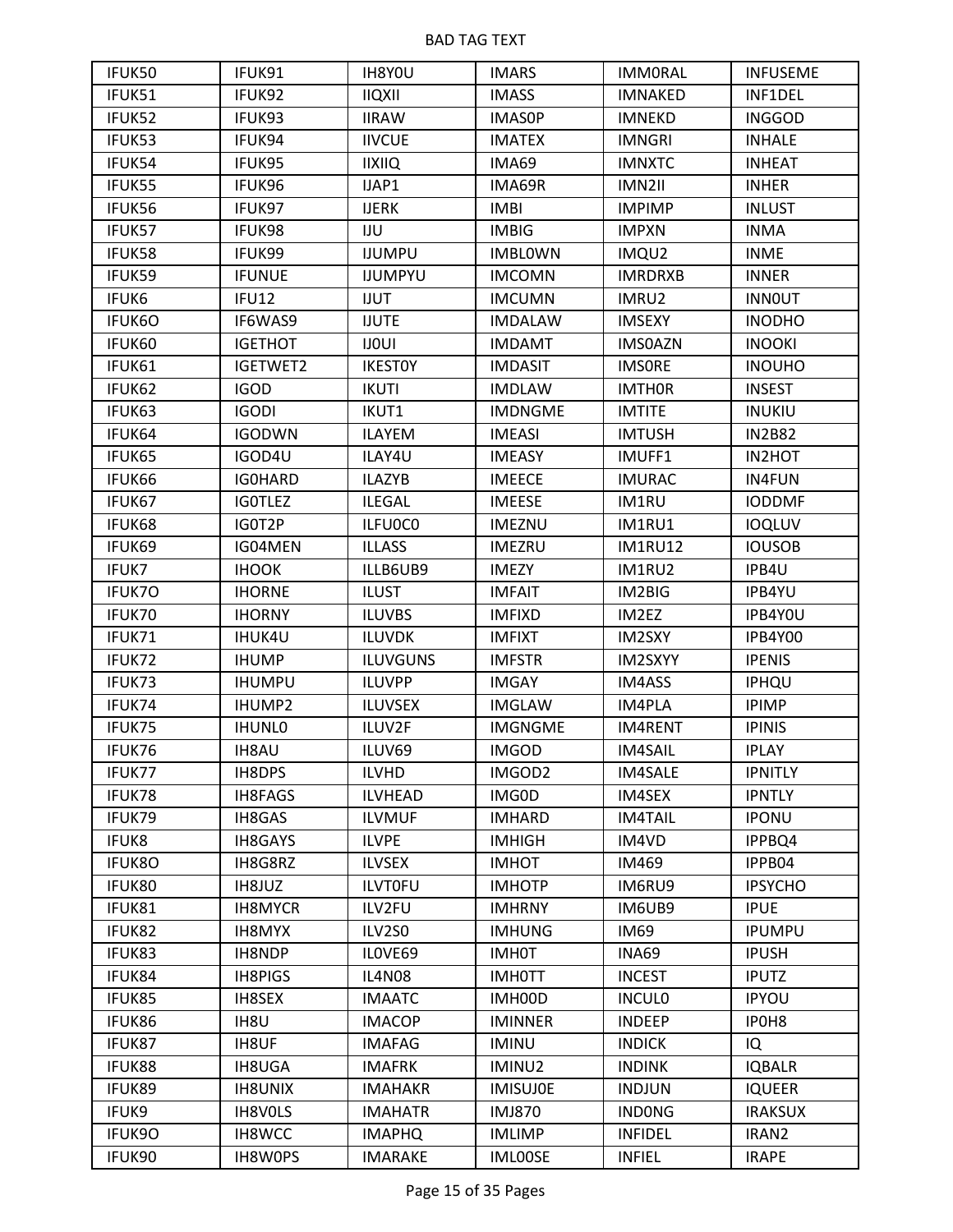| IFUK50 | IFUK91 | IH8Y0U | IMARS | IMM0RAL | INFUSEME |
|---|---|---|---|---|---|
| IFUK51 | IFUK92 | IIQXII | IMASS | IMNAKED | INF1DEL |
| IFUK52 | IFUK93 | IIRAW | IMAS0P | IMNEKD | INGGOD |
| IFUK53 | IFUK94 | IIVCUE | IMATEX | IMNGRI | INHALE |
| IFUK54 | IFUK95 | IIXIIQ | IMA69 | IMNXTC | INHEAT |
| IFUK55 | IFUK96 | IJAP1 | IMA69R | IMN2II | INHER |
| IFUK56 | IFUK97 | IJERK | IMBI | IMPIMP | INLUST |
| IFUK57 | IFUK98 | IJU | IMBIG | IMPXN | INMA |
| IFUK58 | IFUK99 | IJUMPU | IMBL0WN | IMQU2 | INME |
| IFUK59 | IFUNUE | IJUMPYU | IMCOMN | IMRDRXB | INNER |
| IFUK6 | IFU12 | IJUT | IMCUMN | IMRU2 | INN0UT |
| IFUK6O | IF6WAS9 | IJUTE | IMDALAW | IMSEXY | INODHO |
| IFUK60 | IGETHOT | IJ0UI | IMDAMT | IMS0AZN | INOOKI |
| IFUK61 | IGETWET2 | IKEST0Y | IMDASIT | IMS0RE | INOUHO |
| IFUK62 | IGOD | IKUTI | IMDLAW | IMTH0R | INSEST |
| IFUK63 | IGODI | IKUT1 | IMDNGME | IMTITE | INUKIU |
| IFUK64 | IGODWN | ILAYEM | IMEASI | IMTUSH | IN2B82 |
| IFUK65 | IGOD4U | ILAY4U | IMEASY | IMUFF1 | IN2HOT |
| IFUK66 | IG0HARD | ILAZYB | IMEECE | IMURAC | IN4FUN |
| IFUK67 | IG0TLEZ | ILEGAL | IMEESE | IM1RU | IODDMF |
| IFUK68 | IG0T2P | ILFU0C0 | IMEZNU | IM1RU1 | IOQLUV |
| IFUK69 | IG04MEN | ILLASS | IMEZRU | IM1RU12 | IOUSOB |
| IFUK7 | IHOOK | ILLB6UB9 | IMEZY | IM1RU2 | IPB4U |
| IFUK7O | IHORNE | ILUST | IMFAIT | IM2BIG | IPB4YU |
| IFUK70 | IHORNY | ILUVBS | IMFIXD | IM2EZ | IPB4Y0U |
| IFUK71 | IHUK4U | ILUVDK | IMFIXT | IM2SXY | IPB4Y00 |
| IFUK72 | IHUMP | ILUVGUNS | IMFSTR | IM2SXYY | IPENIS |
| IFUK73 | IHUMPU | ILUVPP | IMGAY | IM4ASS | IPHQU |
| IFUK74 | IHUMP2 | ILUVSEX | IMGLAW | IM4PLA | IPIMP |
| IFUK75 | IHUNL0 | ILUV2F | IMGNGME | IM4RENT | IPINIS |
| IFUK76 | IH8AU | ILUV69 | IMGOD | IM4SAIL | IPLAY |
| IFUK77 | IH8DPS | ILVHD | IMGOD2 | IM4SALE | IPNITLY |
| IFUK78 | IH8FAGS | ILVHEAD | IMG0D | IM4SEX | IPNTLY |
| IFUK79 | IH8GAS | ILVMUF | IMHARD | IM4TAIL | IPONU |
| IFUK8 | IH8GAYS | ILVPE | IMHIGH | IM4VD | IPPBQ4 |
| IFUK8O | IH8G8RZ | ILVSEX | IMHOT | IM469 | IPPB04 |
| IFUK80 | IH8JUZ | ILVT0FU | IMHOTP | IM6RU9 | IPSYCHO |
| IFUK81 | IH8MYCR | ILV2FU | IMHRNY | IM6UB9 | IPUE |
| IFUK82 | IH8MYX | ILV2S0 | IMHUNG | IM69 | IPUMPU |
| IFUK83 | IH8NDP | IL0VE69 | IMH0T | INA69 | IPUSH |
| IFUK84 | IH8PIGS | IL4N08 | IMH0TT | INCEST | IPUTZ |
| IFUK85 | IH8SEX | IMAATC | IMH00D | INCUL0 | IPYOU |
| IFUK86 | IH8U | IMACOP | IMINNER | INDEEP | IP0H8 |
| IFUK87 | IH8UF | IMAFAG | IMINU | INDICK | IQ |
| IFUK88 | IH8UGA | IMAFRK | IMINU2 | INDINK | IQBALR |
| IFUK89 | IH8UNIX | IMAHAKR | IMISUJ0E | INDJUN | IQUEER |
| IFUK9 | IH8V0LS | IMAHATR | IMJ870 | IND0NG | IRAKSUX |
| IFUK9O | IH8WCC | IMAPHQ | IMLIMP | INFIDEL | IRAN2 |
| IFUK90 | IH8W0PS | IMARAKE | IML00SE | INFIEL | IRAPE |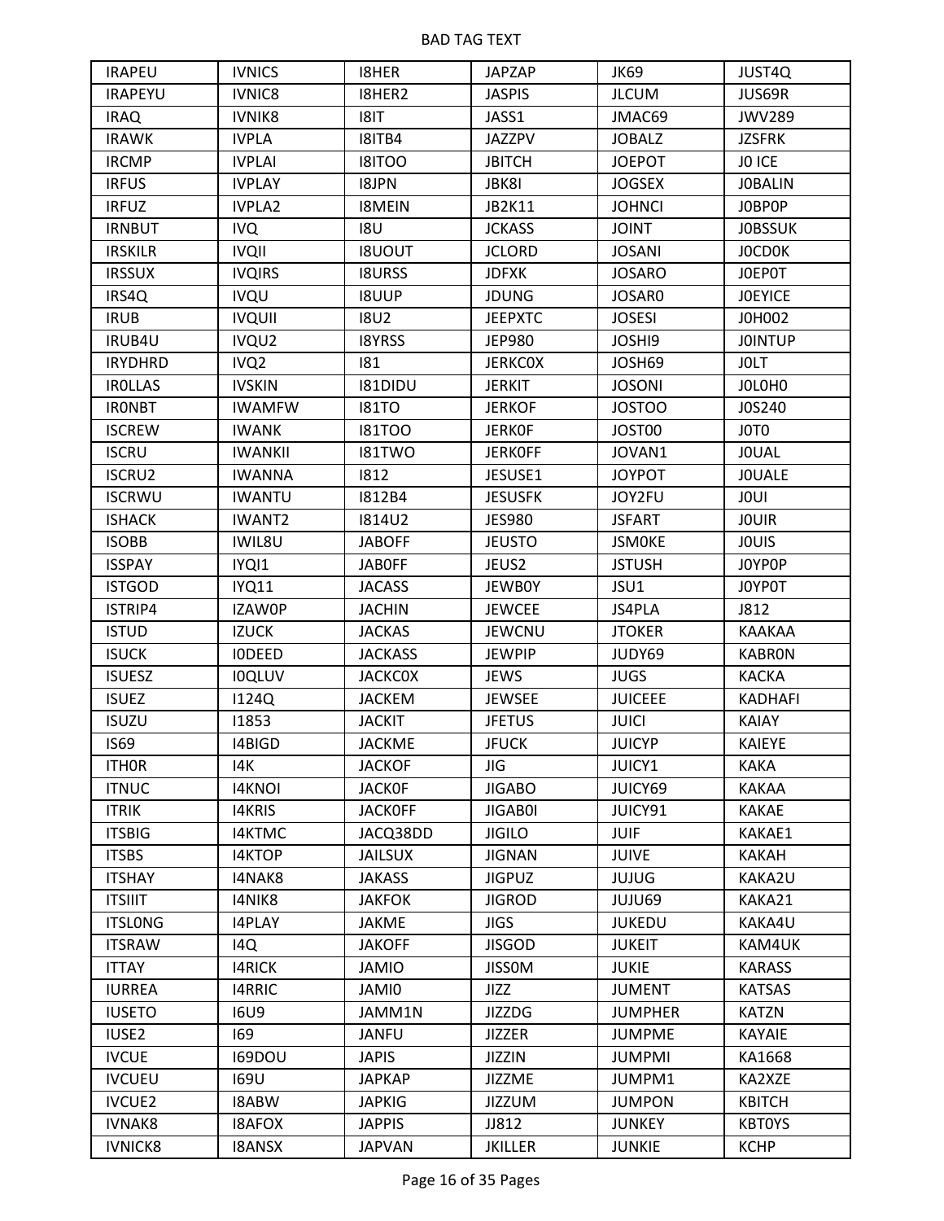| IRAPEU | IVNICS | I8HER | JAPZAP | JK69 | JUST4Q |
|---|---|---|---|---|---|
| IRAPEYU | IVNIC8 | I8HER2 | JASPIS | JLCUM | JUS69R |
| IRAQ | IVNIK8 | I8IT | JASS1 | JMAC69 | JWV289 |
| IRAWK | IVPLA | I8ITB4 | JAZZPV | JOBALZ | JZSFRK |
| IRCMP | IVPLAI | I8ITOO | JBITCH | JOEPOT | J0 ICE |
| IRFUS | IVPLAY | I8JPN | JBK8I | JOGSEX | J0BALIN |
| IRFUZ | IVPLA2 | I8MEIN | JB2K11 | JOHNCI | J0BP0P |
| IRNBUT | IVQ | I8U | JCKASS | JOINT | J0BSSUK |
| IRSKILR | IVQII | I8UOUT | JCLORD | JOSANI | J0CD0K |
| IRSSUX | IVQIRS | I8URSS | JDFXK | JOSARO | J0EP0T |
| IRS4Q | IVQU | I8UUP | JDUNG | JOSAR0 | J0EYICE |
| IRUB | IVQUII | I8U2 | JEEPXTC | JOSESI | J0H002 |
| IRUB4U | IVQU2 | I8YRSS | JEP980 | JOSHI9 | J0INTUP |
| IRYDHRD | IVQ2 | I81 | JERKC0X | JOSH69 | J0LT |
| IR0LLAS | IVSKIN | I81DIDU | JERKIT | JOSONI | J0L0H0 |
| IR0NBT | IWAMFW | I81TO | JERKOF | JOSTOO | J0S240 |
| ISCREW | IWANK | I81TOO | JERK0F | JOST00 | J0T0 |
| ISCRU | IWANKII | I81TWO | JERK0FF | JOVAN1 | J0UAL |
| ISCRU2 | IWANNA | I812 | JESUSE1 | JOYPOT | J0UALE |
| ISCRWU | IWANTU | I812B4 | JESUSFK | JOY2FU | J0UI |
| ISHACK | IWANT2 | I814U2 | JES980 | JSFART | J0UIR |
| ISOBB | IWIL8U | JABOFF | JEUSTO | JSM0KE | J0UIS |
| ISSPAY | IYQI1 | JAB0FF | JEUS2 | JSTUSH | J0YP0P |
| ISTGOD | IYQ11 | JACASS | JEWB0Y | JSU1 | J0YP0T |
| ISTRIP4 | IZAW0P | JACHIN | JEWCEE | JS4PLA | J812 |
| ISTUD | IZUCK | JACKAS | JEWCNU | JTOKER | KAAKAA |
| ISUCK | I0DEED | JACKASS | JEWPIP | JUDY69 | KABR0N |
| ISUESZ | I0QLUV | JACKC0X | JEWS | JUGS | KACKA |
| ISUEZ | I124Q | JACKEM | JEWSEE | JUICEEE | KADHAFI |
| ISUZU | I1853 | JACKIT | JFETUS | JUICI | KAIAY |
| IS69 | I4BIGD | JACKME | JFUCK | JUICYP | KAIEYE |
| ITH0R | I4K | JACKOF | JIG | JUICY1 | KAKA |
| ITNUC | I4KNOI | JACK0F | JIGABO | JUICY69 | KAKAA |
| ITRIK | I4KRIS | JACK0FF | JIGAB0I | JUICY91 | KAKAE |
| ITSBIG | I4KTMC | JACQ38DD | JIGILO | JUIF | KAKAE1 |
| ITSBS | I4KTOP | JAILSUX | JIGNAN | JUIVE | KAKAH |
| ITSHAY | I4NAK8 | JAKASS | JIGPUZ | JUJUG | KAKA2U |
| ITSIIIT | I4NIK8 | JAKFOK | JIGROD | JUJU69 | KAKA21 |
| ITSL0NG | I4PLAY | JAKME | JIGS | JUKEDU | KAKA4U |
| ITSRAW | I4Q | JAKOFF | JISGOD | JUKEIT | KAM4UK |
| ITTAY | I4RICK | JAMIO | JISS0M | JUKIE | KARASS |
| IURREA | I4RRIC | JAMI0 | JIZZ | JUMENT | KATSAS |
| IUSETO | I6U9 | JAMM1N | JIZZDG | JUMPHER | KATZN |
| IUSE2 | I69 | JANFU | JIZZER | JUMPME | KAYAIE |
| IVCUE | I69DOU | JAPIS | JIZZIN | JUMPMI | KA1668 |
| IVCUEU | I69U | JAPKAP | JIZZME | JUMPM1 | KA2XZE |
| IVCUE2 | I8ABW | JAPKIG | JIZZUM | JUMPON | KBITCH |
| IVNAK8 | I8AFOX | JAPPIS | JJ812 | JUNKEY | KBT0YS |
| IVNICK8 | I8ANSX | JAPVAN | JKILLER | JUNKIE | KCHP |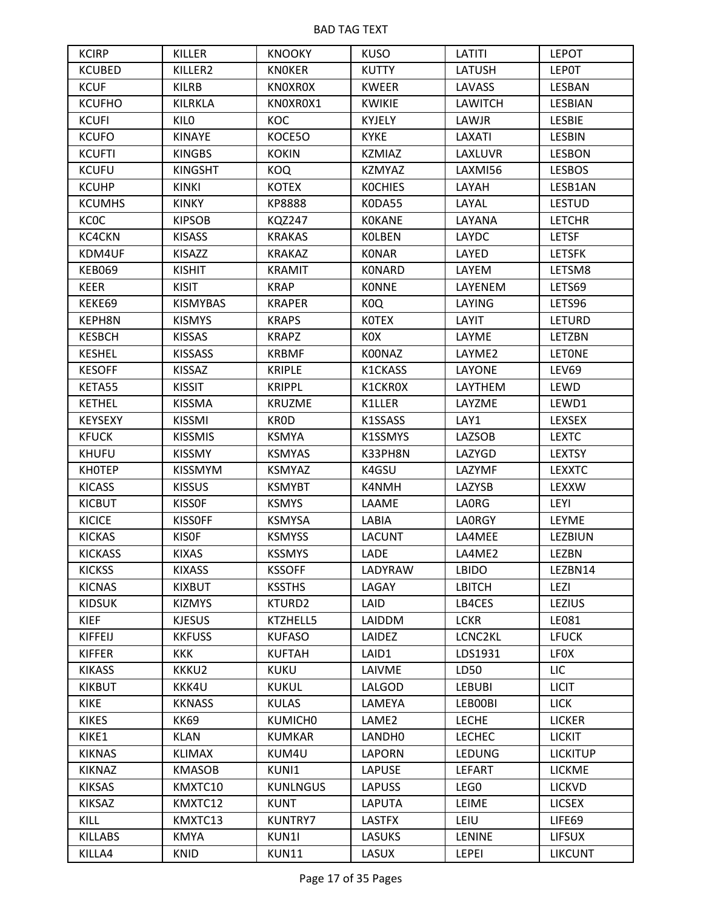# BAD TAG TEXT

| KCIRP | KILLER | KNOOKY | KUSO | LATITI | LEPOT |
|---|---|---|---|---|---|
| KCUBED | KILLER2 | KN0KER | KUTTY | LATUSH | LEP0T |
| KCUF | KILRB | KN0XR0X | KWEER | LAVASS | LESBAN |
| KCUFHO | KILRKLA | KN0XR0X1 | KWIKIE | LAWITCH | LESBIAN |
| KCUFI | KIL0 | KOC | KYJELY | LAWJR | LESBIE |
| KCUFO | KINAYE | KOCE5O | KYKE | LAXATI | LESBIN |
| KCUFTI | KINGBS | KOKIN | KZMIAZ | LAXLUVR | LESBON |
| KCUFU | KINGSHT | KOQ | KZMYAZ | LAXMI56 | LESBOS |
| KCUHP | KINKI | KOTEX | K0CHIES | LAYAH | LESB1AN |
| KCUMHS | KINKY | KP8888 | K0DA55 | LAYAL | LESTUD |
| KC0C | KIPSOB | KQZ247 | K0KANE | LAYANA | LETCHR |
| KC4CKN | KISASS | KRAKAS | K0LBEN | LAYDC | LETSF |
| KDM4UF | KISAZZ | KRAKAZ | K0NAR | LAYED | LETSFK |
| KEB069 | KISHIT | KRAMIT | K0NARD | LAYEM | LETSM8 |
| KEER | KISIT | KRAP | K0NNE | LAYENEM | LETS69 |
| KEKE69 | KISMYBAS | KRAPER | K0Q | LAYING | LETS96 |
| KEPH8N | KISMYS | KRAPS | K0TEX | LAYIT | LETURD |
| KESBCH | KISSAS | KRAPZ | K0X | LAYME | LETZBN |
| KESHEL | KISSASS | KRBMF | K00NAZ | LAYME2 | LET0NE |
| KESOFF | KISSAZ | KRIPLE | K1CKASS | LAYONE | LEV69 |
| KETA55 | KISSIT | KRIPPL | K1CKR0X | LAYTHEM | LEWD |
| KETHEL | KISSMA | KRUZME | K1LLER | LAYZME | LEWD1 |
| KEYSEXY | KISSMI | KR0D | K1SSASS | LAY1 | LEXSEX |
| KFUCK | KISSMIS | KSMYA | K1SSMYS | LAZSOB | LEXTC |
| KHUFU | KISSMY | KSMYAS | K33PH8N | LAZYGD | LEXTSY |
| KH0TEP | KISSMYM | KSMYAZ | K4GSU | LAZYMF | LEXXTC |
| KICASS | KISSUS | KSMYBT | K4NMH | LAZYSB | LEXXW |
| KICBUT | KISS0F | KSMYS | LAAME | LA0RG | LEYI |
| KICICE | KISS0FF | KSMYSA | LABIA | LA0RGY | LEYME |
| KICKAS | KIS0F | KSMYSS | LACUNT | LA4MEE | LEZBIUN |
| KICKASS | KIXAS | KSSMYS | LADE | LA4ME2 | LEZBN |
| KICKSS | KIXASS | KSSOFF | LADYRAW | LBIDO | LEZBN14 |
| KICNAS | KIXBUT | KSSTHS | LAGAY | LBITCH | LEZI |
| KIDSUK | KIZMYS | KTURD2 | LAID | LB4CES | LEZIUS |
| KIEF | KJESUS | KTZHELL5 | LAIDDM | LCKR | LE081 |
| KIFFEIJ | KKFUSS | KUFASO | LAIDEZ | LCNC2KL | LFUCK |
| KIFFER | KKK | KUFTAH | LAID1 | LDS1931 | LF0X |
| KIKASS | KKKU2 | KUKU | LAIVME | LD50 | LIC |
| KIKBUT | KKK4U | KUKUL | LALGOD | LEBUBI | LICIT |
| KIKE | KKNASS | KULAS | LAMEYA | LEB00BI | LICK |
| KIKES | KK69 | KUMICH0 | LAME2 | LECHE | LICKER |
| KIKE1 | KLAN | KUMKAR | LANDH0 | LECHEC | LICKIT |
| KIKNAS | KLIMAX | KUM4U | LAPORN | LEDUNG | LICKITUP |
| KIKNAZ | KMASOB | KUNI1 | LAPUSE | LEFART | LICKME |
| KIKSAS | KMXTC10 | KUNLNGUS | LAPUSS | LEG0 | LICKVD |
| KIKSAZ | KMXTC12 | KUNT | LAPUTA | LEIME | LICSEX |
| KILL | KMXTC13 | KUNTRY7 | LASTFX | LEIU | LIFE69 |
| KILLABS | KMYA | KUN1I | LASUKS | LENINE | LIFSUX |
| KILLA4 | KNID | KUN11 | LASUX | LEPEI | LIKCUNT |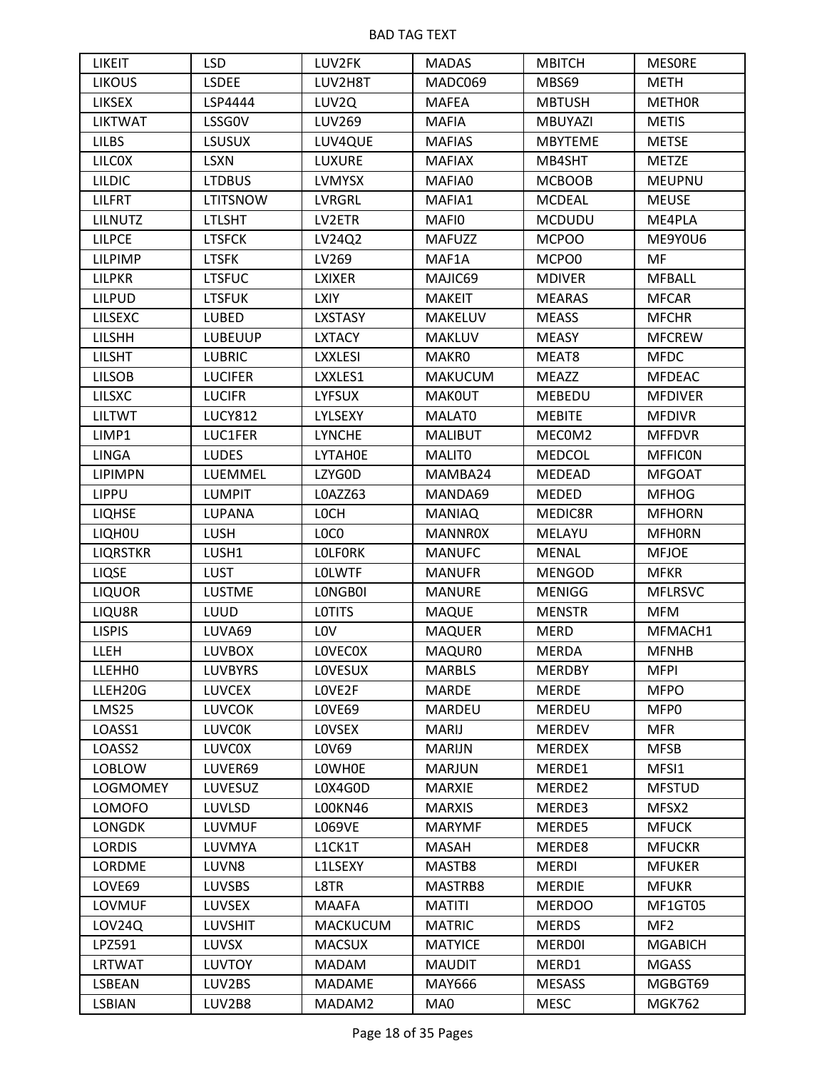| LIKEIT | LSD | LUV2FK | MADAS | MBITCH | MES0RE |
|---|---|---|---|---|---|
| LIKOUS | LSDEE | LUV2H8T | MADC069 | MBS69 | METH |
| LIKSEX | LSP4444 | LUV2Q | MAFEA | MBTUSH | METH0R |
| LIKTWAT | LSSG0V | LUV269 | MAFIA | MBUYAZI | METIS |
| LILBS | LSUSUX | LUV4QUE | MAFIAS | MBYTEME | METSE |
| LILC0X | LSXN | LUXURE | MAFIAX | MB4SHT | METZE |
| LILDIC | LTDBUS | LVMYSX | MAFIA0 | MCBOOB | MEUPNU |
| LILFRT | LTITSNOW | LVRGRL | MAFIA1 | MCDEAL | MEUSE |
| LILNUTZ | LTLSHT | LV2ETR | MAFI0 | MCDUDU | ME4PLA |
| LILPCE | LTSFCK | LV24Q2 | MAFUZZ | MCPOO | ME9Y0U6 |
| LILPIMP | LTSFK | LV269 | MAF1A | MCPO0 | MF |
| LILPKR | LTSFUC | LXIXER | MAJIC69 | MDIVER | MFBALL |
| LILPUD | LTSFUK | LXIY | MAKEIT | MEARAS | MFCAR |
| LILSEXC | LUBED | LXSTASY | MAKELUV | MEASS | MFCHR |
| LILSHH | LUBEUUP | LXTACY | MAKLUV | MEASY | MFCREW |
| LILSHT | LUBRIC | LXXLESI | MAKR0 | MEAT8 | MFDC |
| LILSOB | LUCIFER | LXXLES1 | MAKUCUM | MEAZZ | MFDEAC |
| LILSXC | LUCIFR | LYFSUX | MAK0UT | MEBEDU | MFDIVER |
| LILTWT | LUCY812 | LYLSEXY | MALAT0 | MEBITE | MFDIVR |
| LIMP1 | LUC1FER | LYNCHE | MALIBUT | MEC0M2 | MFFDVR |
| LINGA | LUDES | LYTAH0E | MALIT0 | MEDCOL | MFFIC0N |
| LIPIMPN | LUEMMEL | LZYG0D | MAMBA24 | MEDEAD | MFGOAT |
| LIPPU | LUMPIT | L0AZZ63 | MANDA69 | MEDED | MFHOG |
| LIQHSE | LUPANA | L0CH | MANIAQ | MEDIC8R | MFHORN |
| LIQH0U | LUSH | L0C0 | MANNR0X | MELAYU | MFH0RN |
| LIQRSTKR | LUSH1 | L0LF0RK | MANUFC | MENAL | MFJOE |
| LIQSE | LUST | L0LWTF | MANUFR | MENGOD | MFKR |
| LIQUOR | LUSTME | L0NGB0I | MANURE | MENIGG | MFLRSVC |
| LIQU8R | LUUD | L0TITS | MAQUE | MENSTR | MFM |
| LISPIS | LUVA69 | L0V | MAQUER | MERD | MFMACH1 |
| LLEH | LUVBOX | L0VEC0X | MAQUR0 | MERDA | MFNHB |
| LLEHH0 | LUVBYRS | L0VESUX | MARBLS | MERDBY | MFPI |
| LLEH20G | LUVCEX | L0VE2F | MARDE | MERDE | MFPO |
| LMS25 | LUVCOK | L0VE69 | MARDEU | MERDEU | MFP0 |
| LOASS1 | LUVC0K | L0VSEX | MARIJ | MERDEV | MFR |
| LOASS2 | LUVC0X | L0V69 | MARIJN | MERDEX | MFSB |
| LOBLOW | LUVER69 | L0WH0E | MARJUN | MERDE1 | MFSI1 |
| LOGMOMEY | LUVESUZ | L0X4G0D | MARXIE | MERDE2 | MFSTUD |
| LOMOFO | LUVLSD | L00KN46 | MARXIS | MERDE3 | MFSX2 |
| LONGDK | LUVMUF | L069VE | MARYMF | MERDE5 | MFUCK |
| LORDIS | LUVMYA | L1CK1T | MASAH | MERDE8 | MFUCKR |
| LORDME | LUVN8 | L1LSEXY | MASTB8 | MERDI | MFUKER |
| LOVE69 | LUVSBS | L8TR | MASTRB8 | MERDIE | MFUKR |
| LOVMUF | LUVSEX | MAAFA | MATITI | MERDOO | MF1GT05 |
| LOV24Q | LUVSHIT | MACKUCUM | MATRIC | MERDS | MF2 |
| LPZ591 | LUVSX | MACSUX | MATYICE | MERD0I | MGABICH |
| LRTWAT | LUVTOY | MADAM | MAUDIT | MERD1 | MGASS |
| LSBEAN | LUV2BS | MADAME | MAY666 | MESASS | MGBGT69 |
| LSBIAN | LUV2B8 | MADAM2 | MA0 | MESC | MGK762 |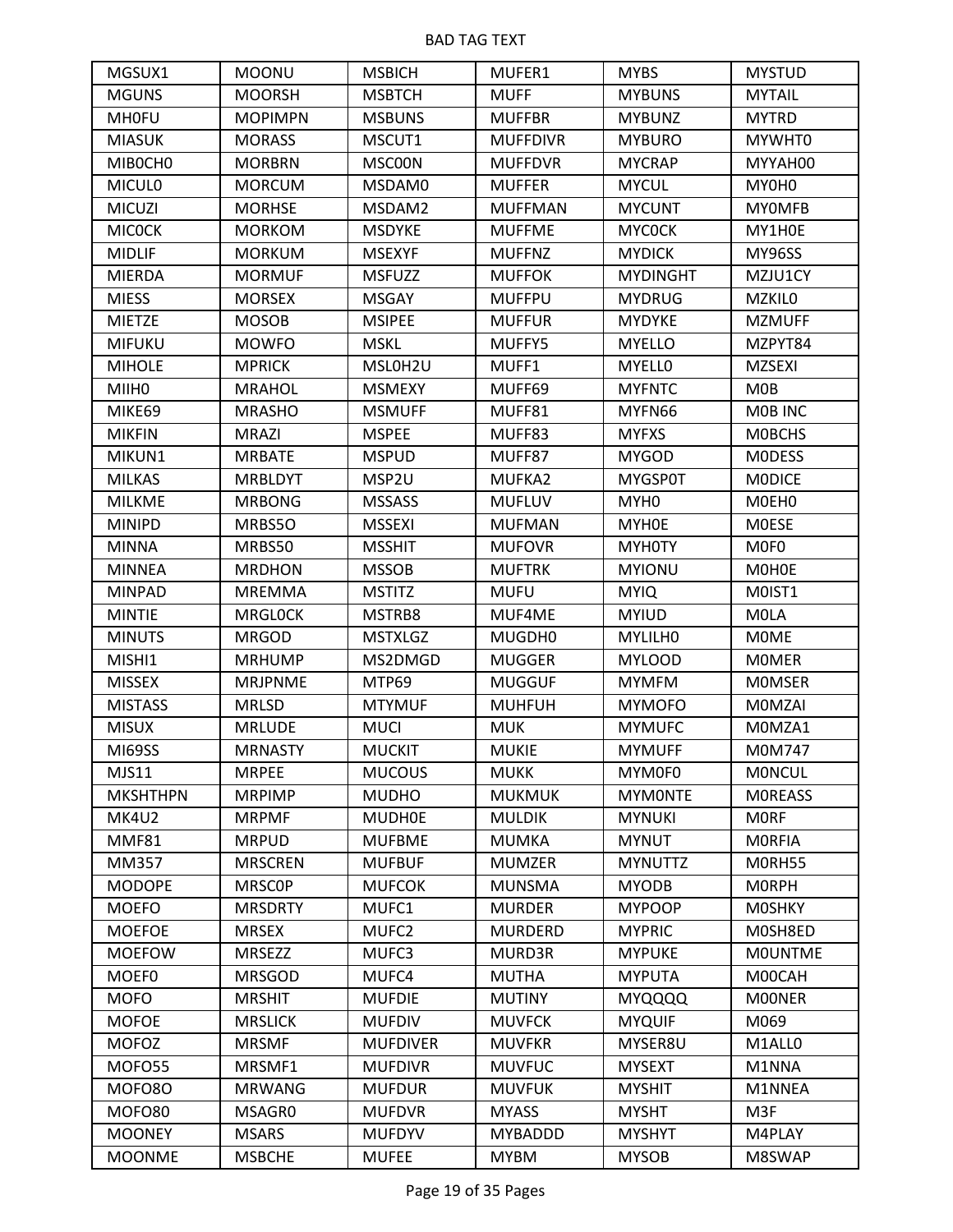| MGSUX1 | MOONU | MSBICH | MUFER1 | MYBS | MYSTUD |
|---|---|---|---|---|---|
| MGUNS | MOORSH | MSBTCH | MUFF | MYBUNS | MYTAIL |
| MH0FU | MOPIMPN | MSBUNS | MUFFBR | MYBUNZ | MYTRD |
| MIASUK | MORASS | MSCUT1 | MUFFDIVR | MYBURO | MYWHT0 |
| MIB0CH0 | MORBRN | MSC00N | MUFFDVR | MYCRAP | MYYAH00 |
| MICUL0 | MORCUM | MSDAM0 | MUFFER | MYCUL | MY0H0 |
| MICUZI | MORHSE | MSDAM2 | MUFFMAN | MYCUNT | MY0MFB |
| MIC0CK | MORKOM | MSDYKE | MUFFME | MYC0CK | MY1H0E |
| MIDLIF | MORKUM | MSEXYF | MUFFNZ | MYDICK | MY96SS |
| MIERDA | MORMUF | MSFUZZ | MUFFOK | MYDINGHT | MZJU1CY |
| MIESS | MORSEX | MSGAY | MUFFPU | MYDRUG | MZKIL0 |
| MIETZE | MOSOB | MSIPEE | MUFFUR | MYDYKE | MZMUFF |
| MIFUKU | MOWFO | MSKL | MUFFY5 | MYELLO | MZPYT84 |
| MIHOLE | MPRICK | MSL0H2U | MUFF1 | MYELL0 | MZSEXI |
| MIIH0 | MRAHOL | MSMEXY | MUFF69 | MYFNTC | M0B |
| MIKE69 | MRASHO | MSMUFF | MUFF81 | MYFN66 | M0B INC |
| MIKFIN | MRAZI | MSPEE | MUFF83 | MYFXS | M0BCHS |
| MIKUN1 | MRBATE | MSPUD | MUFF87 | MYGOD | M0DESS |
| MILKAS | MRBLDYT | MSP2U | MUFKA2 | MYGSP0T | M0DICE |
| MILKME | MRBONG | MSSASS | MUFLUV | MYH0 | M0EH0 |
| MINIPD | MRBS5O | MSSEXI | MUFMAN | MYH0E | M0ESE |
| MINNA | MRBS50 | MSSHIT | MUFOVR | MYH0TY | M0F0 |
| MINNEA | MRDHON | MSSOB | MUFTRK | MYIONU | M0H0E |
| MINPAD | MREMMA | MSTITZ | MUFU | MYIQ | M0IST1 |
| MINTIE | MRGL0CK | MSTRB8 | MUF4ME | MYIUD | M0LA |
| MINUTS | MRGOD | MSTXLGZ | MUGDH0 | MYLILH0 | M0ME |
| MISHI1 | MRHUMP | MS2DMGD | MUGGER | MYLOOD | M0MER |
| MISSEX | MRJPNME | MTP69 | MUGGUF | MYMFM | M0MSER |
| MISTASS | MRLSD | MTYMUF | MUHFUH | MYMOFO | M0MZAI |
| MISUX | MRLUDE | MUCI | MUK | MYMUFC | M0MZA1 |
| MI69SS | MRNASTY | MUCKIT | MUKIE | MYMUFF | M0M747 |
| MJS11 | MRPEE | MUCOUS | MUKK | MYM0F0 | M0NCUL |
| MKSHTHPN | MRPIMP | MUDHO | MUKMUK | MYM0NTE | M0REASS |
| MK4U2 | MRPMF | MUDH0E | MULDIK | MYNUKI | M0RF |
| MMF81 | MRPUD | MUFBME | MUMKA | MYNUT | M0RFIA |
| MM357 | MRSCREN | MUFBUF | MUMZER | MYNUTTZ | M0RH55 |
| MODOPE | MRSC0P | MUFCOK | MUNSMA | MYODB | M0RPH |
| MOEFO | MRSDRTY | MUFC1 | MURDER | MYPOOP | M0SHKY |
| MOEFOE | MRSEX | MUFC2 | MURDERD | MYPRIC | M0SH8ED |
| MOEFOW | MRSEZZ | MUFC3 | MURD3R | MYPUKE | M0UNTME |
| MOEF0 | MRSGOD | MUFC4 | MUTHA | MYPUTA | M00CAH |
| MOFO | MRSHIT | MUFDIE | MUTINY | MYQQQQ | M00NER |
| MOFOE | MRSLICK | MUFDIV | MUVFCK | MYQUIF | M069 |
| MOFOZ | MRSMF | MUFDIVER | MUVFKR | MYSER8U | M1ALL0 |
| MOFO55 | MRSMF1 | MUFDIVR | MUVFUC | MYSEXT | M1NNA |
| MOFO8O | MRWANG | MUFDUR | MUVFUK | MYSHIT | M1NNEA |
| MOFO80 | MSAGR0 | MUFDVR | MYASS | MYSHT | M3F |
| MOONEY | MSARS | MUFDYV | MYBADDD | MYSHYT | M4PLAY |
| MOONME | MSBCHE | MUFEE | MYBM | MYSOB | M8SWAP |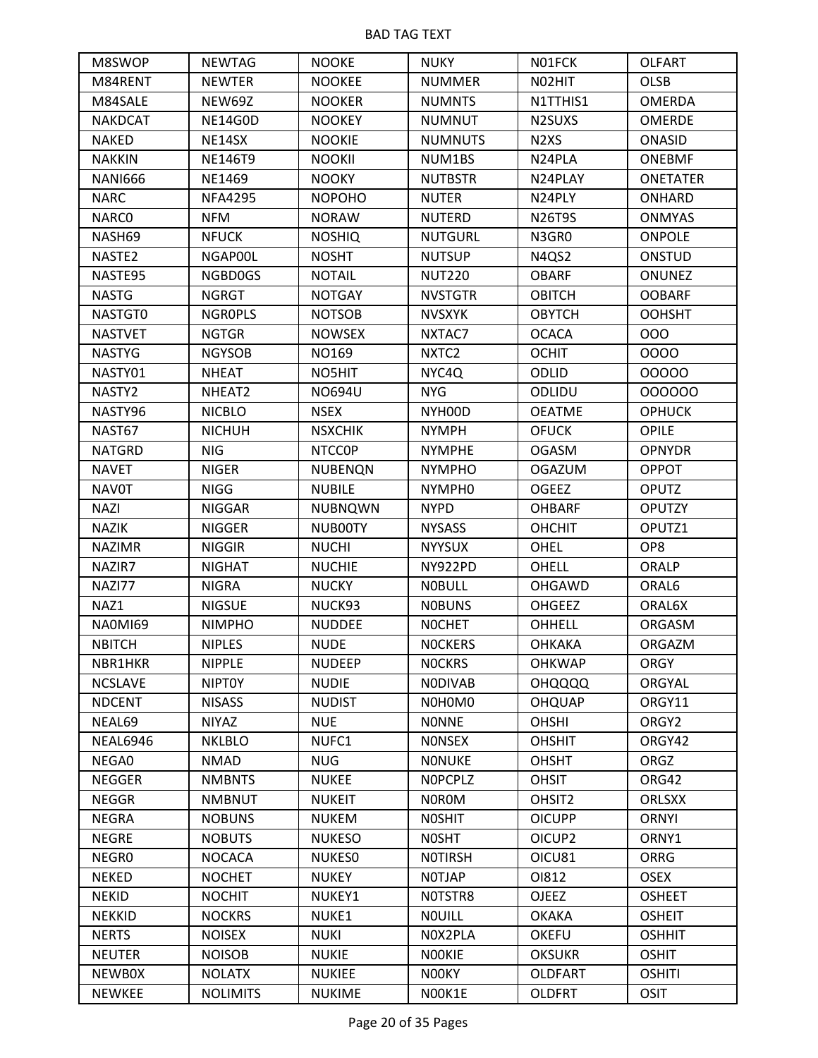BAD TAG TEXT

| M8SWOP | NEWTAG | NOOKE | NUKY | N01FCK | OLFART |
|---|---|---|---|---|---|
| M84RENT | NEWTER | NOOKEE | NUMMER | N02HIT | OLSB |
| M84SALE | NEW69Z | NOOKER | NUMNTS | N1TTHIS1 | OMERDA |
| NAKDCAT | NE14G0D | NOOKEY | NUMNUT | N2SUXS | OMERDE |
| NAKED | NE14SX | NOOKIE | NUMNUTS | N2XS | ONASID |
| NAKKIN | NE146T9 | NOOKII | NUM1BS | N24PLA | ONEBMF |
| NANI666 | NE1469 | NOOKY | NUTBSTR | N24PLAY | ONETATER |
| NARC | NFA4295 | NOPOHO | NUTER | N24PLY | ONHARD |
| NARC0 | NFM | NORAW | NUTERD | N26T9S | ONMYAS |
| NASH69 | NFUCK | NOSHIQ | NUTGURL | N3GR0 | ONPOLE |
| NASTE2 | NGAP00L | NOSHT | NUTSUP | N4QS2 | ONSTUD |
| NASTE95 | NGBD0GS | NOTAIL | NUT220 | OBARF | ONUNEZ |
| NASTG | NGRGT | NOTGAY | NVSTGTR | OBITCH | OOBARF |
| NASTGT0 | NGR0PLS | NOTSOB | NVSXYK | OBYTCH | OOHSHT |
| NASTVET | NGTGR | NOWSEX | NXTAC7 | OCACA | OOO |
| NASTYG | NGYSOB | NO169 | NXTC2 | OCHIT | OOOO |
| NASTY01 | NHEAT | NO5HIT | NYC4Q | ODLID | OOOOO |
| NASTY2 | NHEAT2 | NO694U | NYG | ODLIDU | OOOOOO |
| NASTY96 | NICBLO | NSEX | NYH00D | OEATME | OPHUCK |
| NAST67 | NICHUH | NSXCHIK | NYMPH | OFUCK | OPILE |
| NATGRD | NIG | NTCC0P | NYMPHE | OGASM | OPNYDR |
| NAVET | NIGER | NUBENQN | NYMPHO | OGAZUM | OPPOT |
| NAV0T | NIGG | NUBILE | NYMPH0 | OGEEZ | OPUTZ |
| NAZI | NIGGAR | NUBNQWN | NYPD | OHBARF | OPUTZY |
| NAZIK | NIGGER | NUB00TY | NYSASS | OHCHIT | OPUTZ1 |
| NAZIMR | NIGGIR | NUCHI | NYYSUX | OHEL | OP8 |
| NAZIR7 | NIGHAT | NUCHIE | NY922PD | OHELL | ORALP |
| NAZI77 | NIGRA | NUCKY | N0BULL | OHGAWD | ORAL6 |
| NAZ1 | NIGSUE | NUCK93 | N0BUNS | OHGEEZ | ORAL6X |
| NA0MI69 | NIMPHO | NUDDEE | N0CHET | OHHELL | ORGASM |
| NBITCH | NIPLES | NUDE | N0CKERS | OHKAKA | ORGAZM |
| NBR1HKR | NIPPLE | NUDEEP | N0CKRS | OHKWAP | ORGY |
| NCSLAVE | NIPT0Y | NUDIE | N0DIVAB | OHQQQQ | ORGYAL |
| NDCENT | NISASS | NUDIST | N0H0M0 | OHQUAP | ORGY11 |
| NEAL69 | NIYAZ | NUE | N0NNE | OHSHI | ORGY2 |
| NEAL6946 | NKLBLO | NUFC1 | N0NSEX | OHSHIT | ORGY42 |
| NEGA0 | NMAD | NUG | N0NUKE | OHSHT | ORGZ |
| NEGGER | NMBNTS | NUKEE | N0PCPLZ | OHSIT | ORG42 |
| NEGGR | NMBNUT | NUKEIT | N0R0M | OHSIT2 | ORLSXX |
| NEGRA | NOBUNS | NUKEM | N0SHIT | OICUPP | ORNYI |
| NEGRE | NOBUTS | NUKESO | N0SHT | OICUP2 | ORNY1 |
| NEGR0 | NOCACA | NUKES0 | N0TIRSH | OICU81 | ORRG |
| NEKED | NOCHET | NUKEY | N0TJAP | OI812 | OSEX |
| NEKID | NOCHIT | NUKEY1 | N0TSTR8 | OJEEZ | OSHEET |
| NEKKID | NOCKRS | NUKE1 | N0UILL | OKAKA | OSHEIT |
| NERTS | NOISEX | NUKI | N0X2PLA | OKEFU | OSHHIT |
| NEUTER | NOISOB | NUKIE | N00KIE | OKSUKR | OSHIT |
| NEWB0X | NOLATX | NUKIEE | N00KY | OLDFART | OSHITI |
| NEWKEE | NOLIMITS | NUKIME | N00K1E | OLDFRT | OSIT |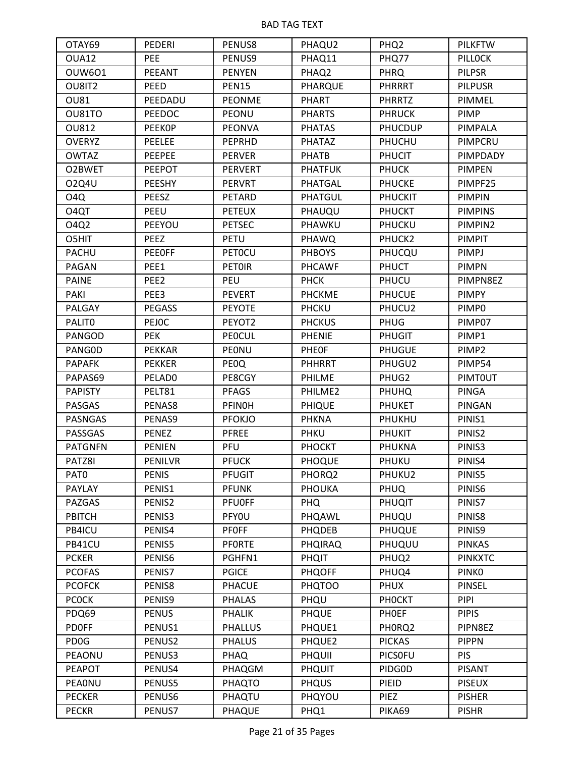| OTAY69 | PEDERI | PENUS8 | PHAQU2 | PHQ2 | PILKFTW |
|---|---|---|---|---|---|
| OUA12 | PEE | PENUS9 | PHAQ11 | PHQ77 | PILL0CK |
| OUW6O1 | PEEANT | PENYEN | PHAQ2 | PHRQ | PILPSR |
| OU8IT2 | PEED | PEN15 | PHARQUE | PHRRRT | PILPUSR |
| OU81 | PEEDADU | PEONME | PHART | PHRRTZ | PIMMEL |
| OU81TO | PEEDOC | PEONU | PHARTS | PHRUCK | PIMP |
| OU812 | PEEK0P | PEONVA | PHATAS | PHUCDUP | PIMPALA |
| OVERYZ | PEELEE | PEPRHD | PHATAZ | PHUCHU | PIMPCRU |
| OWTAZ | PEEPEE | PERVER | PHATB | PHUCIT | PIMPDADY |
| O2BWET | PEEPOT | PERVERT | PHATFUK | PHUCK | PIMPEN |
| O2Q4U | PEESHY | PERVRT | PHATGAL | PHUCKE | PIMPF25 |
| O4Q | PEESZ | PETARD | PHATGUL | PHUCKIT | PIMPIN |
| O4QT | PEEU | PETEUX | PHAUQU | PHUCKT | PIMPINS |
| O4Q2 | PEEYOU | PETSEC | PHAWKU | PHUCKU | PIMPIN2 |
| O5HIT | PEEZ | PETU | PHAWQ | PHUCK2 | PIMPIT |
| PACHU | PEE0FF | PET0CU | PHBOYS | PHUCQU | PIMPJ |
| PAGAN | PEE1 | PET0IR | PHCAWF | PHUCT | PIMPN |
| PAINE | PEE2 | PEU | PHCK | PHUCU | PIMPN8EZ |
| PAKI | PEE3 | PEVERT | PHCKME | PHUCUE | PIMPY |
| PALGAY | PEGASS | PEYOTE | PHCKU | PHUCU2 | PIMP0 |
| PALIT0 | PEJ0C | PEYOT2 | PHCKUS | PHUG | PIMP07 |
| PANGOD | PEK | PE0CUL | PHENIE | PHUGIT | PIMP1 |
| PANG0D | PEKKAR | PE0NU | PHE0F | PHUGUE | PIMP2 |
| PAPAFK | PEKKER | PE0Q | PHHRRT | PHUGU2 | PIMP54 |
| PAPAS69 | PELAD0 | PE8CGY | PHILME | PHUG2 | PIMT0UT |
| PAPISTY | PELT81 | PFAGS | PHILME2 | PHUHQ | PINGA |
| PASGAS | PENAS8 | PFIN0H | PHIQUE | PHUKET | PINGAN |
| PASNGAS | PENAS9 | PFOKJO | PHKNA | PHUKHU | PINIS1 |
| PASSGAS | PENEZ | PFREE | PHKU | PHUKIT | PINIS2 |
| PATGNFN | PENIEN | PFU | PHOCKT | PHUKNA | PINIS3 |
| PATZ8I | PENILVR | PFUCK | PHOQUE | PHUKU | PINIS4 |
| PAT0 | PENIS | PFUGIT | PHORQ2 | PHUKU2 | PINIS5 |
| PAYLAY | PENIS1 | PFUNK | PHOUKA | PHUQ | PINIS6 |
| PAZGAS | PENIS2 | PFU0FF | PHQ | PHUQIT | PINIS7 |
| PBITCH | PENIS3 | PFY0U | PHQAWL | PHUQU | PINIS8 |
| PB4ICU | PENIS4 | PF0FF | PHQDEB | PHUQUE | PINIS9 |
| PB41CU | PENIS5 | PF0RTE | PHQIRAQ | PHUQUU | PINKAS |
| PCKER | PENIS6 | PGHFN1 | PHQIT | PHUQ2 | PINKXTC |
| PCOFAS | PENIS7 | PGICE | PHQOFF | PHUQ4 | PINK0 |
| PCOFCK | PENIS8 | PHACUE | PHQTOO | PHUX | PINSEL |
| PC0CK | PENIS9 | PHALAS | PHQU | PH0CKT | PIPI |
| PDQ69 | PENUS | PHALIK | PHQUE | PH0EF | PIPIS |
| PD0FF | PENUS1 | PHALLUS | PHQUE1 | PH0RQ2 | PIPN8EZ |
| PD0G | PENUS2 | PHALUS | PHQUE2 | PICKAS | PIPPN |
| PEAONU | PENUS3 | PHAQ | PHQUII | PICS0FU | PIS |
| PEAPOT | PENUS4 | PHAQGM | PHQUIT | PIDG0D | PISANT |
| PEA0NU | PENUS5 | PHAQTO | PHQUS | PIEID | PISEUX |
| PECKER | PENUS6 | PHAQTU | PHQYOU | PIEZ | PISHER |
| PECKR | PENUS7 | PHAQUE | PHQ1 | PIKA69 | PISHR |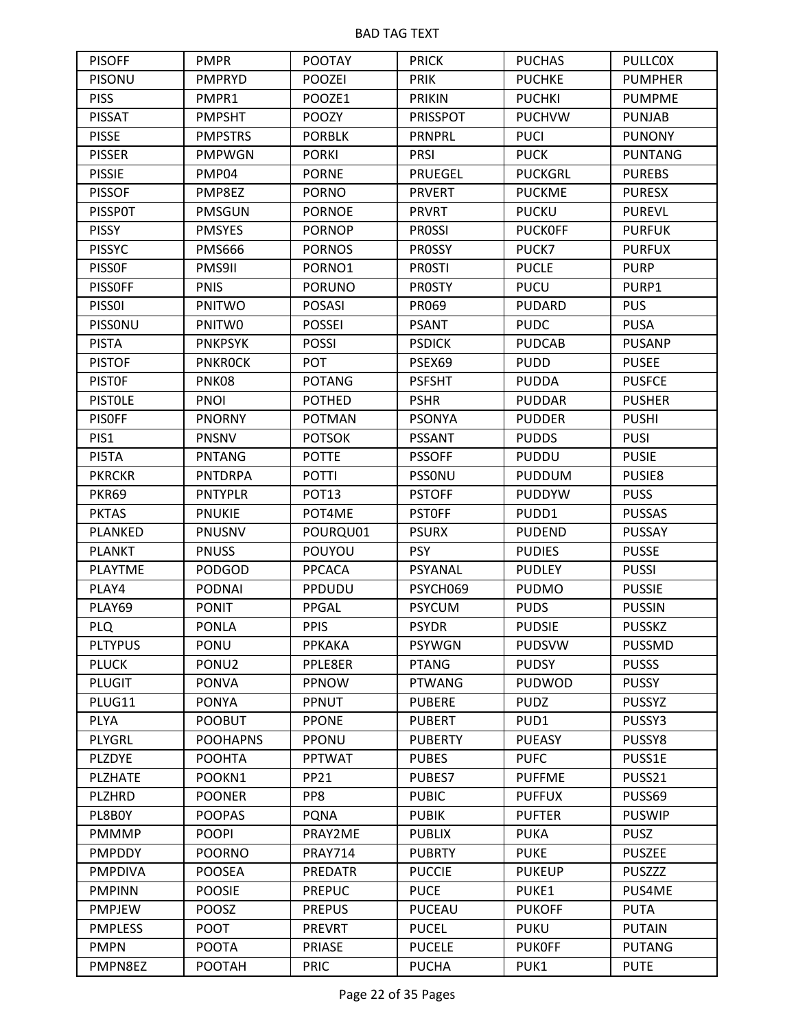BAD TAG TEXT

| PISOFF | PMPR | POOTAY | PRICK | PUCHAS | PULLC0X |
|---|---|---|---|---|---|
| PISONU | PMPRYD | POOZEI | PRIK | PUCHKE | PUMPHER |
| PISS | PMPR1 | POOZE1 | PRIKIN | PUCHKI | PUMPME |
| PISSAT | PMPSHT | POOZY | PRISSPOT | PUCHVW | PUNJAB |
| PISSE | PMPSTRS | PORBLK | PRNPRL | PUCI | PUNONY |
| PISSER | PMPWGN | PORKI | PRSI | PUCK | PUNTANG |
| PISSIE | PMP04 | PORNE | PRUEGEL | PUCKGRL | PUREBS |
| PISSOF | PMP8EZ | PORNO | PRVERT | PUCKME | PURESX |
| PISSP0T | PMSGUN | PORNOE | PRVRT | PUCKU | PUREVL |
| PISSY | PMSYES | PORNOP | PR0SSI | PUCK0FF | PURFUK |
| PISSYC | PMS666 | PORNOS | PR0SSY | PUCK7 | PURFUX |
| PISS0F | PMS9II | PORNO1 | PR0STI | PUCLE | PURP |
| PISS0FF | PNIS | PORUNO | PR0STY | PUCU | PURP1 |
| PISS0I | PNITWO | POSASI | PR069 | PUDARD | PUS |
| PISS0NU | PNITW0 | POSSEI | PSANT | PUDC | PUSA |
| PISTA | PNKPSYK | POSSI | PSDICK | PUDCAB | PUSANP |
| PISTOF | PNKR0CK | POT | PSEX69 | PUDD | PUSEE |
| PIST0F | PNK08 | POTANG | PSFSHT | PUDDA | PUSFCE |
| PIST0LE | PNOI | POTHED | PSHR | PUDDAR | PUSHER |
| PIS0FF | PNORNY | POTMAN | PSONYA | PUDDER | PUSHI |
| PIS1 | PNSNV | POTSOK | PSSANT | PUDDS | PUSI |
| PI5TA | PNTANG | POTTE | PSSOFF | PUDDU | PUSIE |
| PKRCKR | PNTDRPA | POTTI | PSS0NU | PUDDUM | PUSIE8 |
| PKR69 | PNTYPLR | POT13 | PSTOFF | PUDDYW | PUSS |
| PKTAS | PNUKIE | POT4ME | PST0FF | PUDD1 | PUSSAS |
| PLANKED | PNUSNV | POURQU01 | PSURX | PUDEND | PUSSAY |
| PLANKT | PNUSS | POUYOU | PSY | PUDIES | PUSSE |
| PLAYTME | PODGOD | PPCACA | PSYANAL | PUDLEY | PUSSI |
| PLAY4 | PODNAI | PPDUDU | PSYCH069 | PUDMO | PUSSIE |
| PLAY69 | PONIT | PPGAL | PSYCUM | PUDS | PUSSIN |
| PLQ | PONLA | PPIS | PSYDR | PUDSIE | PUSSKZ |
| PLTYPUS | PONU | PPKAKA | PSYWGN | PUDSVW | PUSSMD |
| PLUCK | PONU2 | PPLE8ER | PTANG | PUDSY | PUSSS |
| PLUGIT | PONVA | PPNOW | PTWANG | PUDWOD | PUSSY |
| PLUG11 | PONYA | PPNUT | PUBERE | PUDZ | PUSSYZ |
| PLYA | POOBUT | PPONE | PUBERT | PUD1 | PUSSY3 |
| PLYGRL | POOHAPNS | PPONU | PUBERTY | PUEASY | PUSSY8 |
| PLZDYE | POOHTA | PPTWAT | PUBES | PUFC | PUSS1E |
| PLZHATE | POOKN1 | PP21 | PUBES7 | PUFFME | PUSS21 |
| PLZHRD | POONER | PP8 | PUBIC | PUFFUX | PUSS69 |
| PL8B0Y | POOPAS | PQNA | PUBIK | PUFTER | PUSWIP |
| PMMMP | POOPI | PRAY2ME | PUBLIX | PUKA | PUSZ |
| PMPDDY | POORNO | PRAY714 | PUBRTY | PUKE | PUSZEE |
| PMPDIVA | POOSEA | PREDATR | PUCCIE | PUKEUP | PUSZZZ |
| PMPINN | POOSIE | PREPUC | PUCE | PUKE1 | PUS4ME |
| PMPJEW | POOSZ | PREPUS | PUCEAU | PUKOFF | PUTA |
| PMPLESS | POOT | PREVRT | PUCEL | PUKU | PUTAIN |
| PMPN | POOTA | PRIASE | PUCELE | PUK0FF | PUTANG |
| PMPN8EZ | POOTAH | PRIC | PUCHA | PUK1 | PUTE |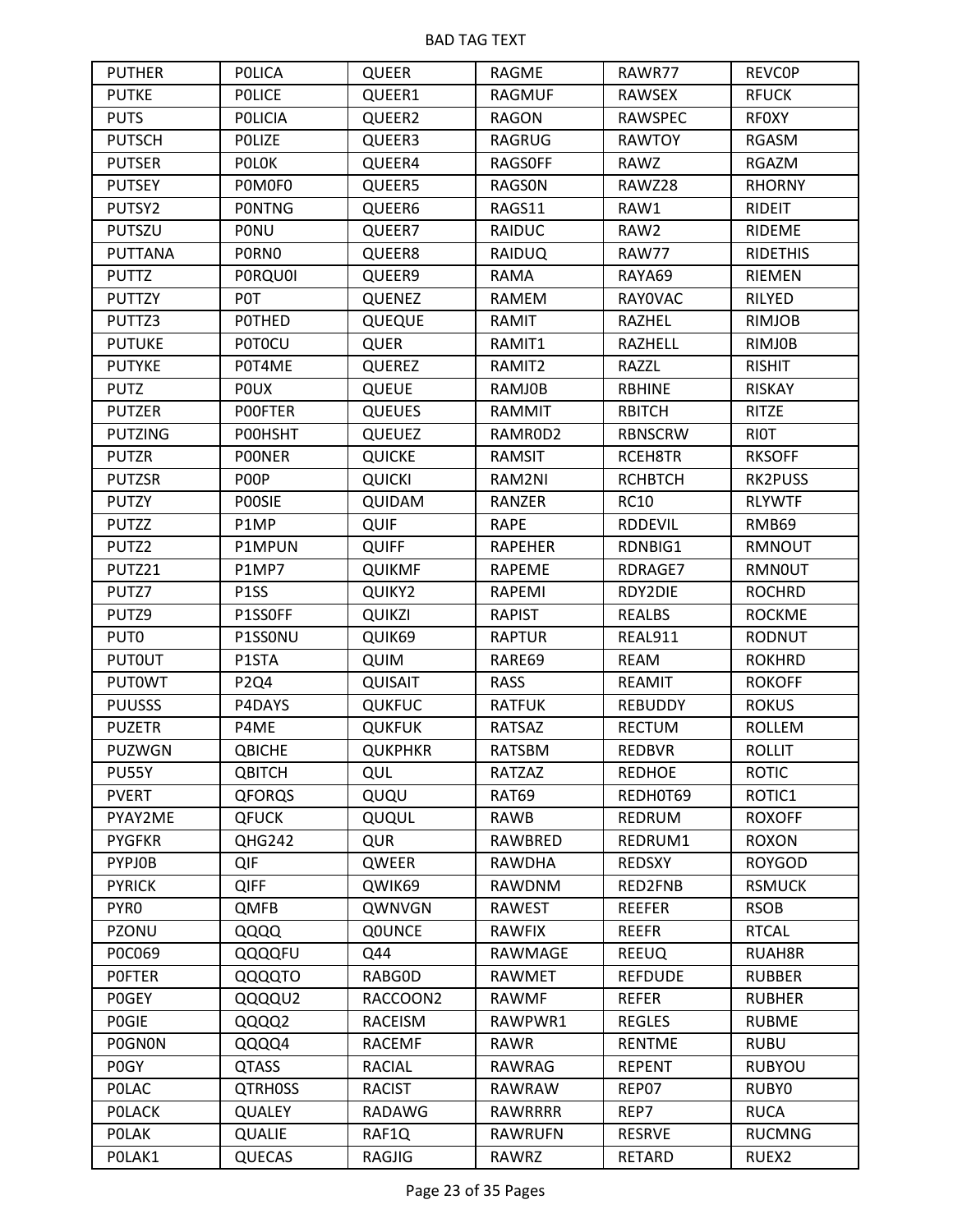BAD TAG TEXT

| PUTHER | P0LICA | QUEER | RAGME | RAWR77 | REVC0P |
|---|---|---|---|---|---|
| PUTKE | P0LICE | QUEER1 | RAGMUF | RAWSEX | RFUCK |
| PUTS | P0LICIA | QUEER2 | RAGON | RAWSPEC | RF0XY |
| PUTSCH | P0LIZE | QUEER3 | RAGRUG | RAWTOY | RGASM |
| PUTSER | P0L0K | QUEER4 | RAGS0FF | RAWZ | RGAZM |
| PUTSEY | P0M0F0 | QUEER5 | RAGS0N | RAWZ28 | RHORNY |
| PUTSY2 | P0NTNG | QUEER6 | RAGS11 | RAW1 | RIDEIT |
| PUTSZU | P0NU | QUEER7 | RAIDUC | RAW2 | RIDEME |
| PUTTANA | P0RN0 | QUEER8 | RAIDUQ | RAW77 | RIDETHIS |
| PUTTZ | P0RQU0I | QUEER9 | RAMA | RAYA69 | RIEMEN |
| PUTTZY | P0T | QUENEZ | RAMEM | RAY0VAC | RILYED |
| PUTTZ3 | P0THED | QUEQUE | RAMIT | RAZHEL | RIMJOB |
| PUTUKE | P0T0CU | QUER | RAMIT1 | RAZHELL | RIMJ0B |
| PUTYKE | P0T4ME | QUEREZ | RAMIT2 | RAZZL | RISHIT |
| PUTZ | P0UX | QUEUE | RAMJ0B | RBHINE | RISKAY |
| PUTZER | P00FTER | QUEUES | RAMMIT | RBITCH | RITZE |
| PUTZING | P00HSHT | QUEUEZ | RAMR0D2 | RBNSCRW | RI0T |
| PUTZR | P00NER | QUICKE | RAMSIT | RCEH8TR | RKSOFF |
| PUTZSR | P00P | QUICKI | RAM2NI | RCHBTCH | RK2PUSS |
| PUTZY | P00SIE | QUIDAM | RANZER | RC10 | RLYWTF |
| PUTZZ | P1MP | QUIF | RAPE | RDDEVIL | RMB69 |
| PUTZ2 | P1MPUN | QUIFF | RAPEHER | RDNBIG1 | RMNOUT |
| PUTZ21 | P1MP7 | QUIKMF | RAPEME | RDRAGE7 | RMN0UT |
| PUTZ7 | P1SS | QUIKY2 | RAPEMI | RDY2DIE | ROCHRD |
| PUTZ9 | P1SS0FF | QUIKZI | RAPIST | REALBS | ROCKME |
| PUT0 | P1SS0NU | QUIK69 | RAPTUR | REAL911 | RODNUT |
| PUT0UT | P1STA | QUIM | RARE69 | REAM | ROKHRD |
| PUT0WT | P2Q4 | QUISAIT | RASS | REAMIT | ROKOFF |
| PUUSSS | P4DAYS | QUKFUC | RATFUK | REBUDDY | ROKUS |
| PUZETR | P4ME | QUKFUK | RATSAZ | RECTUM | ROLLEM |
| PUZWGN | QBICHE | QUKPHKR | RATSBM | REDBVR | ROLLIT |
| PU55Y | QBITCH | QUL | RATZAZ | REDHOE | ROTIC |
| PVERT | QFORQS | QUQU | RAT69 | REDH0T69 | ROTIC1 |
| PYAY2ME | QFUCK | QUQUL | RAWB | REDRUM | ROXOFF |
| PYGFKR | QHG242 | QUR | RAWBRED | REDRUM1 | ROXON |
| PYPJ0B | QIF | QWEER | RAWDHA | REDSXY | ROYGOD |
| PYRICK | QIFF | QWIK69 | RAWDNM | RED2FNB | RSMUCK |
| PYR0 | QMFB | QWNVGN | RAWEST | REEFER | RSOB |
| PZONU | QQQQ | Q0UNCE | RAWFIX | REEFR | RTCAL |
| P0C069 | QQQQFU | Q44 | RAWMAGE | REEUQ | RUAH8R |
| P0FTER | QQQQTO | RABG0D | RAWMET | REFDUDE | RUBBER |
| P0GEY | QQQQU2 | RACCOON2 | RAWMF | REFER | RUBHER |
| P0GIE | QQQQ2 | RACEISM | RAWPWR1 | REGLES | RUBME |
| P0GN0N | QQQQ4 | RACEMF | RAWR | RENTME | RUBU |
| P0GY | QTASS | RACIAL | RAWRAG | REPENT | RUBYOU |
| P0LAC | QTRH0SS | RACIST | RAWRAW | REP07 | RUBY0 |
| P0LACK | QUALEY | RADAWG | RAWRRRR | REP7 | RUCA |
| P0LAK | QUALIE | RAF1Q | RAWRUFN | RESRVE | RUCMNG |
| P0LAK1 | QUECAS | RAGJIG | RAWRZ | RETARD | RUEX2 |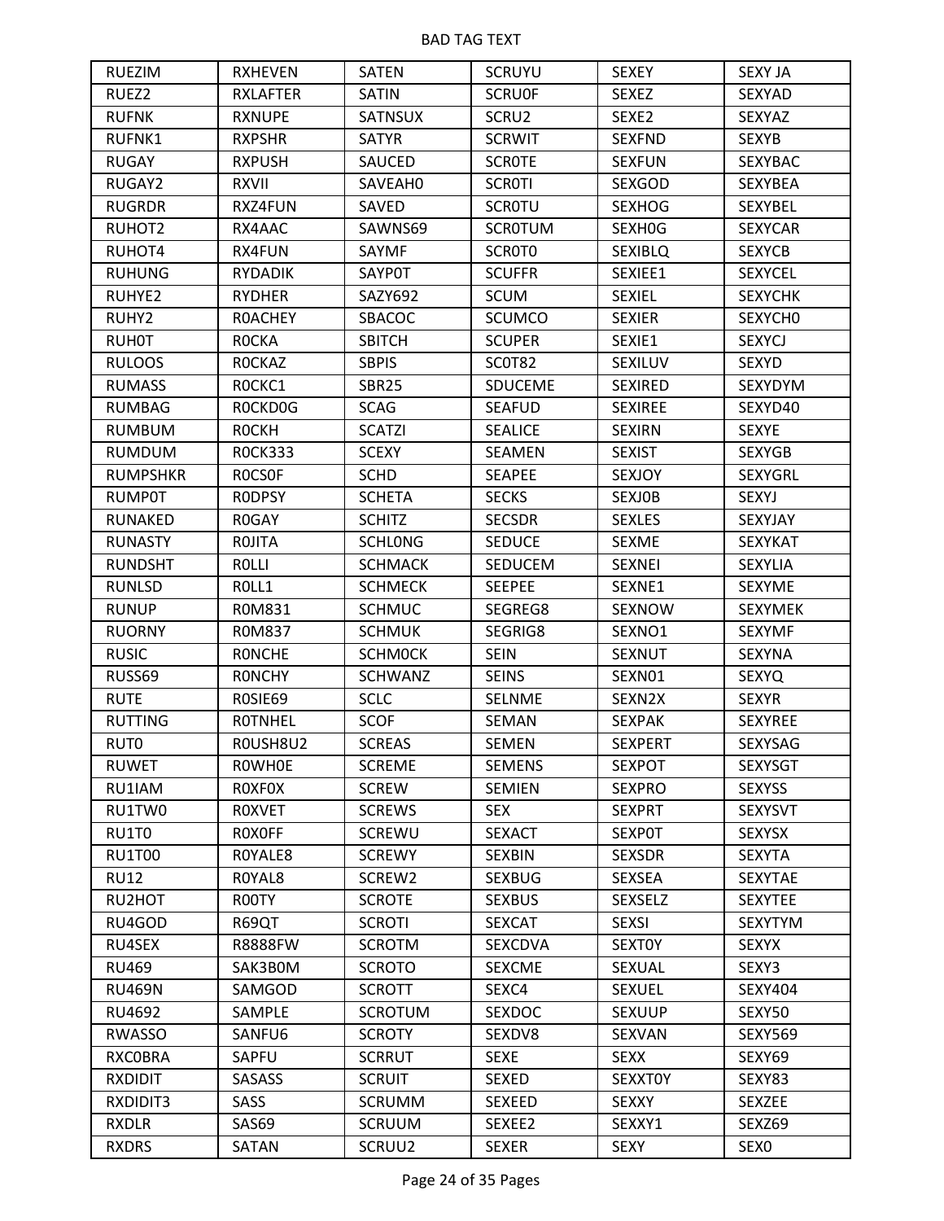| RUEZIM | RXHEVEN | SATEN | SCRUYU | SEXEY | SEXY JA |
|---|---|---|---|---|---|
| RUEZ2 | RXLAFTER | SATIN | SCRU0F | SEXEZ | SEXYAD |
| RUFNK | RXNUPE | SATNSUX | SCRU2 | SEXE2 | SEXYAZ |
| RUFNK1 | RXPSHR | SATYR | SCRWIT | SEXFND | SEXYB |
| RUGAY | RXPUSH | SAUCED | SCR0TE | SEXFUN | SEXYBAC |
| RUGAY2 | RXVII | SAVEAH0 | SCR0TI | SEXGOD | SEXYBEA |
| RUGRDR | RXZ4FUN | SAVED | SCR0TU | SEXHOG | SEXYBEL |
| RUHOT2 | RX4AAC | SAWNS69 | SCR0TUM | SEXH0G | SEXYCAR |
| RUHOT4 | RX4FUN | SAYMF | SCR0T0 | SEXIBLQ | SEXYCB |
| RUHUNG | RYDADIK | SAYP0T | SCUFFR | SEXIEE1 | SEXYCEL |
| RUHYE2 | RYDHER | SAZY692 | SCUM | SEXIEL | SEXYCHK |
| RUHY2 | R0ACHEY | SBACOC | SCUMCO | SEXIER | SEXYCH0 |
| RUH0T | R0CKA | SBITCH | SCUPER | SEXIE1 | SEXYCJ |
| RULOOS | R0CKAZ | SBPIS | SC0T82 | SEXILUV | SEXYD |
| RUMASS | R0CKC1 | SBR25 | SDUCEME | SEXIRED | SEXYDYM |
| RUMBAG | R0CKD0G | SCAG | SEAFUD | SEXIREE | SEXYD40 |
| RUMBUM | R0CKH | SCATZI | SEALICE | SEXIRN | SEXYE |
| RUMDUM | R0CK333 | SCEXY | SEAMEN | SEXIST | SEXYGB |
| RUMPSHKR | R0CS0F | SCHD | SEAPEE | SEXJOY | SEXYGRL |
| RUMP0T | R0DPSY | SCHETA | SECKS | SEXJ0B | SEXYJ |
| RUNAKED | R0GAY | SCHITZ | SECSDR | SEXLES | SEXYJAY |
| RUNASTY | R0JITA | SCHL0NG | SEDUCE | SEXME | SEXYKAT |
| RUNDSHT | R0LLI | SCHMACK | SEDUCEM | SEXNEI | SEXYLIA |
| RUNLSD | R0LL1 | SCHMECK | SEEPEE | SEXNE1 | SEXYME |
| RUNUP | R0M831 | SCHMUC | SEGREG8 | SEXNOW | SEXYMEK |
| RUORNY | R0M837 | SCHMUK | SEGRIG8 | SEXNO1 | SEXYMF |
| RUSIC | R0NCHE | SCHM0CK | SEIN | SEXNUT | SEXYNA |
| RUSS69 | R0NCHY | SCHWANZ | SEINS | SEXN01 | SEXYQ |
| RUTE | R0SIE69 | SCLC | SELNME | SEXN2X | SEXYR |
| RUTTING | R0TNHEL | SCOF | SEMAN | SEXPAK | SEXYREE |
| RUT0 | R0USH8U2 | SCREAS | SEMEN | SEXPERT | SEXYSAG |
| RUWET | R0WH0E | SCREME | SEMENS | SEXPOT | SEXYSGT |
| RU1IAM | R0XF0X | SCREW | SEMIEN | SEXPRO | SEXYSS |
| RU1TW0 | R0XVET | SCREWS | SEX | SEXPRT | SEXYSVT |
| RU1T0 | R0X0FF | SCREWU | SEXACT | SEXP0T | SEXYSX |
| RU1T00 | R0YALE8 | SCREWY | SEXBIN | SEXSDR | SEXYTA |
| RU12 | R0YAL8 | SCREW2 | SEXBUG | SEXSEA | SEXYTAE |
| RU2HOT | R00TY | SCROTE | SEXBUS | SEXSELZ | SEXYTEE |
| RU4GOD | R69QT | SCROTI | SEXCAT | SEXSI | SEXYTYM |
| RU4SEX | R8888FW | SCROTM | SEXCDVA | SEXT0Y | SEXYX |
| RU469 | SAK3B0M | SCROTO | SEXCME | SEXUAL | SEXY3 |
| RU469N | SAMGOD | SCROTT | SEXC4 | SEXUEL | SEXY404 |
| RU4692 | SAMPLE | SCROTUM | SEXDOC | SEXUUP | SEXY50 |
| RWASSO | SANFU6 | SCROTY | SEXDV8 | SEXVAN | SEXY569 |
| RXC0BRA | SAPFU | SCRRUT | SEXE | SEXX | SEXY69 |
| RXDIDIT | SASASS | SCRUIT | SEXED | SEXXT0Y | SEXY83 |
| RXDIDIT3 | SASS | SCRUMM | SEXEED | SEXXY | SEXZEE |
| RXDLR | SAS69 | SCRUUM | SEXEE2 | SEXXY1 | SEXZ69 |
| RXDRS | SATAN | SCRUU2 | SEXER | SEXY | SEX0 |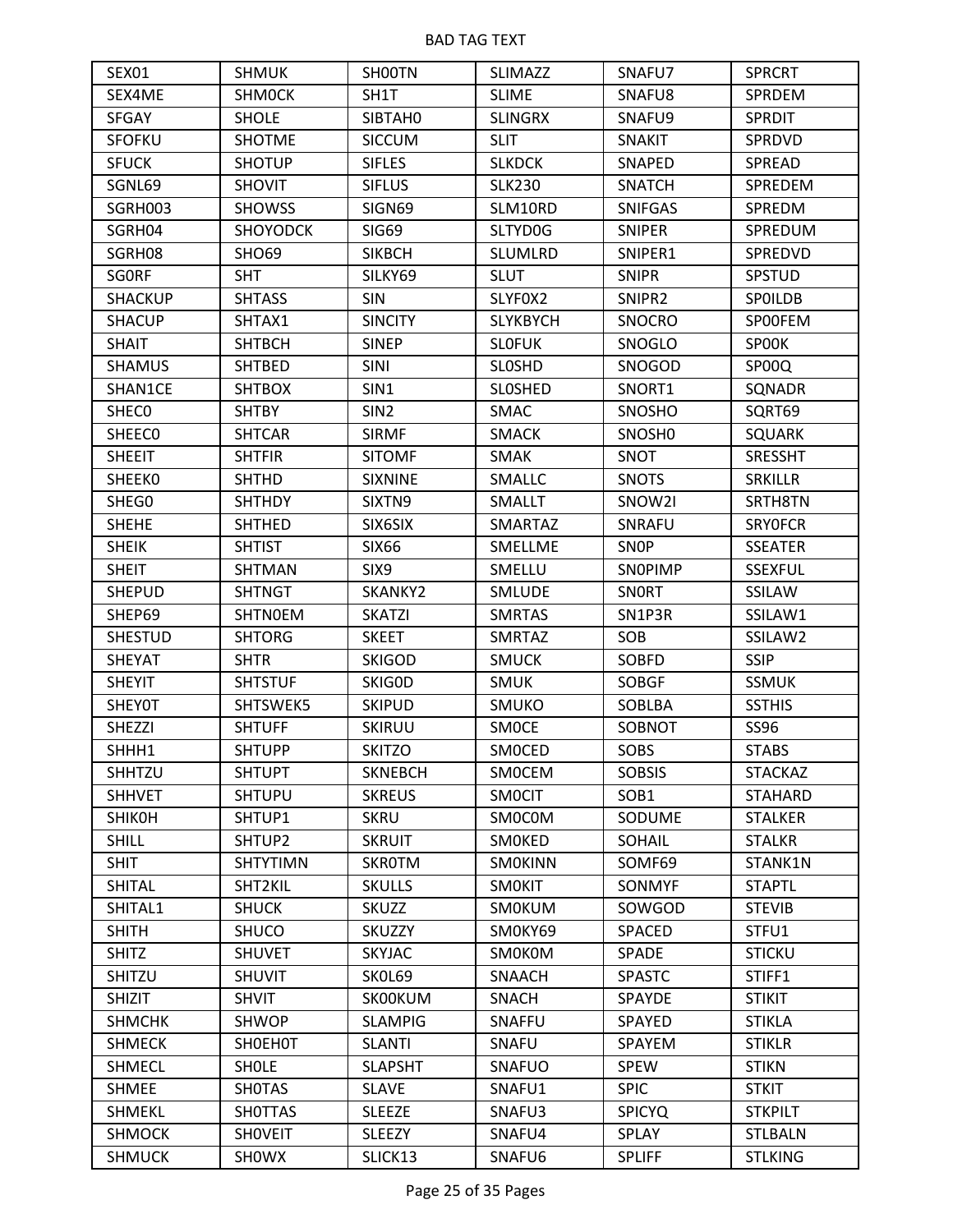BAD TAG TEXT

| SEX01 | SHMUK | SH00TN | SLIMAZZ | SNAFU7 | SPRCRT |
|---|---|---|---|---|---|
| SEX4ME | SHM0CK | SH1T | SLIME | SNAFU8 | SPRDEM |
| SFGAY | SHOLE | SIBTAH0 | SLINGRX | SNAFU9 | SPRDIT |
| SFOFKU | SHOTME | SICCUM | SLIT | SNAKIT | SPRDVD |
| SFUCK | SHOTUP | SIFLES | SLKDCK | SNAPED | SPREAD |
| SGNL69 | SHOVIT | SIFLUS | SLK230 | SNATCH | SPREDEM |
| SGRH003 | SHOWSS | SIGN69 | SLM10RD | SNIFGAS | SPREDM |
| SGRH04 | SHOYODCK | SIG69 | SLTYD0G | SNIPER | SPREDUM |
| SGRH08 | SHO69 | SIKBCH | SLUMLRD | SNIPER1 | SPREDVD |
| SG0RF | SHT | SILKY69 | SLUT | SNIPR | SPSTUD |
| SHACKUP | SHTASS | SIN | SLYF0X2 | SNIPR2 | SP0ILDB |
| SHACUP | SHTAX1 | SINCITY | SLYKBYCH | SNOCRO | SP00FEM |
| SHAIT | SHTBCH | SINEP | SL0FUK | SNOGLO | SP00K |
| SHAMUS | SHTBED | SINI | SL0SHD | SNOGOD | SP00Q |
| SHAN1CE | SHTBOX | SIN1 | SL0SHED | SNORT1 | SQNADR |
| SHEC0 | SHTBY | SIN2 | SMAC | SNOSHO | SQRT69 |
| SHEEC0 | SHTCAR | SIRMF | SMACK | SNOSH0 | SQUARK |
| SHEEIT | SHTFIR | SITOMF | SMAK | SNOT | SRESSHT |
| SHEEK0 | SHTHD | SIXNINE | SMALLC | SNOTS | SRKILLR |
| SHEG0 | SHTHDY | SIXTN9 | SMALLT | SNOW2I | SRTH8TN |
| SHEHE | SHTHED | SIX6SIX | SMARTAZ | SNRAFU | SRY0FCR |
| SHEIK | SHTIST | SIX66 | SMELLME | SN0P | SSEATER |
| SHEIT | SHTMAN | SIX9 | SMELLU | SN0PIMP | SSEXFUL |
| SHEPUD | SHTNGT | SKANKY2 | SMLUDE | SN0RT | SSILAW |
| SHEP69 | SHTN0EM | SKATZI | SMRTAS | SN1P3R | SSILAW1 |
| SHESTUD | SHTORG | SKEET | SMRTAZ | SOB | SSILAW2 |
| SHEYAT | SHTR | SKIGOD | SMUCK | SOBFD | SSIP |
| SHEYIT | SHTSTUF | SKIG0D | SMUK | SOBGF | SSMUK |
| SHEY0T | SHTSWEK5 | SKIPUD | SMUKO | SOBLBA | SSTHIS |
| SHEZZI | SHTUFF | SKIRUU | SM0CE | SOBNOT | SS96 |
| SHHH1 | SHTUPP | SKITZO | SM0CED | SOBS | STABS |
| SHHTZU | SHTUPT | SKNEBCH | SM0CEM | SOBSIS | STACKAZ |
| SHHVET | SHTUPU | SKREUS | SM0CIT | SOB1 | STAHARD |
| SHIK0H | SHTUP1 | SKRU | SM0C0M | SODUME | STALKER |
| SHILL | SHTUP2 | SKRUIT | SM0KED | SOHAIL | STALKR |
| SHIT | SHTYTIMN | SKR0TM | SM0KINN | SOMF69 | STANK1N |
| SHITAL | SHT2KIL | SKULLS | SM0KIT | SONMYF | STAPTL |
| SHITAL1 | SHUCK | SKUZZ | SM0KUM | SOWGOD | STEVIB |
| SHITH | SHUCO | SKUZZY | SM0KY69 | SPACED | STFU1 |
| SHITZ | SHUVET | SKYJAC | SM0K0M | SPADE | STICKU |
| SHITZU | SHUVIT | SK0L69 | SNAACH | SPASTC | STIFF1 |
| SHIZIT | SHVIT | SK00KUM | SNACH | SPAYDE | STIKIT |
| SHMCHK | SHWOP | SLAMPIG | SNAFFU | SPAYED | STIKLA |
| SHMECK | SH0EH0T | SLANTI | SNAFU | SPAYEM | STIKLR |
| SHMECL | SH0LE | SLAPSHT | SNAFUO | SPEW | STIKN |
| SHMEE | SH0TAS | SLAVE | SNAFU1 | SPIC | STKIT |
| SHMEKL | SH0TTAS | SLEEZE | SNAFU3 | SPICYQ | STKPILT |
| SHMOCK | SH0VEIT | SLEEZY | SNAFU4 | SPLAY | STLBALN |
| SHMUCK | SH0WX | SLICK13 | SNAFU6 | SPLIFF | STLKING |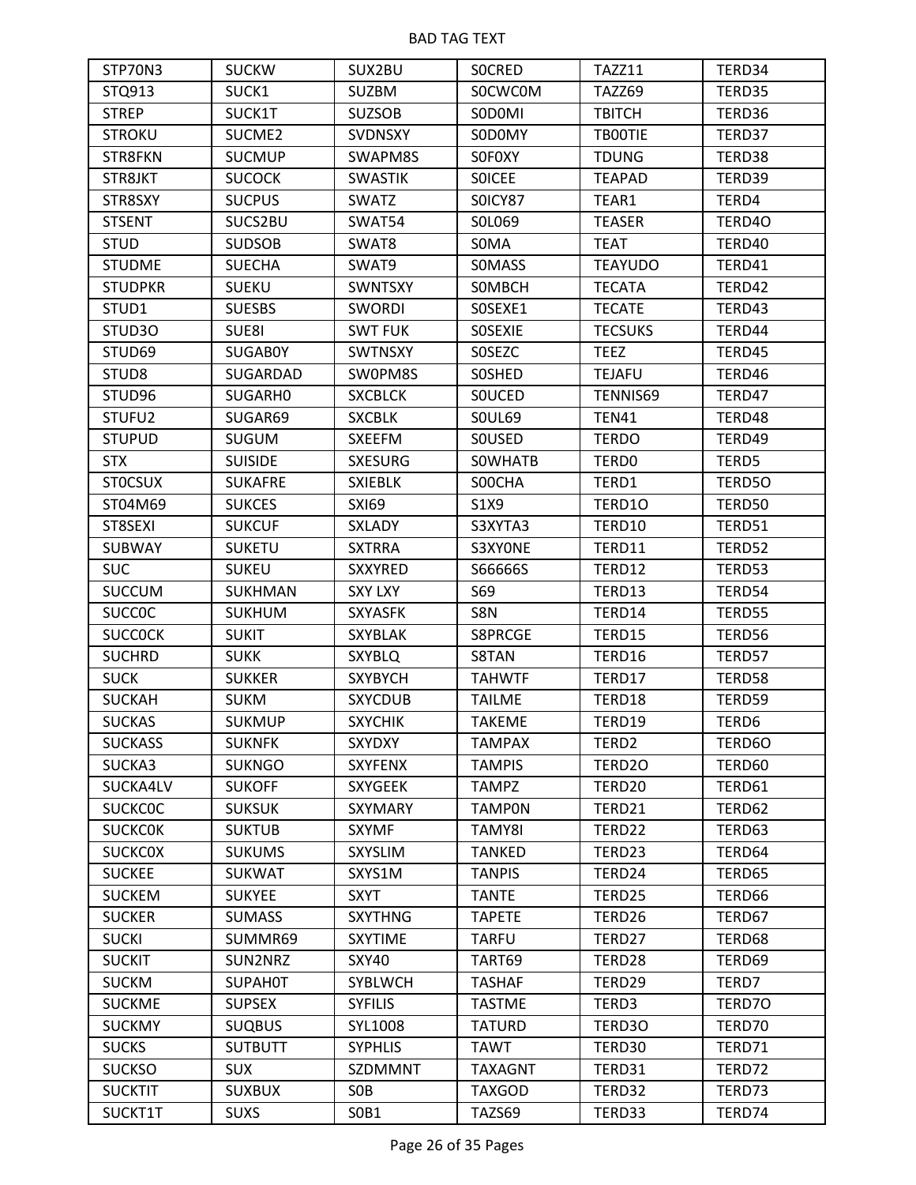BAD TAG TEXT

| STP70N3 | SUCKW | SUX2BU | S0CRED | TAZZ11 | TERD34 |
|---|---|---|---|---|---|
| STQ913 | SUCK1 | SUZBM | S0CWC0M | TAZZ69 | TERD35 |
| STREP | SUCK1T | SUZSOB | S0D0MI | TBITCH | TERD36 |
| STROKU | SUCME2 | SVDNSXY | S0D0MY | TB00TIE | TERD37 |
| STR8FKN | SUCMUP | SWAPM8S | S0F0XY | TDUNG | TERD38 |
| STR8JKT | SUCOCK | SWASTIK | S0ICEE | TEAPAD | TERD39 |
| STR8SXY | SUCPUS | SWATZ | S0ICY87 | TEAR1 | TERD4 |
| STSENT | SUCS2BU | SWAT54 | S0L069 | TEASER | TERD4O |
| STUD | SUDSOB | SWAT8 | S0MA | TEAT | TERD40 |
| STUDME | SUECHA | SWAT9 | S0MASS | TEAYUDO | TERD41 |
| STUDPKR | SUEKU | SWNTSXY | S0MBCH | TECATA | TERD42 |
| STUD1 | SUESBS | SWORDI | S0SEXE1 | TECATE | TERD43 |
| STUD3O | SUE8I | SWT FUK | S0SEXIE | TECSUKS | TERD44 |
| STUD69 | SUGAB0Y | SWTNSXY | S0SEZC | TEEZ | TERD45 |
| STUD8 | SUGARDAD | SW0PM8S | S0SHED | TEJAFU | TERD46 |
| STUD96 | SUGARH0 | SXCBLCK | S0UCED | TENNIS69 | TERD47 |
| STUFU2 | SUGAR69 | SXCBLK | S0UL69 | TEN41 | TERD48 |
| STUPUD | SUGUM | SXEEFM | S0USED | TERDO | TERD49 |
| STX | SUISIDE | SXESURG | S0WHATB | TERD0 | TERD5 |
| ST0CSUX | SUKAFRE | SXIEBLK | S00CHA | TERD1 | TERD5O |
| ST04M69 | SUKCES | SXI69 | S1X9 | TERD1O | TERD50 |
| ST8SEXI | SUKCUF | SXLADY | S3XYTA3 | TERD10 | TERD51 |
| SUBWAY | SUKETU | SXTRRA | S3XY0NE | TERD11 | TERD52 |
| SUC | SUKEU | SXXYRED | S66666S | TERD12 | TERD53 |
| SUCCUM | SUKHMAN | SXY LXY | S69 | TERD13 | TERD54 |
| SUCC0C | SUKHUM | SXYASFK | S8N | TERD14 | TERD55 |
| SUCC0CK | SUKIT | SXYBLAK | S8PRCGE | TERD15 | TERD56 |
| SUCHRD | SUKK | SXYBLQ | S8TAN | TERD16 | TERD57 |
| SUCK | SUKKER | SXYBYCH | TAHWTF | TERD17 | TERD58 |
| SUCKAH | SUKM | SXYCDUB | TAILME | TERD18 | TERD59 |
| SUCKAS | SUKMUP | SXYCHIK | TAKEME | TERD19 | TERD6 |
| SUCKASS | SUKNFK | SXYDXY | TAMPAX | TERD2 | TERD6O |
| SUCKA3 | SUKNGO | SXYFENX | TAMPIS | TERD2O | TERD60 |
| SUCKA4LV | SUKOFF | SXYGEEK | TAMPZ | TERD20 | TERD61 |
| SUCKC0C | SUKSUK | SXYMARY | TAMP0N | TERD21 | TERD62 |
| SUCKC0K | SUKTUB | SXYMF | TAMY8I | TERD22 | TERD63 |
| SUCKC0X | SUKUMS | SXYSLIM | TANKED | TERD23 | TERD64 |
| SUCKEE | SUKWAT | SXYS1M | TANPIS | TERD24 | TERD65 |
| SUCKEM | SUKYEE | SXYT | TANTE | TERD25 | TERD66 |
| SUCKER | SUMASS | SXYTHNG | TAPETE | TERD26 | TERD67 |
| SUCKI | SUMMR69 | SXYTIME | TARFU | TERD27 | TERD68 |
| SUCKIT | SUN2NRZ | SXY40 | TART69 | TERD28 | TERD69 |
| SUCKM | SUPAH0T | SYBLWCH | TASHAF | TERD29 | TERD7 |
| SUCKME | SUPSEX | SYFILIS | TASTME | TERD3 | TERD7O |
| SUCKMY | SUQBUS | SYL1008 | TATURD | TERD3O | TERD70 |
| SUCKS | SUTBUTT | SYPHLIS | TAWT | TERD30 | TERD71 |
| SUCKSO | SUX | SZDMMNT | TAXAGNT | TERD31 | TERD72 |
| SUCKTIT | SUXBUX | S0B | TAXGOD | TERD32 | TERD73 |
| SUCKT1T | SUXS | S0B1 | TAZS69 | TERD33 | TERD74 |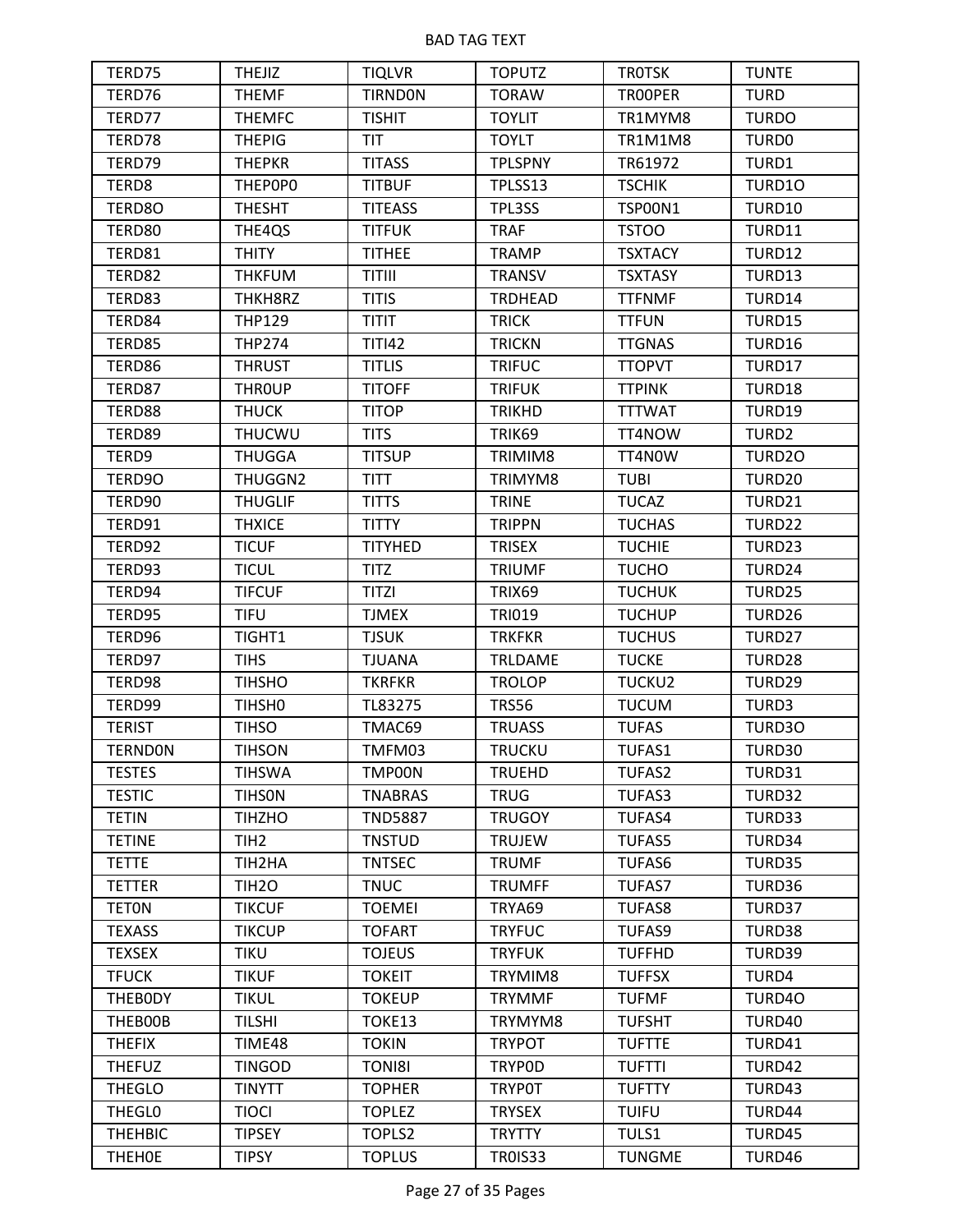BAD TAG TEXT

| TERD75 | THEJIZ | TIQLVR | TOPUTZ | TR0TSK | TUNTE |
|---|---|---|---|---|---|
| TERD76 | THEMF | TIRNDON | TORAW | TR00PER | TURD |
| TERD77 | THEMFC | TISHIT | TOYLIT | TR1MYM8 | TURDO |
| TERD78 | THEPIG | TIT | TOYLT | TR1M1M8 | TURD0 |
| TERD79 | THEPKR | TITASS | TPLSPNY | TR61972 | TURD1 |
| TERD8 | THEP0P0 | TITBUF | TPLSS13 | TSCHIK | TURD1O |
| TERD8O | THESHT | TITEASS | TPL3SS | TSP00N1 | TURD10 |
| TERD80 | THE4QS | TITFUK | TRAF | TSTOO | TURD11 |
| TERD81 | THITY | TITHEE | TRAMP | TSXTACY | TURD12 |
| TERD82 | THKFUM | TITIII | TRANSV | TSXTASY | TURD13 |
| TERD83 | THKH8RZ | TITIS | TRDHEAD | TTFNMF | TURD14 |
| TERD84 | THP129 | TITIT | TRICK | TTFUN | TURD15 |
| TERD85 | THP274 | TITI42 | TRICKN | TTGNAS | TURD16 |
| TERD86 | THRUST | TITLIS | TRIFUC | TTOPVT | TURD17 |
| TERD87 | THR0UP | TITOFF | TRIFUK | TTPINK | TURD18 |
| TERD88 | THUCK | TITOP | TRIKHD | TTTWAT | TURD19 |
| TERD89 | THUCWU | TITS | TRIK69 | TT4NOW | TURD2 |
| TERD9 | THUGGA | TITSUP | TRIMIM8 | TT4N0W | TURD2O |
| TERD9O | THUGGN2 | TITT | TRIMYM8 | TUBI | TURD20 |
| TERD90 | THUGLIF | TITTS | TRINE | TUCAZ | TURD21 |
| TERD91 | THXICE | TITTY | TRIPPN | TUCHAS | TURD22 |
| TERD92 | TICUF | TITYHED | TRISEX | TUCHIE | TURD23 |
| TERD93 | TICUL | TITZ | TRIUMF | TUCHO | TURD24 |
| TERD94 | TIFCUF | TITZI | TRIX69 | TUCHUK | TURD25 |
| TERD95 | TIFU | TJMEX | TRI019 | TUCHUP | TURD26 |
| TERD96 | TIGHT1 | TJSUK | TRKFKR | TUCHUS | TURD27 |
| TERD97 | TIHS | TJUANA | TRLDAME | TUCKE | TURD28 |
| TERD98 | TIHSHO | TKRFKR | TROLOP | TUCKU2 | TURD29 |
| TERD99 | TIHSH0 | TL83275 | TRS56 | TUCUM | TURD3 |
| TERIST | TIHSO | TMAC69 | TRUASS | TUFAS | TURD3O |
| TERNDON | TIHSON | TMFM03 | TRUCKU | TUFAS1 | TURD30 |
| TESTES | TIHSWA | TMP00N | TRUEHD | TUFAS2 | TURD31 |
| TESTIC | TIHS0N | TNABRAS | TRUG | TUFAS3 | TURD32 |
| TETIN | TIHZHO | TND5887 | TRUGOY | TUFAS4 | TURD33 |
| TETINE | TIH2 | TNSTUD | TRUJEW | TUFAS5 | TURD34 |
| TETTE | TIH2HA | TNTSEC | TRUMF | TUFAS6 | TURD35 |
| TETTER | TIH2O | TNUC | TRUMFF | TUFAS7 | TURD36 |
| TET0N | TIKCUF | TOEMEI | TRYA69 | TUFAS8 | TURD37 |
| TEXASS | TIKCUP | TOFART | TRYFUC | TUFAS9 | TURD38 |
| TEXSEX | TIKU | TOJEUS | TRYFUK | TUFFHD | TURD39 |
| TFUCK | TIKUF | TOKEIT | TRYMIM8 | TUFFSX | TURD4 |
| THEB0DY | TIKUL | TOKEUP | TRYMMF | TUFMF | TURD4O |
| THEB00B | TILSHI | TOKE13 | TRYMYM8 | TUFSHT | TURD40 |
| THEFIX | TIME48 | TOKIN | TRYPOT | TUFTTE | TURD41 |
| THEFUZ | TINGOD | TONI8I | TRYP0D | TUFTTI | TURD42 |
| THEGLO | TINYTT | TOPHER | TRYP0T | TUFTTY | TURD43 |
| THEGL0 | TIOCI | TOPLEZ | TRYSEX | TUIFU | TURD44 |
| THEHBIC | TIPSEY | TOPLS2 | TRYTTY | TULS1 | TURD45 |
| THEH0E | TIPSY | TOPLUS | TR0IS33 | TUNGME | TURD46 |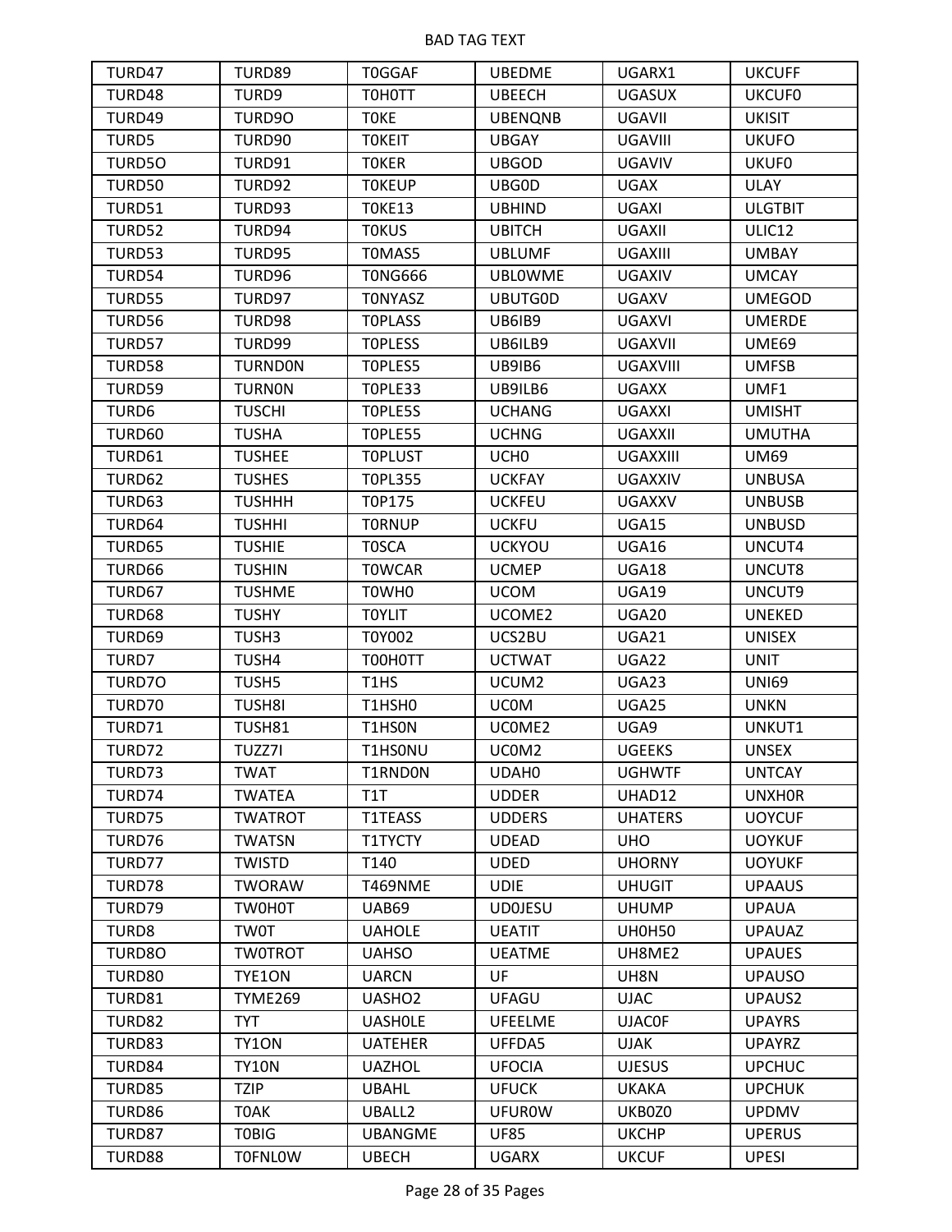| TURD47 | TURD89 | T0GGAF | UBEDME | UGARX1 | UKCUFF |
|---|---|---|---|---|---|
| TURD48 | TURD9 | T0H0TT | UBEECH | UGASUX | UKCUF0 |
| TURD49 | TURD9O | T0KE | UBENQNB | UGAVII | UKISIT |
| TURD5 | TURD90 | T0KEIT | UBGAY | UGAVIII | UKUFO |
| TURD5O | TURD91 | T0KER | UBGOD | UGAVIV | UKUF0 |
| TURD50 | TURD92 | T0KEUP | UBG0D | UGAX | ULAY |
| TURD51 | TURD93 | T0KE13 | UBHIND | UGAXI | ULGTBIT |
| TURD52 | TURD94 | T0KUS | UBITCH | UGAXII | ULIC12 |
| TURD53 | TURD95 | T0MAS5 | UBLUMF | UGAXIII | UMBAY |
| TURD54 | TURD96 | T0NG666 | UBL0WME | UGAXIV | UMCAY |
| TURD55 | TURD97 | T0NYASZ | UBUTG0D | UGAXV | UMEGOD |
| TURD56 | TURD98 | T0PLASS | UB6IB9 | UGAXVI | UMERDE |
| TURD57 | TURD99 | T0PLESS | UB6ILB9 | UGAXVII | UME69 |
| TURD58 | TURND0N | T0PLES5 | UB9IB6 | UGAXVIII | UMFSB |
| TURD59 | TURN0N | T0PLE33 | UB9ILB6 | UGAXX | UMF1 |
| TURD6 | TUSCHI | T0PLE5S | UCHANG | UGAXXI | UMISHT |
| TURD60 | TUSHA | T0PLE55 | UCHNG | UGAXXII | UMUTHA |
| TURD61 | TUSHEE | T0PLUST | UCH0 | UGAXXIII | UM69 |
| TURD62 | TUSHES | T0PL355 | UCKFAY | UGAXXIV | UNBUSA |
| TURD63 | TUSHHH | T0P175 | UCKFEU | UGAXXV | UNBUSB |
| TURD64 | TUSHHI | T0RNUP | UCKFU | UGA15 | UNBUSD |
| TURD65 | TUSHIE | T0SCA | UCKYOU | UGA16 | UNCUT4 |
| TURD66 | TUSHIN | T0WCAR | UCMEP | UGA18 | UNCUT8 |
| TURD67 | TUSHME | T0WH0 | UCOM | UGA19 | UNCUT9 |
| TURD68 | TUSHY | T0YLIT | UCOME2 | UGA20 | UNEKED |
| TURD69 | TUSH3 | T0Y002 | UCS2BU | UGA21 | UNISEX |
| TURD7 | TUSH4 | T00H0TT | UCTWAT | UGA22 | UNIT |
| TURD7O | TUSH5 | T1HS | UCUM2 | UGA23 | UNI69 |
| TURD70 | TUSH8I | T1HSH0 | UC0M | UGA25 | UNKN |
| TURD71 | TUSH81 | T1HS0N | UC0ME2 | UGA9 | UNKUT1 |
| TURD72 | TUZZ7I | T1HS0NU | UC0M2 | UGEEKS | UNSEX |
| TURD73 | TWAT | T1RND0N | UDAH0 | UGHWTF | UNTCAY |
| TURD74 | TWATEA | T1T | UDDER | UHAD12 | UNXH0R |
| TURD75 | TWATROT | T1TEASS | UDDERS | UHATERS | UOYCUF |
| TURD76 | TWATSN | T1TYCTY | UDEAD | UHO | UOYKUF |
| TURD77 | TWISTD | T140 | UDED | UHORNY | UOYUKF |
| TURD78 | TWORAW | T469NME | UDIE | UHUGIT | UPAAUS |
| TURD79 | TW0H0T | UAB69 | UD0JESU | UHUMP | UPAUA |
| TURD8 | TW0T | UAHOLE | UEATIT | UH0H50 | UPAUAZ |
| TURD8O | TW0TROT | UAHSO | UEATME | UH8ME2 | UPAUES |
| TURD80 | TYE1ON | UARCN | UF | UH8N | UPAUSO |
| TURD81 | TYME269 | UASHO2 | UFAGU | UJAC | UPAUS2 |
| TURD82 | TYT | UASH0LE | UFEELME | UJAC0F | UPAYRS |
| TURD83 | TY1ON | UATEHER | UFFDA5 | UJAK | UPAYRZ |
| TURD84 | TY10N | UAZHOL | UFOCIA | UJESUS | UPCHUC |
| TURD85 | TZIP | UBAHL | UFUCK | UKAKA | UPCHUK |
| TURD86 | T0AK | UBALL2 | UFUR0W | UKB0Z0 | UPDMV |
| TURD87 | T0BIG | UBANGME | UF85 | UKCHP | UPERUS |
| TURD88 | T0FNL0W | UBECH | UGARX | UKCUF | UPESI |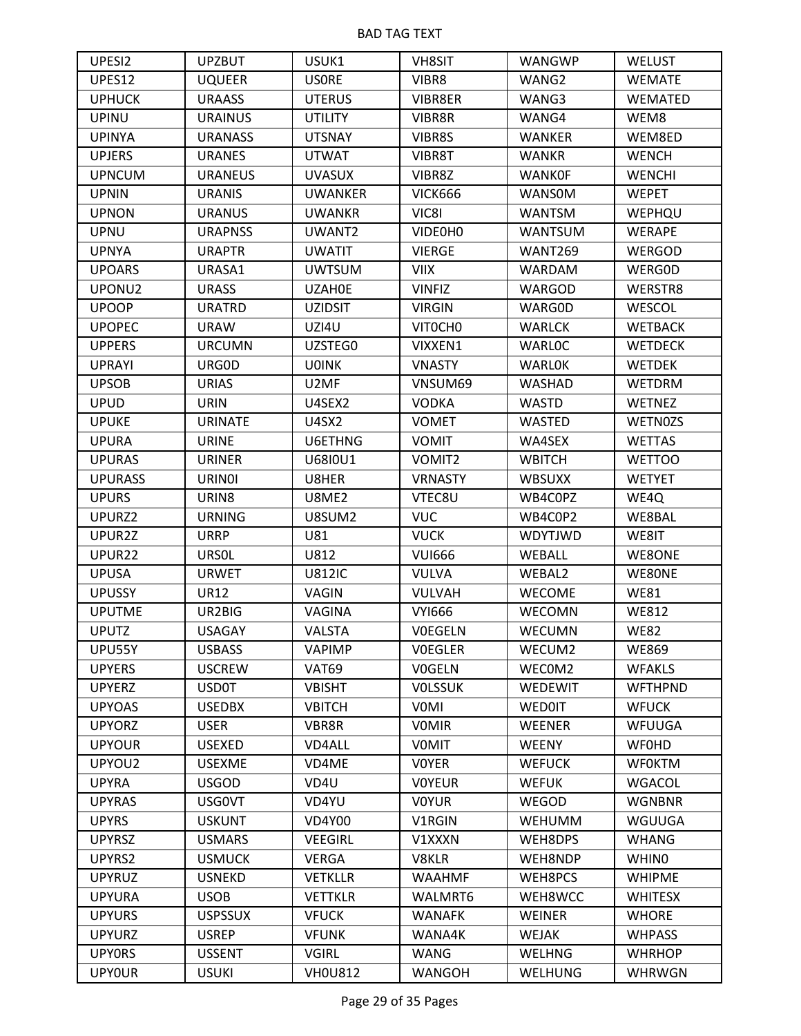| UPESI2 | UPZBUT | USUK1 | VH8SIT | WANGWP | WELUST |
|---|---|---|---|---|---|
| UPES12 | UQUEER | US0RE | VIBR8 | WANG2 | WEMATE |
| UPHUCK | URAASS | UTERUS | VIBR8ER | WANG3 | WEMATED |
| UPINU | URAINUS | UTILITY | VIBR8R | WANG4 | WEM8 |
| UPINYA | URANASS | UTSNAY | VIBR8S | WANKER | WEM8ED |
| UPJERS | URANES | UTWAT | VIBR8T | WANKR | WENCH |
| UPNCUM | URANEUS | UVASUX | VIBR8Z | WANK0F | WENCHI |
| UPNIN | URANIS | UWANKER | VICK666 | WANS0M | WEPET |
| UPNON | URANUS | UWANKR | VIC8I | WANTSM | WEPHQU |
| UPNU | URAPNSS | UWANT2 | VIDE0H0 | WANTSUM | WERAPE |
| UPNYA | URAPTR | UWATIT | VIERGE | WANT269 | WERGOD |
| UPOARS | URASA1 | UWTSUM | VIIX | WARDAM | WERG0D |
| UPONU2 | URASS | UZAH0E | VINFIZ | WARGOD | WERSTR8 |
| UPOOP | URATRD | UZIDSIT | VIRGIN | WARG0D | WESCOL |
| UPOPEC | URAW | UZI4U | VIT0CH0 | WARLCK | WETBACK |
| UPPERS | URCUMN | UZSTEG0 | VIXXEN1 | WARL0C | WETDECK |
| UPRAYI | URG0D | U0INK | VNASTY | WARL0K | WETDEK |
| UPSOB | URIAS | U2MF | VNSUM69 | WASHAD | WETDRM |
| UPUD | URIN | U4SEX2 | VODKA | WASTD | WETNEZ |
| UPUKE | URINATE | U4SX2 | VOMET | WASTED | WETN0ZS |
| UPURA | URINE | U6ETHNG | VOMIT | WA4SEX | WETTAS |
| UPURAS | URINER | U68I0U1 | VOMIT2 | WBITCH | WETTOO |
| UPURASS | URIN0I | U8HER | VRNASTY | WBSUXX | WETYET |
| UPURS | URIN8 | U8ME2 | VTEC8U | WB4C0PZ | WE4Q |
| UPURZ2 | URNING | U8SUM2 | VUC | WB4C0P2 | WE8BAL |
| UPUR2Z | URRP | U81 | VUCK | WDYTJWD | WE8IT |
| UPUR22 | URS0L | U812 | VUI666 | WEBALL | WE8ONE |
| UPUSA | URWET | U812IC | VULVA | WEBAL2 | WE80NE |
| UPUSSY | UR12 | VAGIN | VULVAH | WECOME | WE81 |
| UPUTME | UR2BIG | VAGINA | VYI666 | WECOMN | WE812 |
| UPUTZ | USAGAY | VALSTA | V0EGELN | WECUMN | WE82 |
| UPU55Y | USBASS | VAPIMP | V0EGLER | WECUM2 | WE869 |
| UPYERS | USCREW | VAT69 | V0GELN | WEC0M2 | WFAKLS |
| UPYERZ | USD0T | VBISHT | V0LSSUK | WEDEWIT | WFTHPND |
| UPYOAS | USEDBX | VBITCH | V0MI | WED0IT | WFUCK |
| UPYORZ | USER | VBR8R | V0MIR | WEENER | WFUUGA |
| UPYOUR | USEXED | VD4ALL | V0MIT | WEENY | WF0HD |
| UPYOU2 | USEXME | VD4ME | V0YER | WEFUCK | WF0KTM |
| UPYRA | USGOD | VD4U | V0YEUR | WEFUK | WGACOL |
| UPYRAS | USG0VT | VD4YU | V0YUR | WEGOD | WGNBNR |
| UPYRS | USKUNT | VD4Y00 | V1RGIN | WEHUMM | WGUUGA |
| UPYRSZ | USMARS | VEEGIRL | V1XXXN | WEH8DPS | WHANG |
| UPYRS2 | USMUCK | VERGA | V8KLR | WEH8NDP | WHIN0 |
| UPYRUZ | USNEKD | VETKLLR | WAAHMF | WEH8PCS | WHIPME |
| UPYURA | USOB | VETTKLR | WALMRT6 | WEH8WCC | WHITESX |
| UPYURS | USPSSUX | VFUCK | WANAFK | WEINER | WHORE |
| UPYURZ | USREP | VFUNK | WANA4K | WEJAK | WHPASS |
| UPY0RS | USSENT | VGIRL | WANG | WELHNG | WHRHOP |
| UPY0UR | USUKI | VH0U812 | WANGOH | WELHUNG | WHRWGN |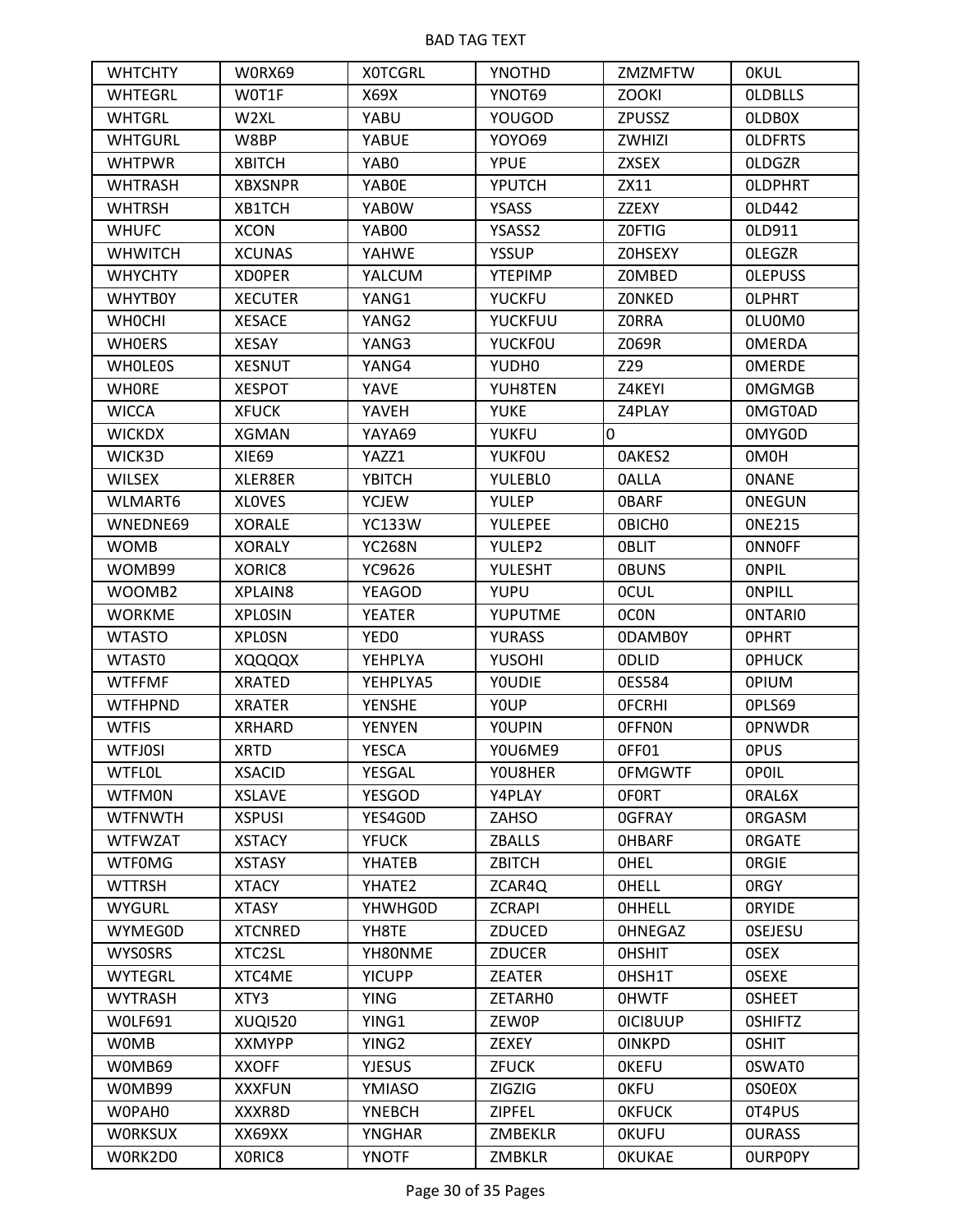| WHTCHTY | W0RX69 | X0TCGRL | YNOTHD | ZMZMFTW | 0KUL |
|---|---|---|---|---|---|
| WHTEGRL | W0T1F | X69X | YNOT69 | ZOOKI | 0LDBLLS |
| WHTGRL | W2XL | YABU | YOUGOD | ZPUSSZ | 0LDB0X |
| WHTGURL | W8BP | YABUE | YOYO69 | ZWHIZI | 0LDFRTS |
| WHTPWR | XBITCH | YAB0 | YPUE | ZXSEX | 0LDGZR |
| WHTRASH | XBXSNPR | YAB0E | YPUTCH | ZX11 | 0LDPHRT |
| WHTRSH | XB1TCH | YAB0W | YSASS | ZZEXY | 0LD442 |
| WHUFC | XCON | YAB00 | YSASS2 | Z0FTIG | 0LD911 |
| WHWITCH | XCUNAS | YAHWE | YSSUP | Z0HSEXY | 0LEGZR |
| WHYCHTY | XD0PER | YALCUM | YTEPIMP | Z0MBED | 0LEPUSS |
| WHYTB0Y | XECUTER | YANG1 | YUCKFU | Z0NKED | 0LPHRT |
| WH0CHI | XESACE | YANG2 | YUCKFUU | Z0RRA | 0LU0M0 |
| WH0ERS | XESAY | YANG3 | YUCKF0U | Z069R | 0MERDA |
| WH0LE0S | XESNUT | YANG4 | YUDH0 | Z29 | 0MERDE |
| WH0RE | XESPOT | YAVE | YUH8TEN | Z4KEYI | 0MGMGB |
| WICCA | XFUCK | YAVEH | YUKE | Z4PLAY | 0MGT0AD |
| WICKDX | XGMAN | YAYA69 | YUKFU | 0 | 0MYG0D |
| WICK3D | XIE69 | YAZZ1 | YUKF0U | 0AKES2 | 0M0H |
| WILSEX | XLER8ER | YBITCH | YULEBL0 | 0ALLA | 0NANE |
| WLMART6 | XL0VES | YCJEW | YULEP | 0BARF | 0NEGUN |
| WNEDNE69 | XORALE | YC133W | YULEPEE | 0BICH0 | 0NE215 |
| WOMB | XORALY | YC268N | YULEP2 | 0BLIT | 0NN0FF |
| WOMB99 | XORIC8 | YC9626 | YULESHT | 0BUNS | 0NPIL |
| WOOMB2 | XPLAIN8 | YEAGOD | YUPU | 0CUL | 0NPILL |
| WORKME | XPL0SIN | YEATER | YUPUTME | 0C0N | 0NTARI0 |
| WTASTO | XPL0SN | YED0 | YURASS | 0DAMB0Y | 0PHRT |
| WTAST0 | XQQQQX | YEHPLYA | YUSOHI | 0DLID | 0PHUCK |
| WTFFMF | XRATED | YEHPLYA5 | Y0UDIE | 0ES584 | 0PIUM |
| WTFHPND | XRATER | YENSHE | Y0UP | 0FCRHI | 0PLS69 |
| WTFIS | XRHARD | YENYEN | Y0UPIN | 0FFN0N | 0PNWDR |
| WTFJ0SI | XRTD | YESCA | Y0U6ME9 | 0FF01 | 0PUS |
| WTFL0L | XSACID | YESGAL | Y0U8HER | 0FMGWTF | 0P0IL |
| WTFM0N | XSLAVE | YESGOD | Y4PLAY | 0F0RT | 0RAL6X |
| WTFNWTH | XSPUSI | YES4G0D | ZAHSO | 0GFRAY | 0RGASM |
| WTFWZAT | XSTACY | YFUCK | ZBALLS | 0HBARF | 0RGATE |
| WTF0MG | XSTASY | YHATEB | ZBITCH | 0HEL | 0RGIE |
| WTTRSH | XTACY | YHATE2 | ZCAR4Q | 0HELL | 0RGY |
| WYGURL | XTASY | YHWHG0D | ZCRAPI | 0HHELL | 0RYIDE |
| WYMEG0D | XTCNRED | YH8TE | ZDUCED | 0HNEGAZ | 0SEJESU |
| WYS0SRS | XTC2SL | YH80NME | ZDUCER | 0HSHIT | 0SEX |
| WYTEGRL | XTC4ME | YICUPP | ZEATER | 0HSH1T | 0SEXE |
| WYTRASH | XTY3 | YING | ZETARH0 | 0HWTF | 0SHEET |
| W0LF691 | XUQI520 | YING1 | ZEW0P | 0ICI8UUP | 0SHIFTZ |
| W0MB | XXMYPP | YING2 | ZEXEY | 0INKPD | 0SHIT |
| W0MB69 | XXOFF | YJESUS | ZFUCK | 0KEFU | 0SWAT0 |
| W0MB99 | XXXFUN | YMIASO | ZIGZIG | 0KFU | 0S0E0X |
| W0PAH0 | XXXR8D | YNEBCH | ZIPFEL | 0KFUCK | 0T4PUS |
| W0RKSUX | XX69XX | YNGHAR | ZMBEKLR | 0KUFU | 0URASS |
| W0RK2D0 | X0RIC8 | YNOTF | ZMBKLR | 0KUKAE | 0URP0PY |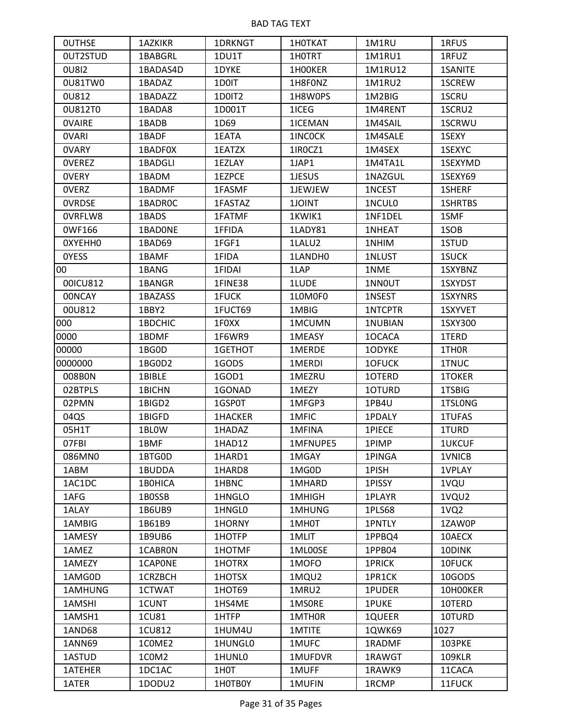BAD TAG TEXT

| 0UTHSE | 1AZKIKR | 1DRKNGT | 1H0TKAT | 1M1RU | 1RFUS |
|---|---|---|---|---|---|
| 0UT2STUD | 1BABGRL | 1DU1T | 1H0TRT | 1M1RU1 | 1RFUZ |
| 0U8I2 | 1BADAS4D | 1DYKE | 1H00KER | 1M1RU12 | 1SANITE |
| 0U81TW0 | 1BADAZ | 1D0IT | 1H8F0NZ | 1M1RU2 | 1SCREW |
| 0U812 | 1BADAZZ | 1D0IT2 | 1H8W0PS | 1M2BIG | 1SCRU |
| 0U812T0 | 1BADA8 | 1D001T | 1ICEG | 1M4RENT | 1SCRU2 |
| 0VAIRE | 1BADB | 1D69 | 1ICEMAN | 1M4SAIL | 1SCRWU |
| 0VARI | 1BADF | 1EATA | 1INC0CK | 1M4SALE | 1SEXY |
| 0VARY | 1BADF0X | 1EATZX | 1IR0CZ1 | 1M4SEX | 1SEXYC |
| 0VEREZ | 1BADGLI | 1EZLAY | 1JAP1 | 1M4TA1L | 1SEXYMD |
| 0VERY | 1BADM | 1EZPCE | 1JESUS | 1NAZGUL | 1SEXY69 |
| 0VERZ | 1BADMF | 1FASMF | 1JEWJEW | 1NCEST | 1SHERF |
| 0VRDSE | 1BADR0C | 1FASTAZ | 1JOINT | 1NCUL0 | 1SHRTBS |
| 0VRFLW8 | 1BADS | 1FATMF | 1KWIK1 | 1NF1DEL | 1SMF |
| 0WF166 | 1BAD0NE | 1FFIDA | 1LADY81 | 1NHEAT | 1SOB |
| 0XYEHH0 | 1BAD69 | 1FGF1 | 1LALU2 | 1NHIM | 1STUD |
| 0YESS | 1BAMF | 1FIDA | 1LANDH0 | 1NLUST | 1SUCK |
| 00 | 1BANG | 1FIDAI | 1LAP | 1NME | 1SXYBNZ |
| 00ICU812 | 1BANGR | 1FINE38 | 1LUDE | 1NN0UT | 1SXYDST |
| 00NCAY | 1BAZASS | 1FUCK | 1L0M0F0 | 1NSEST | 1SXYNRS |
| 00U812 | 1BBY2 | 1FUCT69 | 1MBIG | 1NTCPTR | 1SXYVET |
| 000 | 1BDCHIC | 1F0XX | 1MCUMN | 1NUBIAN | 1SXY300 |
| 0000 | 1BDMF | 1F6WR9 | 1MEASY | 1OCACA | 1TERD |
| 00000 | 1BG0D | 1GETHOT | 1MERDE | 1ODYKE | 1TH0R |
| 0000000 | 1BG0D2 | 1GODS | 1MERDI | 1OFUCK | 1TNUC |
| 008B0N | 1BIBLE | 1GOD1 | 1MEZRU | 1OTERD | 1TOKER |
| 02BTPLS | 1BICHN | 1GONAD | 1MEZY | 1OTURD | 1TSBIG |
| 02PMN | 1BIGD2 | 1GSP0T | 1MFGP3 | 1PB4U | 1TSL0NG |
| 04QS | 1BIGFD | 1HACKER | 1MFIC | 1PDALY | 1TUFAS |
| 05H1T | 1BL0W | 1HADAZ | 1MFINA | 1PIECE | 1TURD |
| 07FBI | 1BMF | 1HAD12 | 1MFNUPE5 | 1PIMP | 1UKCUF |
| 086MN0 | 1BTG0D | 1HARD1 | 1MGAY | 1PINGA | 1VNICB |
| 1ABM | 1BUDDA | 1HARD8 | 1MG0D | 1PISH | 1VPLAY |
| 1AC1DC | 1B0HICA | 1HBNC | 1MHARD | 1PISSY | 1VQU |
| 1AFG | 1B0SSB | 1HNGLO | 1MHIGH | 1PLAYR | 1VQU2 |
| 1ALAY | 1B6UB9 | 1HNGL0 | 1MHUNG | 1PLS68 | 1VQ2 |
| 1AMBIG | 1B61B9 | 1HORNY | 1MH0T | 1PNTLY | 1ZAW0P |
| 1AMESY | 1B9UB6 | 1HOTFP | 1MLIT | 1PPBQ4 | 10AECX |
| 1AMEZ | 1CABR0N | 1HOTMF | 1ML00SE | 1PPB04 | 10DINK |
| 1AMEZY | 1CAP0NE | 1HOTRX | 1MOFO | 1PRICK | 10FUCK |
| 1AMG0D | 1CRZBCH | 1HOTSX | 1MQU2 | 1PR1CK | 10GODS |
| 1AMHUNG | 1CTWAT | 1HOT69 | 1MRU2 | 1PUDER | 10H00KER |
| 1AMSHI | 1CUNT | 1HS4ME | 1MS0RE | 1PUKE | 10TERD |
| 1AMSH1 | 1CU81 | 1HTFP | 1MTH0R | 1QUEER | 10TURD |
| 1AND68 | 1CU812 | 1HUM4U | 1MTITE | 1QWK69 | 1027 |
| 1ANN69 | 1C0ME2 | 1HUNGL0 | 1MUFC | 1RADMF | 103PKE |
| 1ASTUD | 1C0M2 | 1HUNL0 | 1MUFDVR | 1RAWGT | 109KLR |
| 1ATEHER | 1DC1AC | 1H0T | 1MUFF | 1RAWK9 | 11CACA |
| 1ATER | 1DODU2 | 1H0TB0Y | 1MUFIN | 1RCMP | 11FUCK |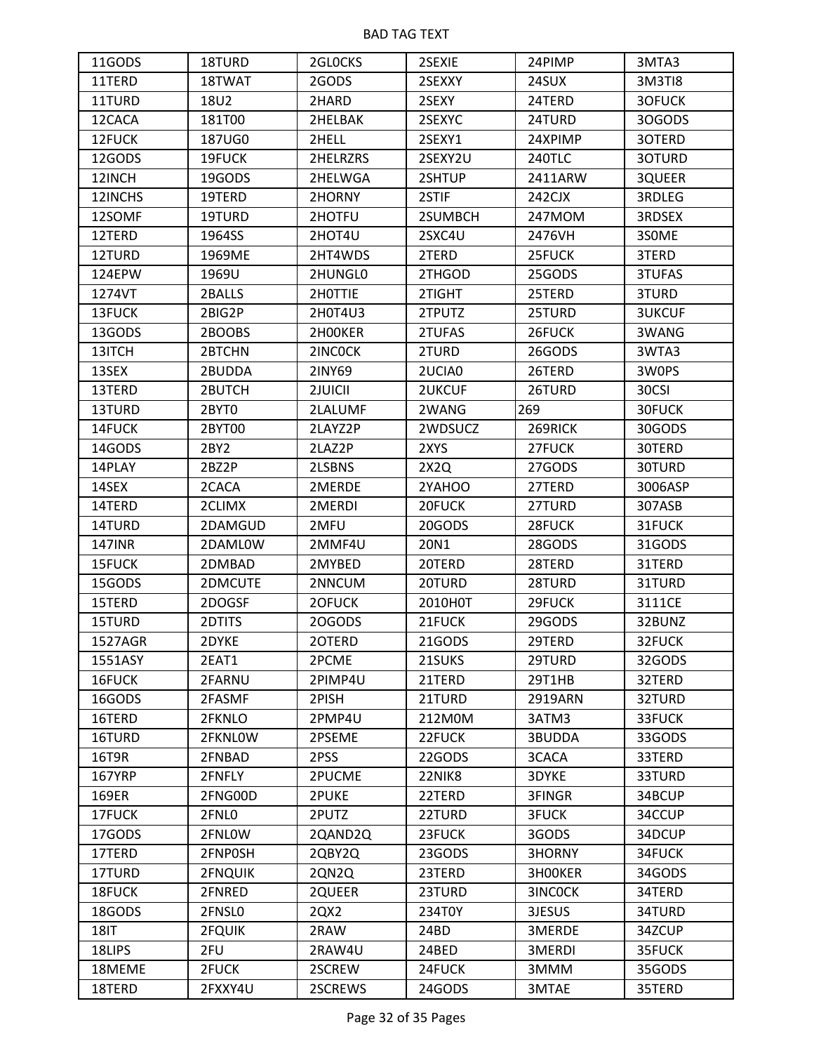BAD TAG TEXT

| 11GODS | 18TURD | 2GL0CKS | 2SEXIE | 24PIMP | 3MTA3 |
|---|---|---|---|---|---|
| 11TERD | 18TWAT | 2GODS | 2SEXXY | 24SUX | 3M3TI8 |
| 11TURD | 18U2 | 2HARD | 2SEXY | 24TERD | 3OFUCK |
| 12CACA | 181T00 | 2HELBAK | 2SEXYC | 24TURD | 3OGODS |
| 12FUCK | 187UG0 | 2HELL | 2SEXY1 | 24XPIMP | 3OTERD |
| 12GODS | 19FUCK | 2HELRZRS | 2SEXY2U | 240TLC | 3OTURD |
| 12INCH | 19GODS | 2HELWGA | 2SHTUP | 2411ARW | 3QUEER |
| 12INCHS | 19TERD | 2HORNY | 2STIF | 242CJX | 3RDLEG |
| 12SOMF | 19TURD | 2HOTFU | 2SUMBCH | 247MOM | 3RDSEX |
| 12TERD | 1964SS | 2HOT4U | 2SXC4U | 2476VH | 3S0ME |
| 12TURD | 1969ME | 2HT4WDS | 2TERD | 25FUCK | 3TERD |
| 124EPW | 1969U | 2HUNGL0 | 2THGOD | 25GODS | 3TUFAS |
| 1274VT | 2BALLS | 2H0TTIE | 2TIGHT | 25TERD | 3TURD |
| 13FUCK | 2BIG2P | 2H0T4U3 | 2TPUTZ | 25TURD | 3UKCUF |
| 13GODS | 2BOOBS | 2H00KER | 2TUFAS | 26FUCK | 3WANG |
| 13ITCH | 2BTCHN | 2INC0CK | 2TURD | 26GODS | 3WTA3 |
| 13SEX | 2BUDDA | 2INY69 | 2UCIA0 | 26TERD | 3W0PS |
| 13TERD | 2BUTCH | 2JUICII | 2UKCUF | 26TURD | 30CSI |
| 13TURD | 2BYT0 | 2LALUMF | 2WANG | 269 | 30FUCK |
| 14FUCK | 2BYT00 | 2LAYZ2P | 2WDSUCZ | 269RICK | 30GODS |
| 14GODS | 2BY2 | 2LAZ2P | 2XYS | 27FUCK | 30TERD |
| 14PLAY | 2BZ2P | 2LSBNS | 2X2Q | 27GODS | 30TURD |
| 14SEX | 2CACA | 2MERDE | 2YAHOO | 27TERD | 3006ASP |
| 14TERD | 2CLIMX | 2MERDI | 20FUCK | 27TURD | 307ASB |
| 14TURD | 2DAMGUD | 2MFU | 20GODS | 28FUCK | 31FUCK |
| 147INR | 2DAML0W | 2MMF4U | 20N1 | 28GODS | 31GODS |
| 15FUCK | 2DMBAD | 2MYBED | 20TERD | 28TERD | 31TERD |
| 15GODS | 2DMCUTE | 2NNCUM | 20TURD | 28TURD | 31TURD |
| 15TERD | 2DOGSF | 2OFUCK | 2010H0T | 29FUCK | 3111CE |
| 15TURD | 2DTITS | 2OGODS | 21FUCK | 29GODS | 32BUNZ |
| 1527AGR | 2DYKE | 2OTERD | 21GODS | 29TERD | 32FUCK |
| 1551ASY | 2EAT1 | 2PCME | 21SUKS | 29TURD | 32GODS |
| 16FUCK | 2FARNU | 2PIMP4U | 21TERD | 29T1HB | 32TERD |
| 16GODS | 2FASMF | 2PISH | 21TURD | 2919ARN | 32TURD |
| 16TERD | 2FKNLO | 2PMP4U | 212M0M | 3ATM3 | 33FUCK |
| 16TURD | 2FKNL0W | 2PSEME | 22FUCK | 3BUDDA | 33GODS |
| 16T9R | 2FNBAD | 2PSS | 22GODS | 3CACA | 33TERD |
| 167YRP | 2FNFLY | 2PUCME | 22NIK8 | 3DYKE | 33TURD |
| 169ER | 2FNG00D | 2PUKE | 22TERD | 3FINGR | 34BCUP |
| 17FUCK | 2FNL0 | 2PUTZ | 22TURD | 3FUCK | 34CCUP |
| 17GODS | 2FNL0W | 2QAND2Q | 23FUCK | 3GODS | 34DCUP |
| 17TERD | 2FNP0SH | 2QBY2Q | 23GODS | 3HORNY | 34FUCK |
| 17TURD | 2FNQUIK | 2QN2Q | 23TERD | 3H00KER | 34GODS |
| 18FUCK | 2FNRED | 2QUEER | 23TURD | 3INC0CK | 34TERD |
| 18GODS | 2FNSL0 | 2QX2 | 234T0Y | 3JESUS | 34TURD |
| 18IT | 2FQUIK | 2RAW | 24BD | 3MERDE | 34ZCUP |
| 18LIPS | 2FU | 2RAW4U | 24BED | 3MERDI | 35FUCK |
| 18MEME | 2FUCK | 2SCREW | 24FUCK | 3MMM | 35GODS |
| 18TERD | 2FXXY4U | 2SCREWS | 24GODS | 3MTAE | 35TERD |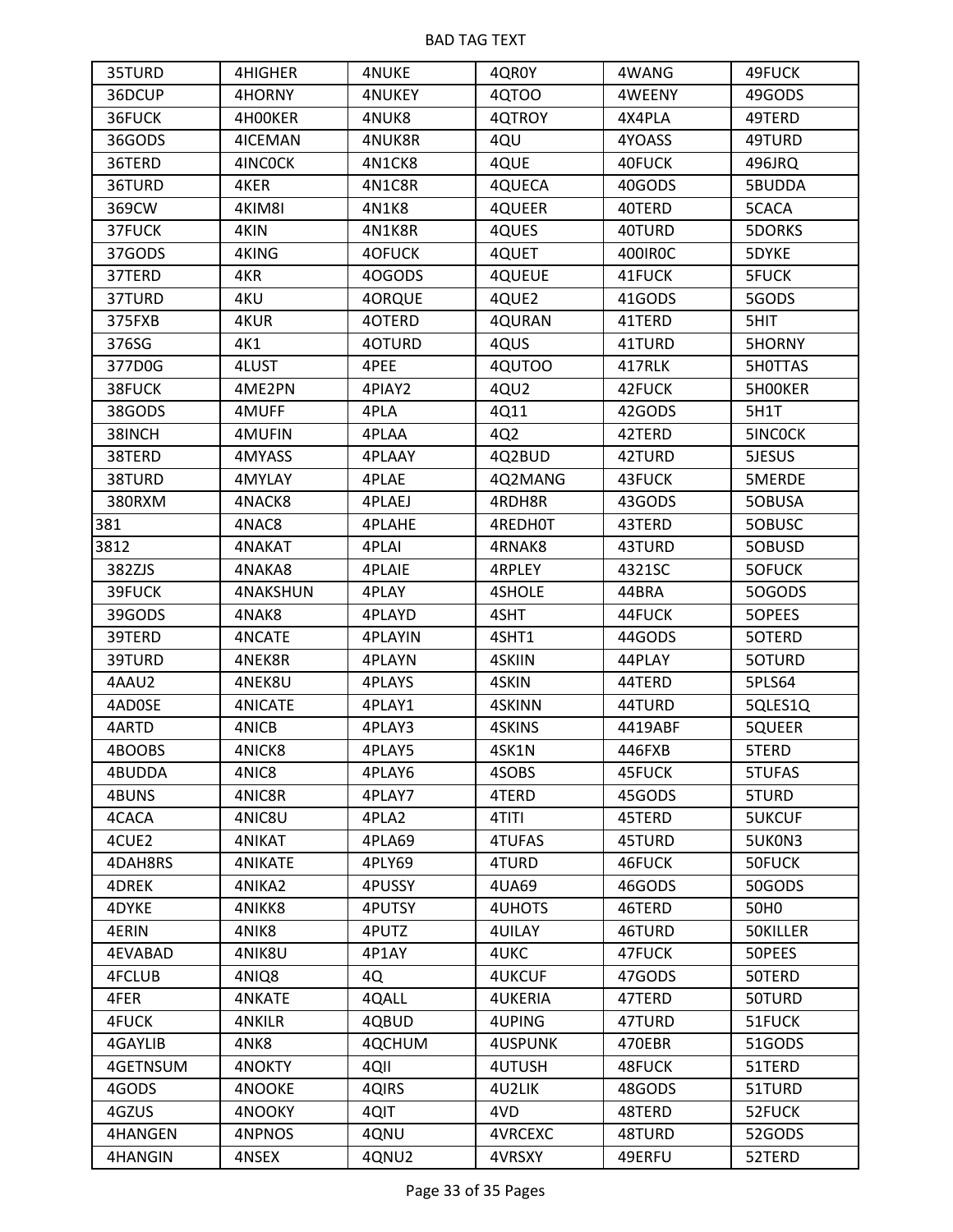BAD TAG TEXT

| | | | | | |
|---|---|---|---|---|---|
| 35TURD | 4HIGHER | 4NUKE | 4QR0Y | 4WANG | 49FUCK |
| 36DCUP | 4HORNY | 4NUKEY | 4QTOO | 4WEENY | 49GODS |
| 36FUCK | 4H00KER | 4NUK8 | 4QTROY | 4X4PLA | 49TERD |
| 36GODS | 4ICEMAN | 4NUK8R | 4QU | 4YOASS | 49TURD |
| 36TERD | 4INC0CK | 4N1CK8 | 4QUE | 40FUCK | 496JRQ |
| 36TURD | 4KER | 4N1C8R | 4QUECA | 40GODS | 5BUDDA |
| 369CW | 4KIM8I | 4N1K8 | 4QUEER | 40TERD | 5CACA |
| 37FUCK | 4KIN | 4N1K8R | 4QUES | 40TURD | 5DORKS |
| 37GODS | 4KING | 4OFUCK | 4QUET | 400IR0C | 5DYKE |
| 37TERD | 4KR | 4OGODS | 4QUEUE | 41FUCK | 5FUCK |
| 37TURD | 4KU | 4ORQUE | 4QUE2 | 41GODS | 5GODS |
| 375FXB | 4KUR | 4OTERD | 4QURAN | 41TERD | 5HIT |
| 376SG | 4K1 | 4OTURD | 4QUS | 41TURD | 5HORNY |
| 377D0G | 4LUST | 4PEE | 4QUTOO | 417RLK | 5H0TTAS |
| 38FUCK | 4ME2PN | 4PIAY2 | 4QU2 | 42FUCK | 5H00KER |
| 38GODS | 4MUFF | 4PLA | 4Q11 | 42GODS | 5H1T |
| 38INCH | 4MUFIN | 4PLAA | 4Q2 | 42TERD | 5INC0CK |
| 38TERD | 4MYASS | 4PLAAY | 4Q2BUD | 42TURD | 5JESUS |
| 38TURD | 4MYLAY | 4PLAE | 4Q2MANG | 43FUCK | 5MERDE |
| 380RXM | 4NACK8 | 4PLAEJ | 4RDH8R | 43GODS | 5OBUSA |
| 381 | 4NAC8 | 4PLAHE | 4REDH0T | 43TERD | 5OBUSC |
| 3812 | 4NAKAT | 4PLAI | 4RNAK8 | 43TURD | 5OBUSD |
| 382ZJS | 4NAKA8 | 4PLAIE | 4RPLEY | 4321SC | 5OFUCK |
| 39FUCK | 4NAKSHUN | 4PLAY | 4SHOLE | 44BRA | 5OGODS |
| 39GODS | 4NAK8 | 4PLAYD | 4SHT | 44FUCK | 5OPEES |
| 39TERD | 4NCATE | 4PLAYIN | 4SHT1 | 44GODS | 5OTERD |
| 39TURD | 4NEK8R | 4PLAYN | 4SKIIN | 44PLAY | 5OTURD |
| 4AAU2 | 4NEK8U | 4PLAYS | 4SKIN | 44TERD | 5PLS64 |
| 4AD0SE | 4NICATE | 4PLAY1 | 4SKINN | 44TURD | 5QLES1Q |
| 4ARTD | 4NICB | 4PLAY3 | 4SKINS | 4419ABF | 5QUEER |
| 4BOOBS | 4NICK8 | 4PLAY5 | 4SK1N | 446FXB | 5TERD |
| 4BUDDA | 4NIC8 | 4PLAY6 | 4SOBS | 45FUCK | 5TUFAS |
| 4BUNS | 4NIC8R | 4PLAY7 | 4TERD | 45GODS | 5TURD |
| 4CACA | 4NIC8U | 4PLA2 | 4TITI | 45TERD | 5UKCUF |
| 4CUE2 | 4NIKAT | 4PLA69 | 4TUFAS | 45TURD | 5UK0N3 |
| 4DAH8RS | 4NIKATE | 4PLY69 | 4TURD | 46FUCK | 50FUCK |
| 4DREK | 4NIKA2 | 4PUSSY | 4UA69 | 46GODS | 50GODS |
| 4DYKE | 4NIKK8 | 4PUTSY | 4UHOTS | 46TERD | 50H0 |
| 4ERIN | 4NIK8 | 4PUTZ | 4UILAY | 46TURD | 50KILLER |
| 4EVABAD | 4NIK8U | 4P1AY | 4UKC | 47FUCK | 50PEES |
| 4FCLUB | 4NIQ8 | 4Q | 4UKCUF | 47GODS | 50TERD |
| 4FER | 4NKATE | 4QALL | 4UKERIA | 47TERD | 50TURD |
| 4FUCK | 4NKILR | 4QBUD | 4UPING | 47TURD | 51FUCK |
| 4GAYLIB | 4NK8 | 4QCHUM | 4USPUNK | 470EBR | 51GODS |
| 4GETNSUM | 4NOKTY | 4QII | 4UTUSH | 48FUCK | 51TERD |
| 4GODS | 4NOOKE | 4QIRS | 4U2LIK | 48GODS | 51TURD |
| 4GZUS | 4NOOKY | 4QIT | 4VD | 48TERD | 52FUCK |
| 4HANGEN | 4NPNOS | 4QNU | 4VRCEXC | 48TURD | 52GODS |
| 4HANGIN | 4NSEX | 4QNU2 | 4VRSXY | 49ERFU | 52TERD |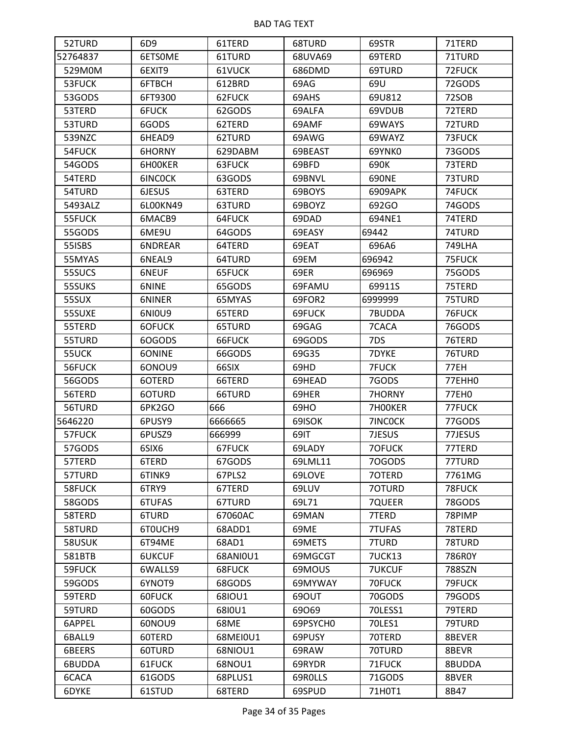BAD TAG TEXT

| 52TURD | 6D9 | 61TERD | 68TURD | 69STR | 71TERD |
|---|---|---|---|---|---|
| 52764837 | 6ETS0ME | 61TURD | 68UVA69 | 69TERD | 71TURD |
| 529M0M | 6EXIT9 | 61VUCK | 686DMD | 69TURD | 72FUCK |
| 53FUCK | 6FTBCH | 612BRD | 69AG | 69U | 72GODS |
| 53GODS | 6FT9300 | 62FUCK | 69AHS | 69U812 | 72SOB |
| 53TERD | 6FUCK | 62GODS | 69ALFA | 69VDUB | 72TERD |
| 53TURD | 6GODS | 62TERD | 69AMF | 69WAYS | 72TURD |
| 539NZC | 6HEAD9 | 62TURD | 69AWG | 69WAYZ | 73FUCK |
| 54FUCK | 6HORNY | 629DABM | 69BEAST | 69YNK0 | 73GODS |
| 54GODS | 6H00KER | 63FUCK | 69BFD | 690K | 73TERD |
| 54TERD | 6INC0CK | 63GODS | 69BNVL | 690NE | 73TURD |
| 54TURD | 6JESUS | 63TERD | 69BOYS | 6909APK | 74FUCK |
| 5493ALZ | 6L00KN49 | 63TURD | 69BOYZ | 692GO | 74GODS |
| 55FUCK | 6MACB9 | 64FUCK | 69DAD | 694NE1 | 74TERD |
| 55GODS | 6ME9U | 64GODS | 69EASY | 69442 | 74TURD |
| 55ISBS | 6NDREAR | 64TERD | 69EAT | 696A6 | 749LHA |
| 55MYAS | 6NEAL9 | 64TURD | 69EM | 696942 | 75FUCK |
| 55SUCS | 6NEUF | 65FUCK | 69ER | 696969 | 75GODS |
| 55SUKS | 6NINE | 65GODS | 69FAMU | 69911S | 75TERD |
| 55SUX | 6NINER | 65MYAS | 69FOR2 | 6999999 | 75TURD |
| 55SUXE | 6NI0U9 | 65TERD | 69FUCK | 7BUDDA | 76FUCK |
| 55TERD | 6OFUCK | 65TURD | 69GAG | 7CACA | 76GODS |
| 55TURD | 6OGODS | 66FUCK | 69GODS | 7DS | 76TERD |
| 55UCK | 6ONINE | 66GODS | 69G35 | 7DYKE | 76TURD |
| 56FUCK | 6ONOU9 | 66SIX | 69HD | 7FUCK | 77EH |
| 56GODS | 6OTERD | 66TERD | 69HEAD | 7GODS | 77EHH0 |
| 56TERD | 6OTURD | 66TURD | 69HER | 7HORNY | 77EH0 |
| 56TURD | 6PK2GO | 666 | 69HO | 7H00KER | 77FUCK |
| 5646220 | 6PUSY9 | 6666665 | 69ISOK | 7INC0CK | 77GODS |
| 57FUCK | 6PUSZ9 | 666999 | 69IT | 7JESUS | 77JESUS |
| 57GODS | 6SIX6 | 67FUCK | 69LADY | 7OFUCK | 77TERD |
| 57TERD | 6TERD | 67GODS | 69LML11 | 7OGODS | 77TURD |
| 57TURD | 6TINK9 | 67PLS2 | 69LOVE | 7OTERD | 7761MG |
| 58FUCK | 6TRY9 | 67TERD | 69LUV | 7OTURD | 78FUCK |
| 58GODS | 6TUFAS | 67TURD | 69L71 | 7QUEER | 78GODS |
| 58TERD | 6TURD | 67060AC | 69MAN | 7TERD | 78PIMP |
| 58TURD | 6T0UCH9 | 68ADD1 | 69ME | 7TUFAS | 78TERD |
| 58USUK | 6T94ME | 68AD1 | 69METS | 7TURD | 78TURD |
| 581BTB | 6UKCUF | 68ANI0U1 | 69MGCGT | 7UCK13 | 786R0Y |
| 59FUCK | 6WALLS9 | 68FUCK | 69MOUS | 7UKCUF | 788SZN |
| 59GODS | 6YNOT9 | 68GODS | 69MYWAY | 70FUCK | 79FUCK |
| 59TERD | 60FUCK | 68IOU1 | 69OUT | 70GODS | 79GODS |
| 59TURD | 60GODS | 68I0U1 | 69O69 | 70LESS1 | 79TERD |
| 6APPEL | 60NOU9 | 68ME | 69PSYCH0 | 70LES1 | 79TURD |
| 6BALL9 | 60TERD | 68MEI0U1 | 69PUSY | 70TERD | 8BEVER |
| 6BEERS | 60TURD | 68NIOU1 | 69RAW | 70TURD | 8BEVR |
| 6BUDDA | 61FUCK | 68NOU1 | 69RYDR | 71FUCK | 8BUDDA |
| 6CACA | 61GODS | 68PLUS1 | 69R0LLS | 71GODS | 8BVER |
| 6DYKE | 61STUD | 68TERD | 69SPUD | 71H0T1 | 8B47 |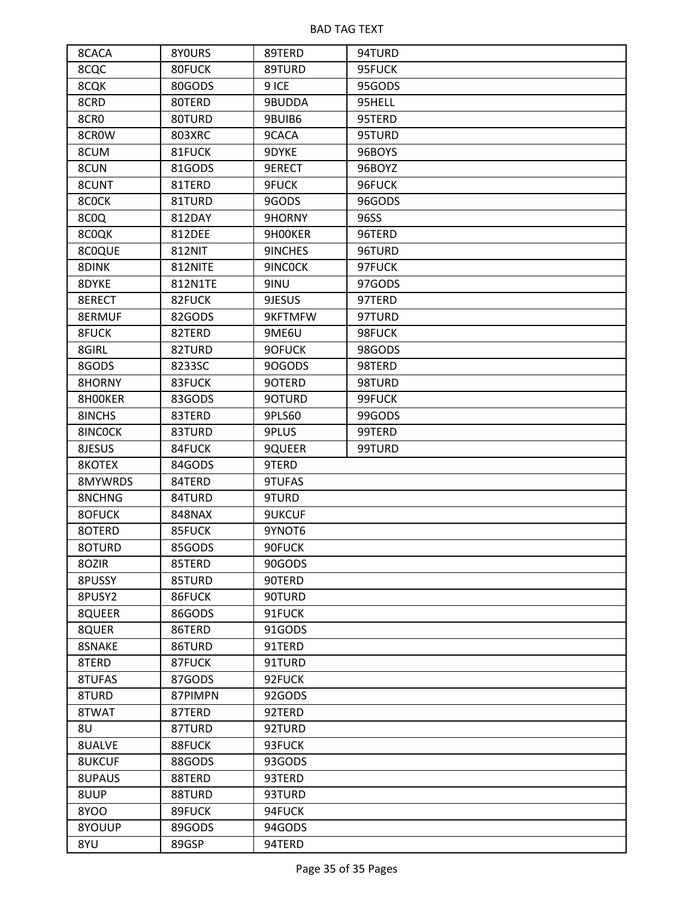| 8CACA | 8Y0URS | 89TERD | 94TURD |
|---|---|---|---|
| 8CQC | 80FUCK | 89TURD | 95FUCK |
| 8CQK | 80GODS | 9 ICE | 95GODS |
| 8CRD | 80TERD | 9BUDDA | 95HELL |
| 8CR0 | 80TURD | 9BUIB6 | 95TERD |
| 8CR0W | 803XRC | 9CACA | 95TURD |
| 8CUM | 81FUCK | 9DYKE | 96BOYS |
| 8CUN | 81GODS | 9ERECT | 96BOYZ |
| 8CUNT | 81TERD | 9FUCK | 96FUCK |
| 8C0CK | 81TURD | 9GODS | 96GODS |
| 8C0Q | 812DAY | 9HORNY | 96SS |
| 8C0QK | 812DEE | 9H00KER | 96TERD |
| 8C0QUE | 812NIT | 9INCHES | 96TURD |
| 8DINK | 812NITE | 9INC0CK | 97FUCK |
| 8DYKE | 812N1TE | 9INU | 97GODS |
| 8ERECT | 82FUCK | 9JESUS | 97TERD |
| 8ERMUF | 82GODS | 9KFTMFW | 97TURD |
| 8FUCK | 82TERD | 9ME6U | 98FUCK |
| 8GIRL | 82TURD | 9OFUCK | 98GODS |
| 8GODS | 8233SC | 9OGODS | 98TERD |
| 8HORNY | 83FUCK | 9OTERD | 98TURD |
| 8H00KER | 83GODS | 9OTURD | 99FUCK |
| 8INCHS | 83TERD | 9PLS60 | 99GODS |
| 8INC0CK | 83TURD | 9PLUS | 99TERD |
| 8JESUS | 84FUCK | 9QUEER | 99TURD |
| 8KOTEX | 84GODS | 9TERD | |
| 8MYWRDS | 84TERD | 9TUFAS | |
| 8NCHNG | 84TURD | 9TURD | |
| 8OFUCK | 848NAX | 9UKCUF | |
| 8OTERD | 85FUCK | 9YNOT6 | |
| 8OTURD | 85GODS | 90FUCK | |
| 8OZIR | 85TERD | 90GODS | |
| 8PUSSY | 85TURD | 90TERD | |
| 8PUSY2 | 86FUCK | 90TURD | |
| 8QUEER | 86GODS | 91FUCK | |
| 8QUER | 86TERD | 91GODS | |
| 8SNAKE | 86TURD | 91TERD | |
| 8TERD | 87FUCK | 91TURD | |
| 8TUFAS | 87GODS | 92FUCK | |
| 8TURD | 87PIMPN | 92GODS | |
| 8TWAT | 87TERD | 92TERD | |
| 8U | 87TURD | 92TURD | |
| 8UALVE | 88FUCK | 93FUCK | |
| 8UKCUF | 88GODS | 93GODS | |
| 8UPAUS | 88TERD | 93TERD | |
| 8UUP | 88TURD | 93TURD | |
| 8YOO | 89FUCK | 94FUCK | |
| 8YOUUP | 89GODS | 94GODS | |
| 8YU | 89GSP | 94TERD | |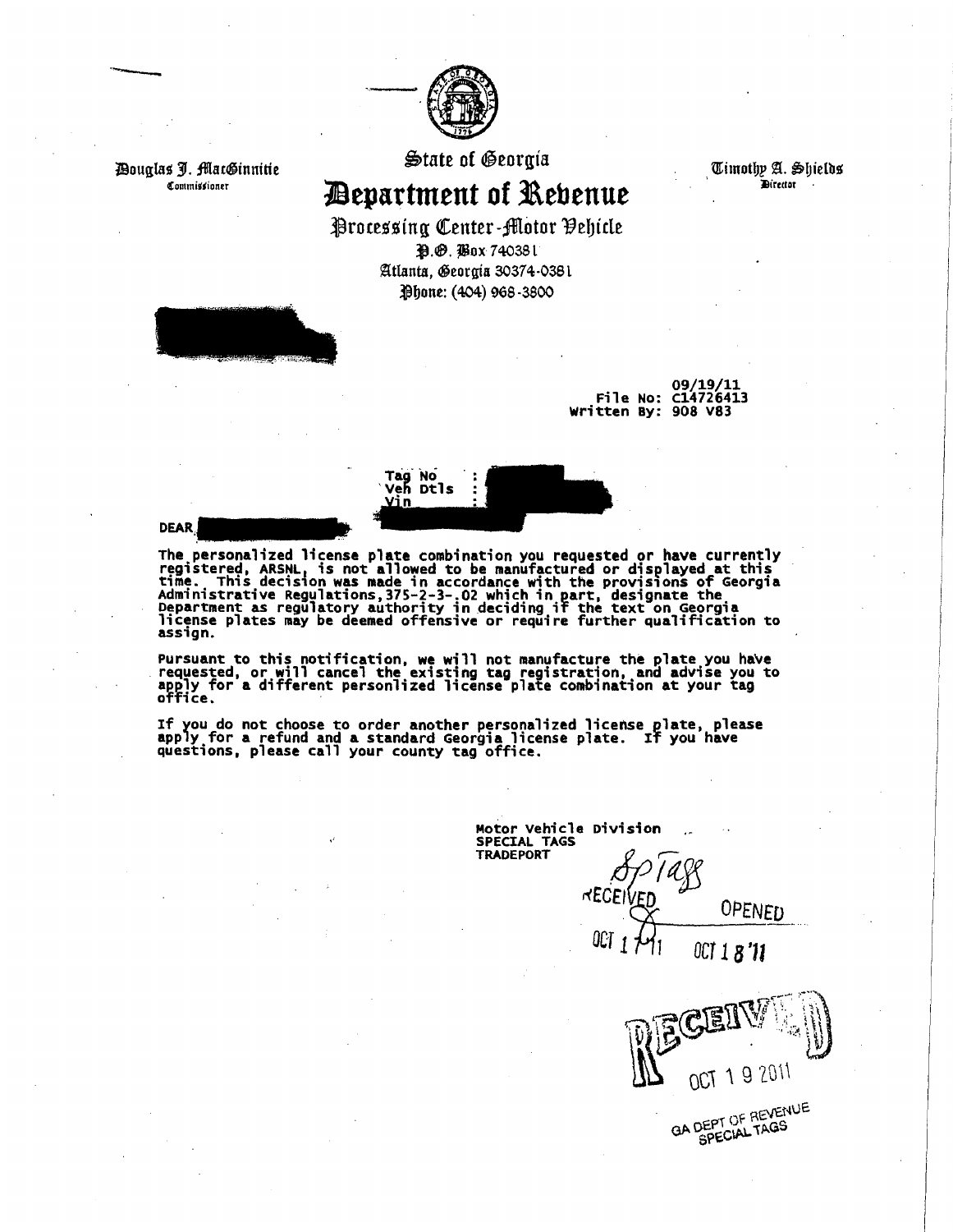Douglas J. MacGinnitie
Commissioner

State of Georgia

# Department of Revenue

Processing Center-Motor Vehicle
P.O. Box 740381
Atlanta, Georgia 30374-0381
Phone: (404) 968-3800

Timothy A. Shields
Director

09/19/11
File No: C14726413
Written By: 908 V83

Tag No :
Veh Dtls :
Vin :

DEAR

The personalized license plate combination you requested or have currently registered, ARSNL, is not allowed to be manufactured or displayed at this time. This decision was made in accordance with the provisions of Georgia Administrative Regulations,375-2-3-.02 which in part, designate the Department as regulatory authority in deciding if the text on Georgia license plates may be deemed offensive or require further qualification to assign.

Pursuant to this notification, we will not manufacture the plate you have requested, or will cancel the existing tag registration, and advise you to apply for a different personlized license plate combination at your tag office.

If you do not choose to order another personalized license plate, please apply for a refund and a standard Georgia license plate. If you have questions, please call your county tag office.

Motor Vehicle Division
SPECIAL TAGS
TRADEPORT

Sp Tags
RECEIVED OCT 17 11 OPENED OCT 18 '11

RECEIVED
OCT 19 2011
GA DEPT OF REVENUE
SPECIAL TAGS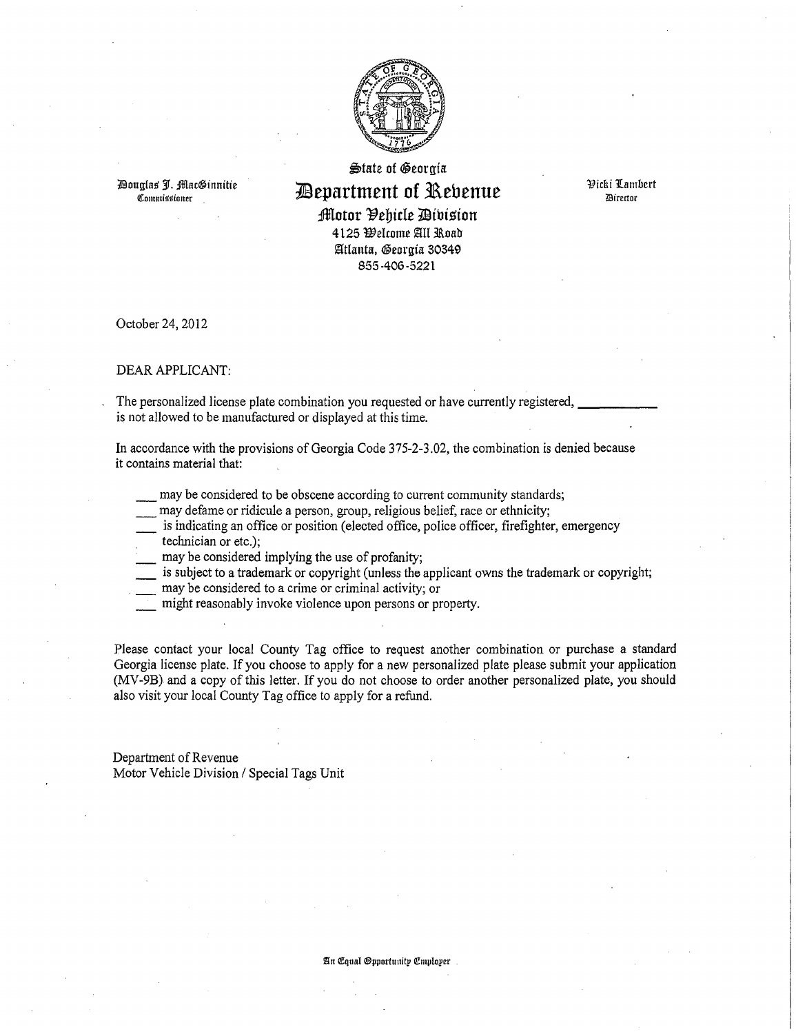Douglas J. MacGinnitie
Commissioner

# State of Georgia
# Department of Revenue
## Motor Vehicle Division

4125 Welcome All Road
Atlanta, Georgia 30349
855-406-5221

Vicki Lambert
Director

October 24, 2012

DEAR APPLICANT:

The personalized license plate combination you requested or have currently registered, \_\_\_\_\_\_\_\_\_\_\_\_ is not allowed to be manufactured or displayed at this time.

In accordance with the provisions of Georgia Code 375-2-3.02, the combination is denied because it contains material that:

\_\_\_ may be considered to be obscene according to current community standards;
\_\_\_ may defame or ridicule a person, group, religious belief, race or ethnicity;
\_\_\_ is indicating an office or position (elected office, police officer, firefighter, emergency technician or etc.);
\_\_\_ may be considered implying the use of profanity;
\_\_\_ is subject to a trademark or copyright (unless the applicant owns the trademark or copyright;
\_\_\_ may be considered to a crime or criminal activity; or
\_\_\_ might reasonably invoke violence upon persons or property.

Please contact your local County Tag office to request another combination or purchase a standard Georgia license plate. If you choose to apply for a new personalized plate please submit your application (MV-9B) and a copy of this letter. If you do not choose to order another personalized plate, you should also visit your local County Tag office to apply for a refund.

Department of Revenue
Motor Vehicle Division / Special Tags Unit

An Equal Opportunity Employer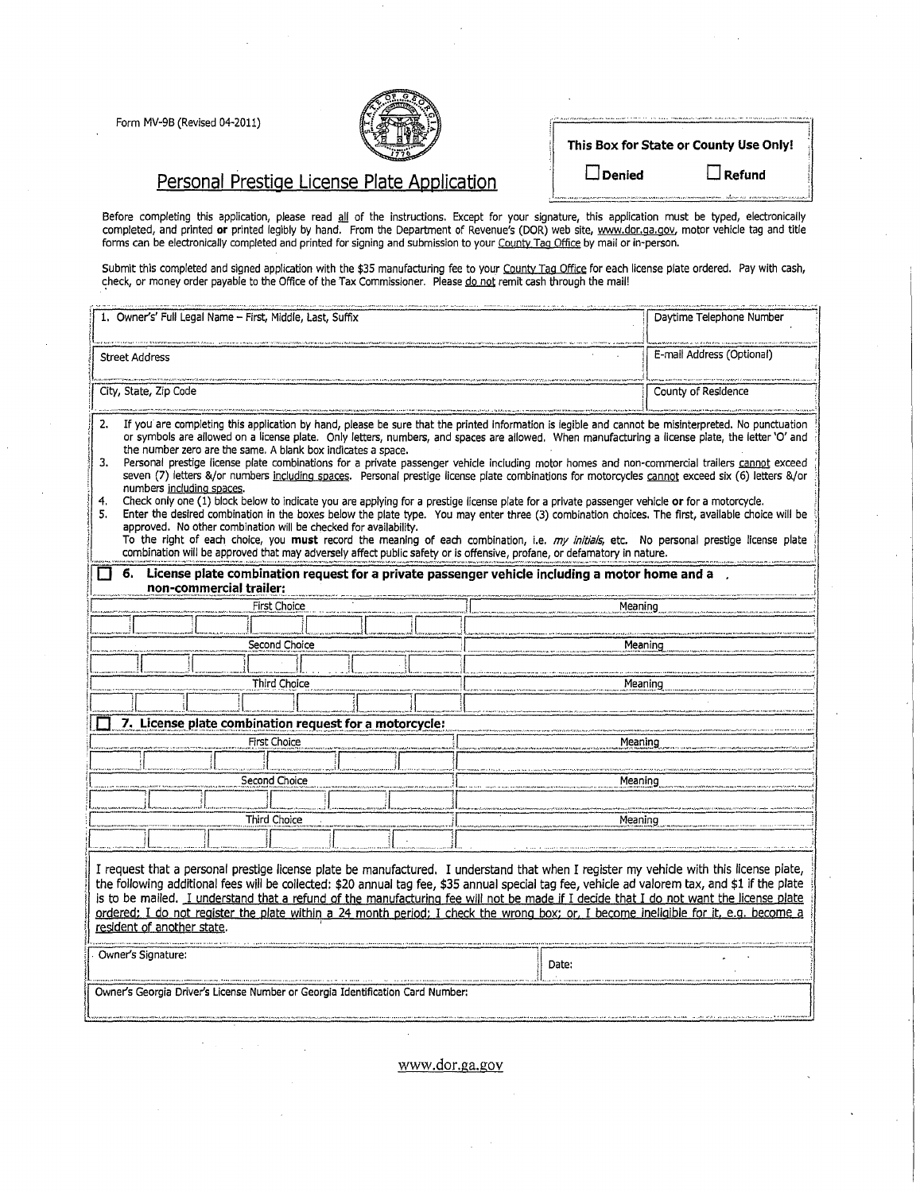Form MV-9B (Revised 04-2011)

# Personal Prestige License Plate Application

| This Box for State or County Use Only! | |
|---|---|
| ☐ Denied | ☐ Refund |

Before completing this application, please read all of the instructions. Except for your signature, this application must be typed, electronically completed, and printed **or** printed legibly by hand. From the Department of Revenue's (DOR) web site, www.dor.ga.gov, motor vehicle tag and title forms can be electronically completed and printed for signing and submission to your County Tag Office by mail or in-person.

Submit this completed and signed application with the $35 manufacturing fee to your County Tag Office for each license plate ordered. Pay with cash, check, or money order payable to the Office of the Tax Commissioner. Please do not remit cash through the mail!

| 1. Owner's' Full Legal Name – First, Middle, Last, Suffix | Daytime Telephone Number |
|---|---|
| Street Address | E-mail Address (Optional) |
| City, State, Zip Code | County of Residence |

2. If you are completing this application by hand, please be sure that the printed information is legible and cannot be misinterpreted. No punctuation or symbols are allowed on a license plate. Only letters, numbers, and spaces are allowed. When manufacturing a license plate, the letter 'O' and the number zero are the same. A blank box indicates a space.
3. Personal prestige license plate combinations for a private passenger vehicle including motor homes and non-commercial trailers cannot exceed seven (7) letters &/or numbers including spaces. Personal prestige license plate combinations for motorcycles cannot exceed six (6) letters &/or numbers including spaces.
4. Check only one (1) block below to indicate you are applying for a prestige license plate for a private passenger vehicle **or** for a motorcycle.
5. Enter the desired combination in the boxes below the plate type. You may enter three (3) combination choices. The first, available choice will be approved. No other combination will be checked for availability.
   To the right of each choice, you **must** record the meaning of each combination, i.e. *my initials*, etc. No personal prestige license plate combination will be approved that may adversely affect public safety or is offensive, profane, or defamatory in nature.

☐ **6. License plate combination request for a private passenger vehicle including a motor home and a non-commercial trailer:**

| First Choice | Meaning |
|---|---|
| | |
| **Second Choice** | **Meaning** |
| | |
| **Third Choice** | **Meaning** |
| | |

☐ **7. License plate combination request for a motorcycle:**

| First Choice | Meaning |
|---|---|
| | |
| **Second Choice** | **Meaning** |
| | |
| **Third Choice** | **Meaning** |
| | |

I request that a personal prestige license plate be manufactured. I understand that when I register my vehicle with this license plate, the following additional fees will be collected: $20 annual tag fee, $35 annual special tag fee, vehicle ad valorem tax, and $1 if the plate is to be mailed. I understand that a refund of the manufacturing fee will not be made if I decide that I do not want the license plate ordered; I do not register the plate within a 24 month period; I check the wrong box; or, I become ineligible for it, e.g. become a resident of another state.

| Owner's Signature: | Date: |
|---|---|

Owner's Georgia Driver's License Number or Georgia Identification Card Number:

www.dor.ga.gov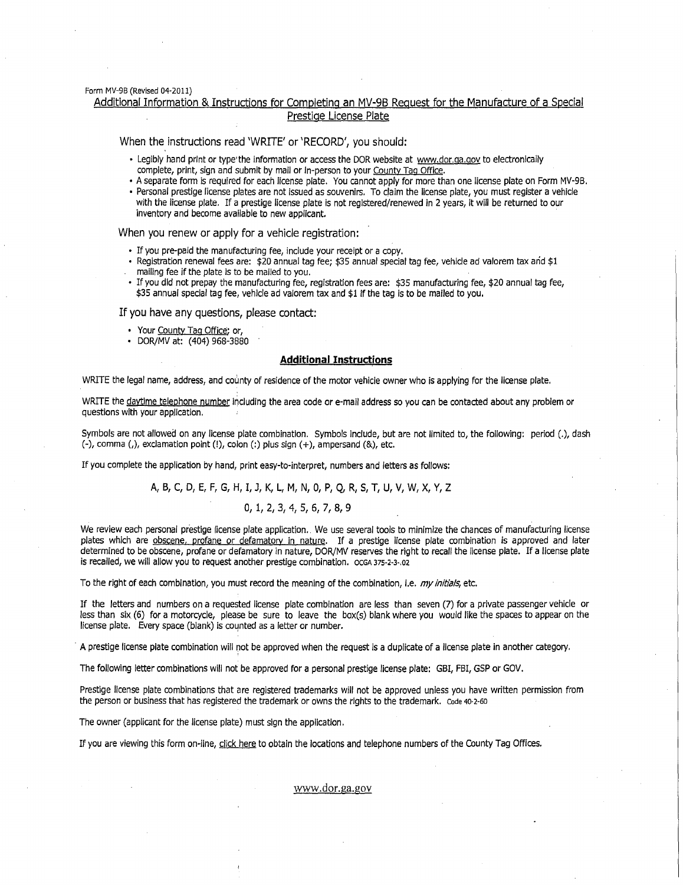Form MV-9B (Revised 04-2011)

## Additional Information & Instructions for Completing an MV-9B Request for the Manufacture of a Special Prestige License Plate

When the instructions read 'WRITE' or 'RECORD', you should:

- Legibly hand print or type the information or access the DOR website at www.dor.ga.gov to electronically complete, print, sign and submit by mail or in-person to your County Tag Office.
- A separate form is required for each license plate. You cannot apply for more than one license plate on Form MV-9B.
- Personal prestige license plates are not issued as souvenirs. To claim the license plate, you must register a vehicle with the license plate. If a prestige license plate is not registered/renewed in 2 years, it will be returned to our inventory and become available to new applicant.

When you renew or apply for a vehicle registration:

- If you pre-paid the manufacturing fee, include your receipt or a copy.
- Registration renewal fees are: $20 annual tag fee; $35 annual special tag fee, vehicle ad valorem tax and $1 mailing fee if the plate is to be mailed to you.
- If you did not prepay the manufacturing fee, registration fees are: $35 manufacturing fee, $20 annual tag fee, $35 annual special tag fee, vehicle ad valorem tax and $1 if the tag is to be mailed to you.

If you have any questions, please contact:

- Your County Tag Office; or,
- DOR/MV at: (404) 968-3880

### Additional Instructions

WRITE the legal name, address, and county of residence of the motor vehicle owner who is applying for the license plate.

WRITE the daytime telephone number including the area code or e-mail address so you can be contacted about any problem or questions with your application.

Symbols are not allowed on any license plate combination. Symbols include, but are not limited to, the following: period (.), dash (-), comma (,), exclamation point (!), colon (:) plus sign (+), ampersand (&), etc.

If you complete the application by hand, print easy-to-interpret, numbers and letters as follows:

A, B, C, D, E, F, G, H, I, J, K, L, M, N, O, P, Q, R, S, T, U, V, W, X, Y, Z

0, 1, 2, 3, 4, 5, 6, 7, 8, 9

We review each personal prestige license plate application. We use several tools to minimize the chances of manufacturing license plates which are obscene, profane or defamatory in nature. If a prestige license plate combination is approved and later determined to be obscene, profane or defamatory in nature, DOR/MV reserves the right to recall the license plate. If a license plate is recalled, we will allow you to request another prestige combination. OCGA 375-2-3-.02

To the right of each combination, you must record the meaning of the combination, i.e. *my initials*, etc.

If the letters and numbers on a requested license plate combination are less than seven (7) for a private passenger vehicle or less than six (6) for a motorcycle, please be sure to leave the box(s) blank where you would like the spaces to appear on the license plate. Every space (blank) is counted as a letter or number.

A prestige license plate combination will not be approved when the request is a duplicate of a license plate in another category.

The following letter combinations will not be approved for a personal prestige license plate: GBI, FBI, GSP or GOV.

Prestige license plate combinations that are registered trademarks will not be approved unless you have written permission from the person or business that has registered the trademark or owns the rights to the trademark. Code 40-2-60

The owner (applicant for the license plate) must sign the application.

If you are viewing this form on-line, click here to obtain the locations and telephone numbers of the County Tag Offices.

www.dor.ga.gov